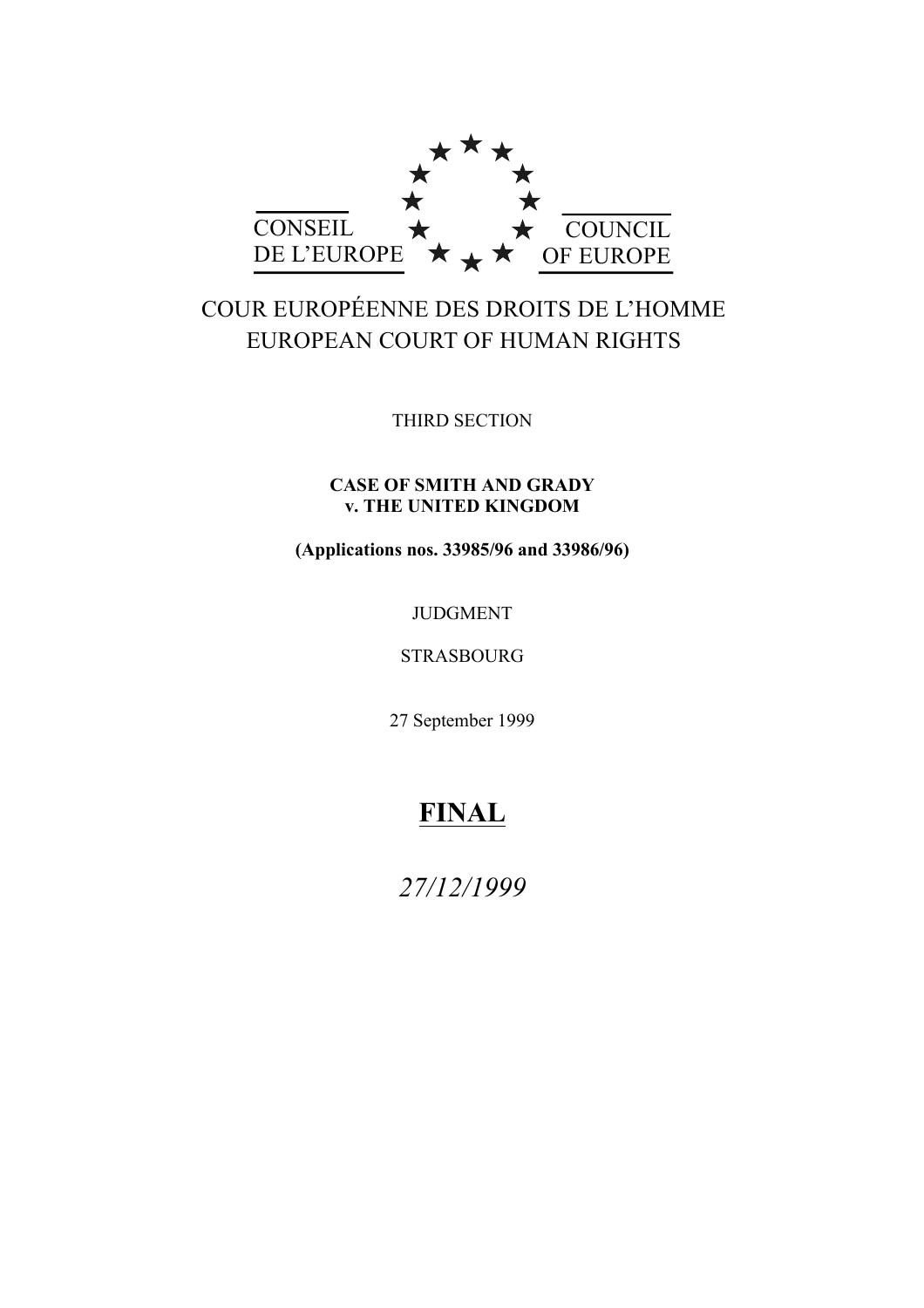CONSEIL DE L'EUROPE

COUNCIL OF EUROPE

COUR EUROPÉENNE DES DROITS DE L'HOMME

EUROPEAN COURT OF HUMAN RIGHTS

THIRD SECTION

**CASE OF SMITH AND GRADY v. THE UNITED KINGDOM**

**(Applications nos. 33985/96 and 33986/96)**

JUDGMENT

STRASBOURG

27 September 1999

**FINAL**

*27/12/1999*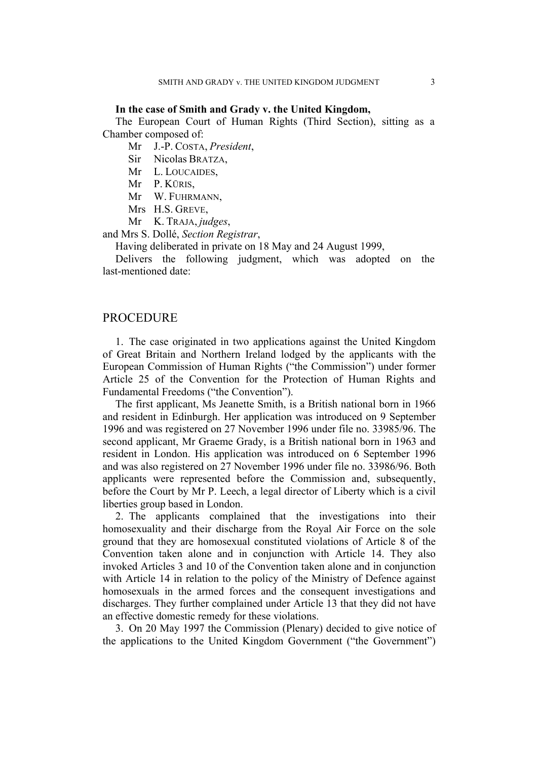**In the case of Smith and Grady v. the United Kingdom,**

The European Court of Human Rights (Third Section), sitting as a Chamber composed of:

Mr J.-P. COSTA, *President*,
Sir Nicolas BRATZA,
Mr L. LOUCAIDES,
Mr P. KŪRIS,
Mr W. FUHRMANN,
Mrs H.S. GREVE,
Mr K. TRAJA, *judges*,

and Mrs S. Dollé, *Section Registrar*,

Having deliberated in private on 18 May and 24 August 1999,

Delivers the following judgment, which was adopted on the last-mentioned date:

## PROCEDURE

1. The case originated in two applications against the United Kingdom of Great Britain and Northern Ireland lodged by the applicants with the European Commission of Human Rights ("the Commission") under former Article 25 of the Convention for the Protection of Human Rights and Fundamental Freedoms ("the Convention").

The first applicant, Ms Jeanette Smith, is a British national born in 1966 and resident in Edinburgh. Her application was introduced on 9 September 1996 and was registered on 27 November 1996 under file no. 33985/96. The second applicant, Mr Graeme Grady, is a British national born in 1963 and resident in London. His application was introduced on 6 September 1996 and was also registered on 27 November 1996 under file no. 33986/96. Both applicants were represented before the Commission and, subsequently, before the Court by Mr P. Leech, a legal director of Liberty which is a civil liberties group based in London.

2. The applicants complained that the investigations into their homosexuality and their discharge from the Royal Air Force on the sole ground that they are homosexual constituted violations of Article 8 of the Convention taken alone and in conjunction with Article 14. They also invoked Articles 3 and 10 of the Convention taken alone and in conjunction with Article 14 in relation to the policy of the Ministry of Defence against homosexuals in the armed forces and the consequent investigations and discharges. They further complained under Article 13 that they did not have an effective domestic remedy for these violations.

3. On 20 May 1997 the Commission (Plenary) decided to give notice of the applications to the United Kingdom Government ("the Government")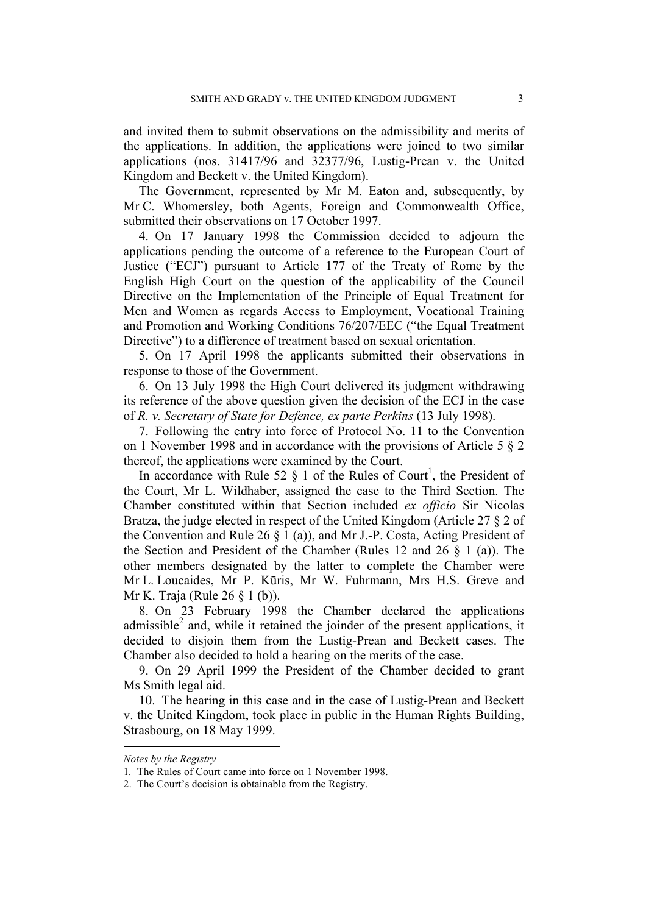and invited them to submit observations on the admissibility and merits of the applications. In addition, the applications were joined to two similar applications (nos. 31417/96 and 32377/96, Lustig-Prean v. the United Kingdom and Beckett v. the United Kingdom).

The Government, represented by Mr M. Eaton and, subsequently, by Mr C. Whomersley, both Agents, Foreign and Commonwealth Office, submitted their observations on 17 October 1997.

4. On 17 January 1998 the Commission decided to adjourn the applications pending the outcome of a reference to the European Court of Justice ("ECJ") pursuant to Article 177 of the Treaty of Rome by the English High Court on the question of the applicability of the Council Directive on the Implementation of the Principle of Equal Treatment for Men and Women as regards Access to Employment, Vocational Training and Promotion and Working Conditions 76/207/EEC ("the Equal Treatment Directive") to a difference of treatment based on sexual orientation.

5. On 17 April 1998 the applicants submitted their observations in response to those of the Government.

6. On 13 July 1998 the High Court delivered its judgment withdrawing its reference of the above question given the decision of the ECJ in the case of *R. v. Secretary of State for Defence, ex parte Perkins* (13 July 1998).

7. Following the entry into force of Protocol No. 11 to the Convention on 1 November 1998 and in accordance with the provisions of Article 5 § 2 thereof, the applications were examined by the Court.

In accordance with Rule 52 § 1 of the Rules of Court[1], the President of the Court, Mr L. Wildhaber, assigned the case to the Third Section. The Chamber constituted within that Section included *ex officio* Sir Nicolas Bratza, the judge elected in respect of the United Kingdom (Article 27 § 2 of the Convention and Rule 26 § 1 (a)), and Mr J.-P. Costa, Acting President of the Section and President of the Chamber (Rules 12 and 26 § 1 (a)). The other members designated by the latter to complete the Chamber were Mr L. Loucaides, Mr P. Kūris, Mr W. Fuhrmann, Mrs H.S. Greve and Mr K. Traja (Rule 26 § 1 (b)).

8. On 23 February 1998 the Chamber declared the applications admissible[2] and, while it retained the joinder of the present applications, it decided to disjoin them from the Lustig-Prean and Beckett cases. The Chamber also decided to hold a hearing on the merits of the case.

9. On 29 April 1999 the President of the Chamber decided to grant Ms Smith legal aid.

10. The hearing in this case and in the case of Lustig-Prean and Beckett v. the United Kingdom, took place in public in the Human Rights Building, Strasbourg, on 18 May 1999.

---

*Notes by the Registry*

1. The Rules of Court came into force on 1 November 1998.

2. The Court's decision is obtainable from the Registry.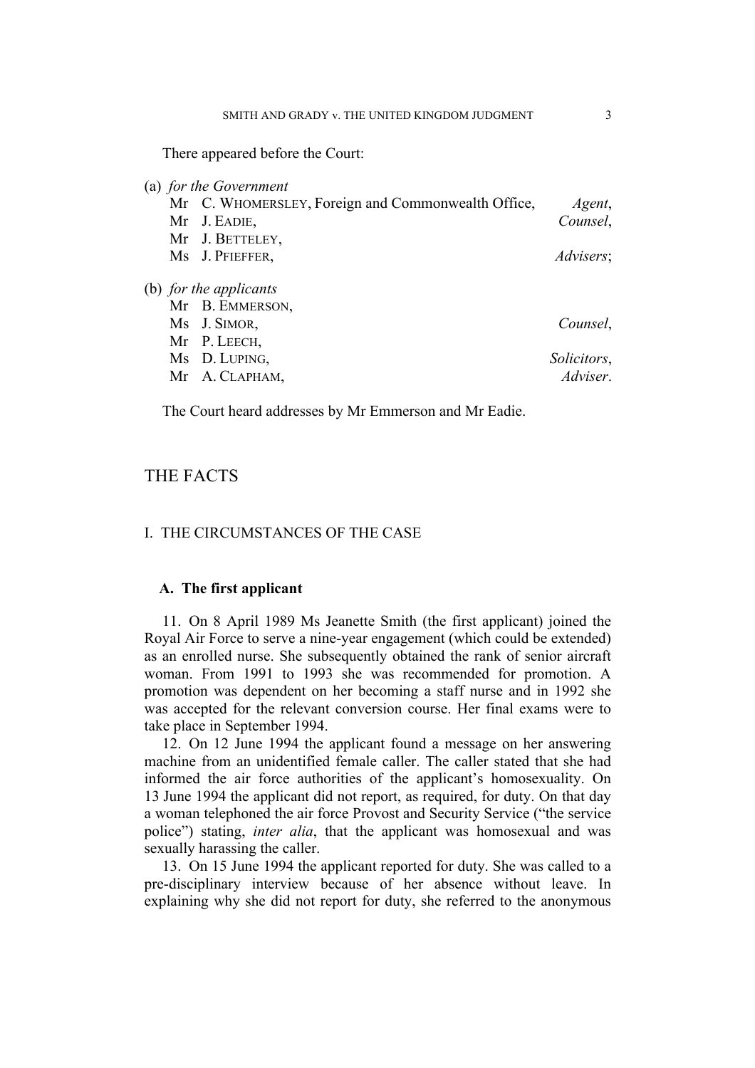There appeared before the Court:

(a) *for the Government*

| | |
|---|---|
| Mr C. WHOMERSLEY, Foreign and Commonwealth Office, | *Agent*, |
| Mr J. EADIE, | *Counsel*, |
| Mr J. BETTELEY, | |
| Ms J. PFIEFFER, | *Advisers*; |

(b) *for the applicants*

| | |
|---|---|
| Mr B. EMMERSON, | |
| Ms J. SIMOR, | *Counsel*, |
| Mr P. LEECH, | |
| Ms D. LUPING, | *Solicitors*, |
| Mr A. CLAPHAM, | *Adviser*. |

The Court heard addresses by Mr Emmerson and Mr Eadie.

# THE FACTS

## I. THE CIRCUMSTANCES OF THE CASE

### A. The first applicant

11. On 8 April 1989 Ms Jeanette Smith (the first applicant) joined the Royal Air Force to serve a nine-year engagement (which could be extended) as an enrolled nurse. She subsequently obtained the rank of senior aircraft woman. From 1991 to 1993 she was recommended for promotion. A promotion was dependent on her becoming a staff nurse and in 1992 she was accepted for the relevant conversion course. Her final exams were to take place in September 1994.

12. On 12 June 1994 the applicant found a message on her answering machine from an unidentified female caller. The caller stated that she had informed the air force authorities of the applicant's homosexuality. On 13 June 1994 the applicant did not report, as required, for duty. On that day a woman telephoned the air force Provost and Security Service ("the service police") stating, *inter alia*, that the applicant was homosexual and was sexually harassing the caller.

13. On 15 June 1994 the applicant reported for duty. She was called to a pre-disciplinary interview because of her absence without leave. In explaining why she did not report for duty, she referred to the anonymous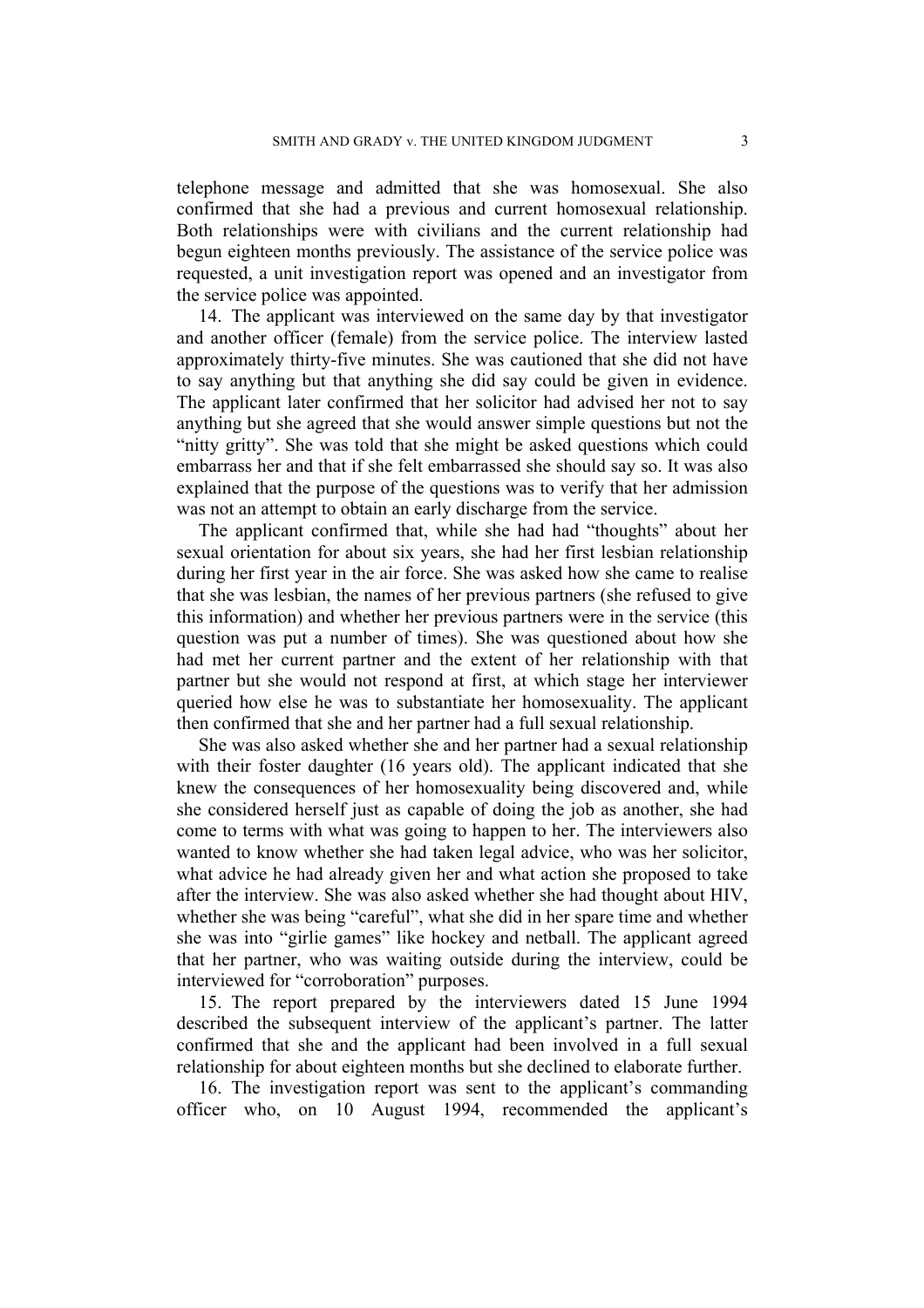telephone message and admitted that she was homosexual. She also confirmed that she had a previous and current homosexual relationship. Both relationships were with civilians and the current relationship had begun eighteen months previously. The assistance of the service police was requested, a unit investigation report was opened and an investigator from the service police was appointed.

14. The applicant was interviewed on the same day by that investigator and another officer (female) from the service police. The interview lasted approximately thirty-five minutes. She was cautioned that she did not have to say anything but that anything she did say could be given in evidence. The applicant later confirmed that her solicitor had advised her not to say anything but she agreed that she would answer simple questions but not the "nitty gritty". She was told that she might be asked questions which could embarrass her and that if she felt embarrassed she should say so. It was also explained that the purpose of the questions was to verify that her admission was not an attempt to obtain an early discharge from the service.

The applicant confirmed that, while she had had "thoughts" about her sexual orientation for about six years, she had her first lesbian relationship during her first year in the air force. She was asked how she came to realise that she was lesbian, the names of her previous partners (she refused to give this information) and whether her previous partners were in the service (this question was put a number of times). She was questioned about how she had met her current partner and the extent of her relationship with that partner but she would not respond at first, at which stage her interviewer queried how else he was to substantiate her homosexuality. The applicant then confirmed that she and her partner had a full sexual relationship.

She was also asked whether she and her partner had a sexual relationship with their foster daughter (16 years old). The applicant indicated that she knew the consequences of her homosexuality being discovered and, while she considered herself just as capable of doing the job as another, she had come to terms with what was going to happen to her. The interviewers also wanted to know whether she had taken legal advice, who was her solicitor, what advice he had already given her and what action she proposed to take after the interview. She was also asked whether she had thought about HIV, whether she was being "careful", what she did in her spare time and whether she was into "girlie games" like hockey and netball. The applicant agreed that her partner, who was waiting outside during the interview, could be interviewed for "corroboration" purposes.

15. The report prepared by the interviewers dated 15 June 1994 described the subsequent interview of the applicant's partner. The latter confirmed that she and the applicant had been involved in a full sexual relationship for about eighteen months but she declined to elaborate further.

16. The investigation report was sent to the applicant's commanding officer who, on 10 August 1994, recommended the applicant's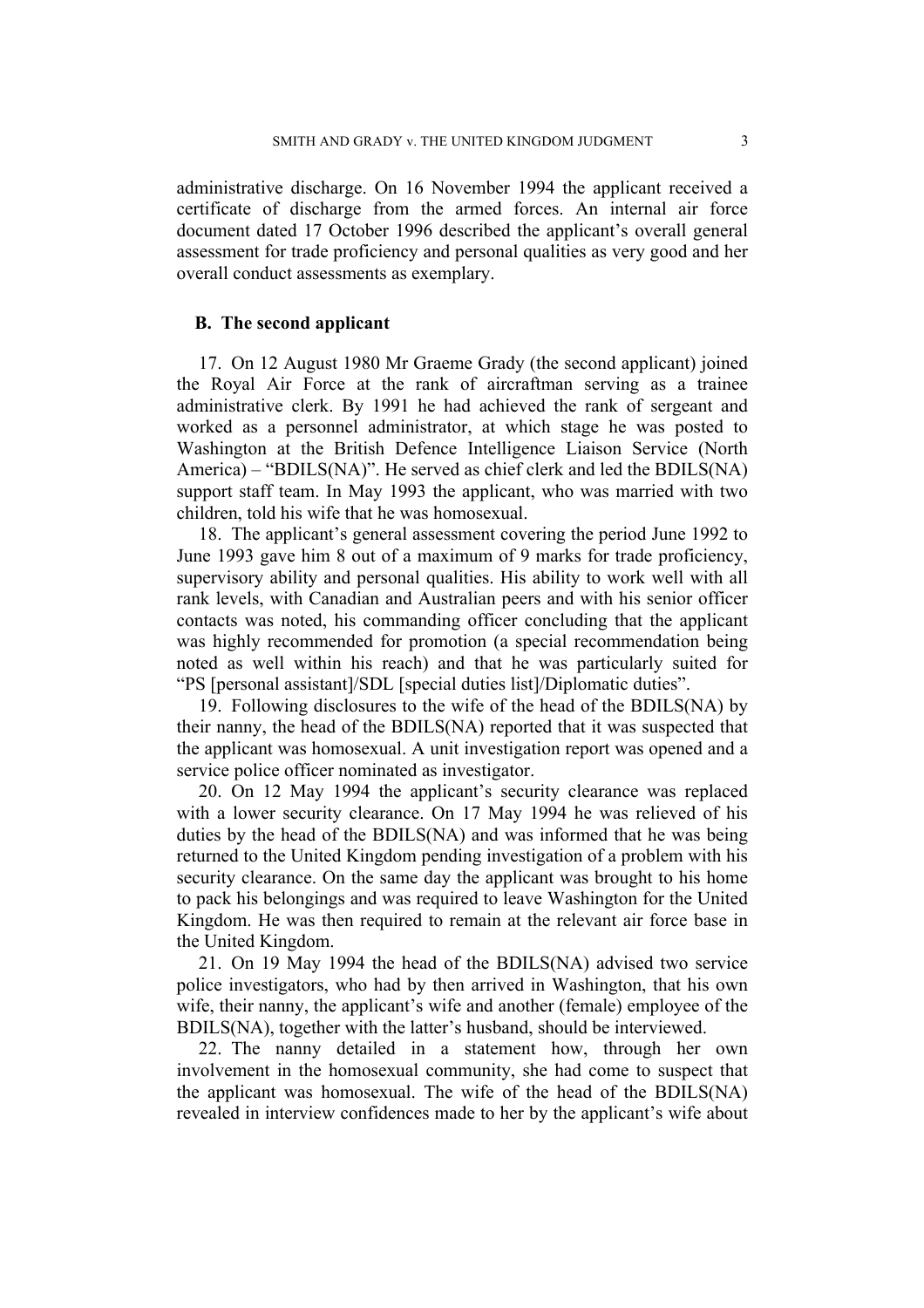administrative discharge. On 16 November 1994 the applicant received a certificate of discharge from the armed forces. An internal air force document dated 17 October 1996 described the applicant's overall general assessment for trade proficiency and personal qualities as very good and her overall conduct assessments as exemplary.

### B. The second applicant

17. On 12 August 1980 Mr Graeme Grady (the second applicant) joined the Royal Air Force at the rank of aircraftman serving as a trainee administrative clerk. By 1991 he had achieved the rank of sergeant and worked as a personnel administrator, at which stage he was posted to Washington at the British Defence Intelligence Liaison Service (North America) – "BDILS(NA)". He served as chief clerk and led the BDILS(NA) support staff team. In May 1993 the applicant, who was married with two children, told his wife that he was homosexual.

18. The applicant's general assessment covering the period June 1992 to June 1993 gave him 8 out of a maximum of 9 marks for trade proficiency, supervisory ability and personal qualities. His ability to work well with all rank levels, with Canadian and Australian peers and with his senior officer contacts was noted, his commanding officer concluding that the applicant was highly recommended for promotion (a special recommendation being noted as well within his reach) and that he was particularly suited for "PS [personal assistant]/SDL [special duties list]/Diplomatic duties".

19. Following disclosures to the wife of the head of the BDILS(NA) by their nanny, the head of the BDILS(NA) reported that it was suspected that the applicant was homosexual. A unit investigation report was opened and a service police officer nominated as investigator.

20. On 12 May 1994 the applicant's security clearance was replaced with a lower security clearance. On 17 May 1994 he was relieved of his duties by the head of the BDILS(NA) and was informed that he was being returned to the United Kingdom pending investigation of a problem with his security clearance. On the same day the applicant was brought to his home to pack his belongings and was required to leave Washington for the United Kingdom. He was then required to remain at the relevant air force base in the United Kingdom.

21. On 19 May 1994 the head of the BDILS(NA) advised two service police investigators, who had by then arrived in Washington, that his own wife, their nanny, the applicant's wife and another (female) employee of the BDILS(NA), together with the latter's husband, should be interviewed.

22. The nanny detailed in a statement how, through her own involvement in the homosexual community, she had come to suspect that the applicant was homosexual. The wife of the head of the BDILS(NA) revealed in interview confidences made to her by the applicant's wife about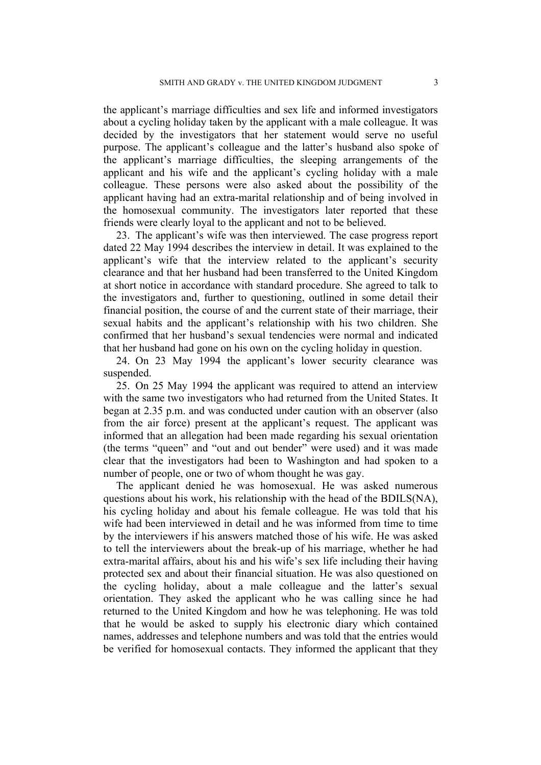the applicant's marriage difficulties and sex life and informed investigators about a cycling holiday taken by the applicant with a male colleague. It was decided by the investigators that her statement would serve no useful purpose. The applicant's colleague and the latter's husband also spoke of the applicant's marriage difficulties, the sleeping arrangements of the applicant and his wife and the applicant's cycling holiday with a male colleague. These persons were also asked about the possibility of the applicant having had an extra-marital relationship and of being involved in the homosexual community. The investigators later reported that these friends were clearly loyal to the applicant and not to be believed.

23. The applicant's wife was then interviewed. The case progress report dated 22 May 1994 describes the interview in detail. It was explained to the applicant's wife that the interview related to the applicant's security clearance and that her husband had been transferred to the United Kingdom at short notice in accordance with standard procedure. She agreed to talk to the investigators and, further to questioning, outlined in some detail their financial position, the course of and the current state of their marriage, their sexual habits and the applicant's relationship with his two children. She confirmed that her husband's sexual tendencies were normal and indicated that her husband had gone on his own on the cycling holiday in question.

24. On 23 May 1994 the applicant's lower security clearance was suspended.

25. On 25 May 1994 the applicant was required to attend an interview with the same two investigators who had returned from the United States. It began at 2.35 p.m. and was conducted under caution with an observer (also from the air force) present at the applicant's request. The applicant was informed that an allegation had been made regarding his sexual orientation (the terms "queen" and "out and out bender" were used) and it was made clear that the investigators had been to Washington and had spoken to a number of people, one or two of whom thought he was gay.

The applicant denied he was homosexual. He was asked numerous questions about his work, his relationship with the head of the BDILS(NA), his cycling holiday and about his female colleague. He was told that his wife had been interviewed in detail and he was informed from time to time by the interviewers if his answers matched those of his wife. He was asked to tell the interviewers about the break-up of his marriage, whether he had extra-marital affairs, about his and his wife's sex life including their having protected sex and about their financial situation. He was also questioned on the cycling holiday, about a male colleague and the latter's sexual orientation. They asked the applicant who he was calling since he had returned to the United Kingdom and how he was telephoning. He was told that he would be asked to supply his electronic diary which contained names, addresses and telephone numbers and was told that the entries would be verified for homosexual contacts. They informed the applicant that they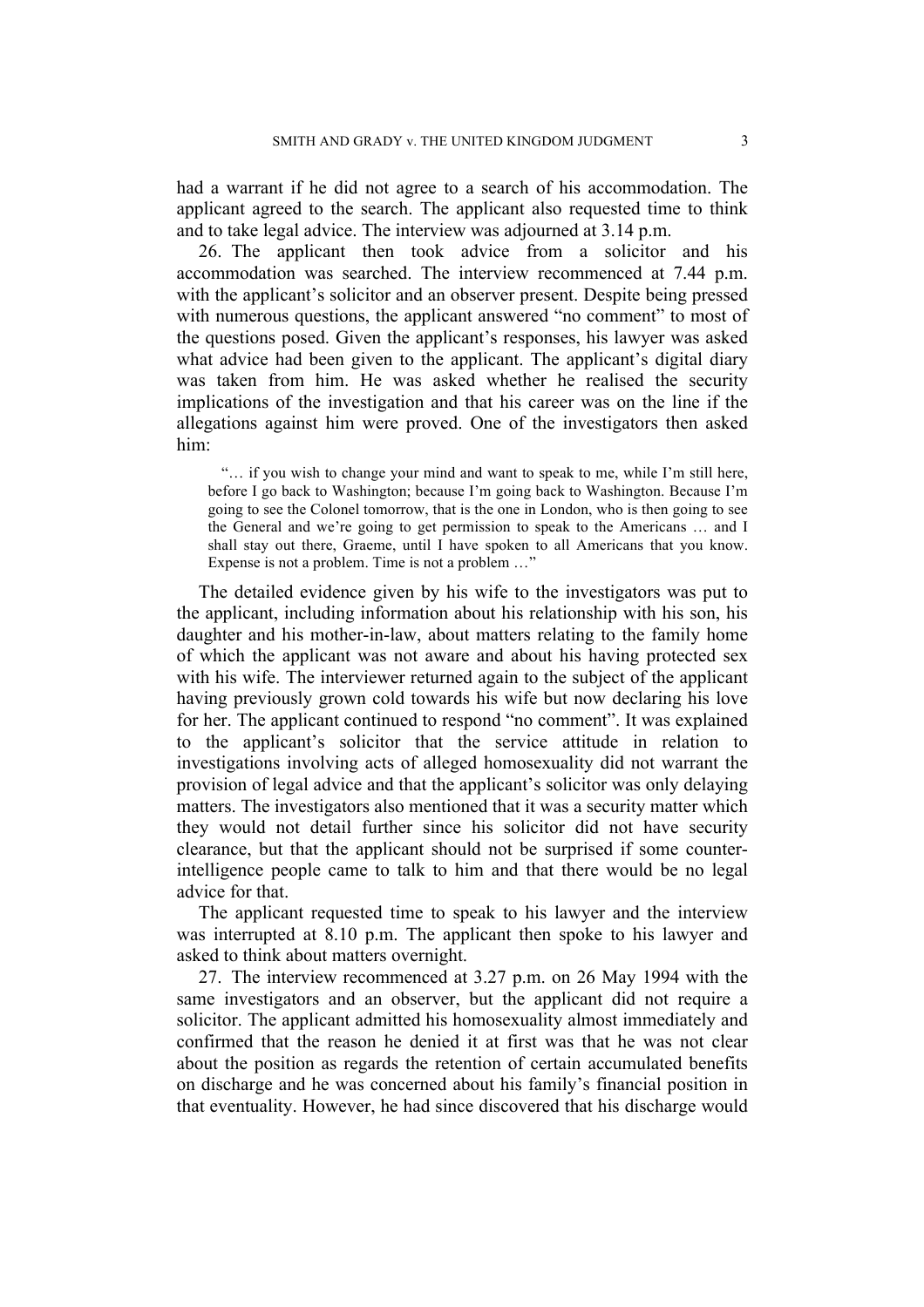had a warrant if he did not agree to a search of his accommodation. The applicant agreed to the search. The applicant also requested time to think and to take legal advice. The interview was adjourned at 3.14 p.m.

26. The applicant then took advice from a solicitor and his accommodation was searched. The interview recommenced at 7.44 p.m. with the applicant's solicitor and an observer present. Despite being pressed with numerous questions, the applicant answered "no comment" to most of the questions posed. Given the applicant's responses, his lawyer was asked what advice had been given to the applicant. The applicant's digital diary was taken from him. He was asked whether he realised the security implications of the investigation and that his career was on the line if the allegations against him were proved. One of the investigators then asked him:

> "… if you wish to change your mind and want to speak to me, while I'm still here, before I go back to Washington; because I'm going back to Washington. Because I'm going to see the Colonel tomorrow, that is the one in London, who is then going to see the General and we're going to get permission to speak to the Americans … and I shall stay out there, Graeme, until I have spoken to all Americans that you know. Expense is not a problem. Time is not a problem …"

The detailed evidence given by his wife to the investigators was put to the applicant, including information about his relationship with his son, his daughter and his mother-in-law, about matters relating to the family home of which the applicant was not aware and about his having protected sex with his wife. The interviewer returned again to the subject of the applicant having previously grown cold towards his wife but now declaring his love for her. The applicant continued to respond "no comment". It was explained to the applicant's solicitor that the service attitude in relation to investigations involving acts of alleged homosexuality did not warrant the provision of legal advice and that the applicant's solicitor was only delaying matters. The investigators also mentioned that it was a security matter which they would not detail further since his solicitor did not have security clearance, but that the applicant should not be surprised if some counter-intelligence people came to talk to him and that there would be no legal advice for that.

The applicant requested time to speak to his lawyer and the interview was interrupted at 8.10 p.m. The applicant then spoke to his lawyer and asked to think about matters overnight.

27. The interview recommenced at 3.27 p.m. on 26 May 1994 with the same investigators and an observer, but the applicant did not require a solicitor. The applicant admitted his homosexuality almost immediately and confirmed that the reason he denied it at first was that he was not clear about the position as regards the retention of certain accumulated benefits on discharge and he was concerned about his family's financial position in that eventuality. However, he had since discovered that his discharge would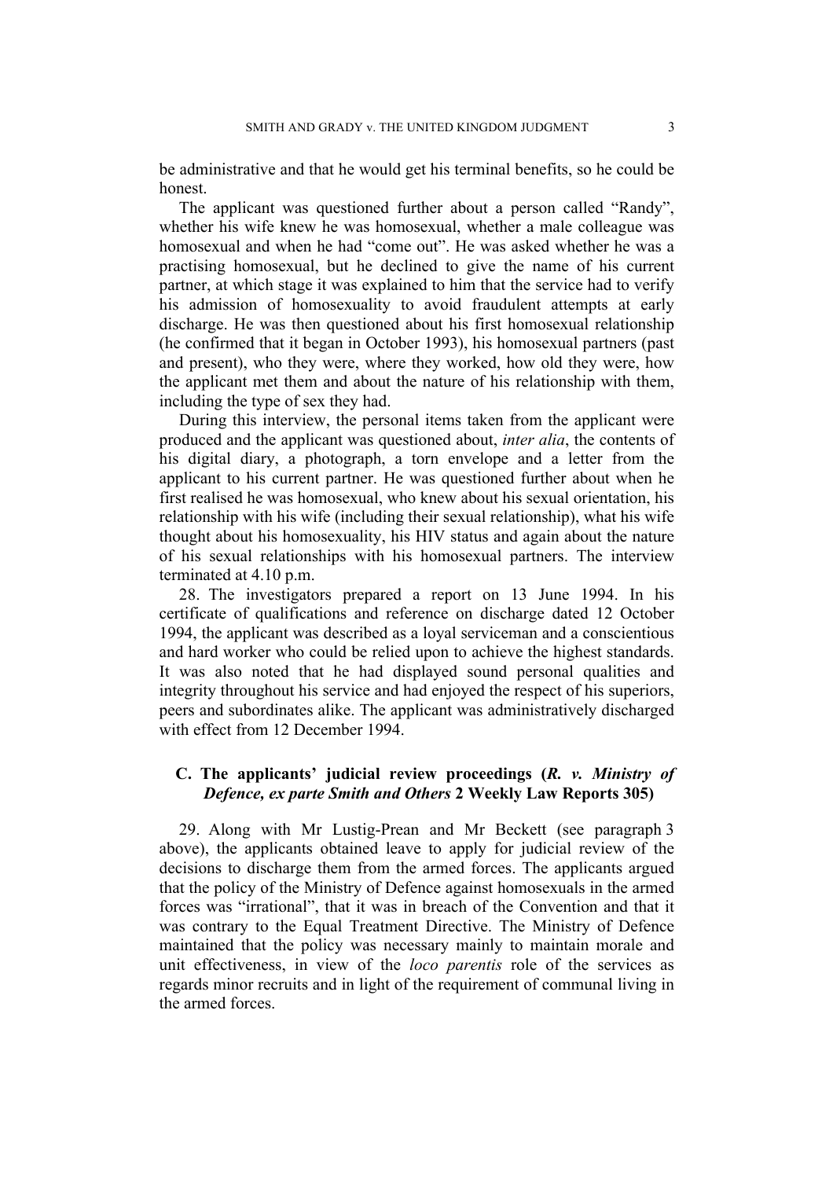be administrative and that he would get his terminal benefits, so he could be honest.

The applicant was questioned further about a person called "Randy", whether his wife knew he was homosexual, whether a male colleague was homosexual and when he had "come out". He was asked whether he was a practising homosexual, but he declined to give the name of his current partner, at which stage it was explained to him that the service had to verify his admission of homosexuality to avoid fraudulent attempts at early discharge. He was then questioned about his first homosexual relationship (he confirmed that it began in October 1993), his homosexual partners (past and present), who they were, where they worked, how old they were, how the applicant met them and about the nature of his relationship with them, including the type of sex they had.

During this interview, the personal items taken from the applicant were produced and the applicant was questioned about, *inter alia*, the contents of his digital diary, a photograph, a torn envelope and a letter from the applicant to his current partner. He was questioned further about when he first realised he was homosexual, who knew about his sexual orientation, his relationship with his wife (including their sexual relationship), what his wife thought about his homosexuality, his HIV status and again about the nature of his sexual relationships with his homosexual partners. The interview terminated at 4.10 p.m.

28. The investigators prepared a report on 13 June 1994. In his certificate of qualifications and reference on discharge dated 12 October 1994, the applicant was described as a loyal serviceman and a conscientious and hard worker who could be relied upon to achieve the highest standards. It was also noted that he had displayed sound personal qualities and integrity throughout his service and had enjoyed the respect of his superiors, peers and subordinates alike. The applicant was administratively discharged with effect from 12 December 1994.

### C. The applicants' judicial review proceedings (*R. v. Ministry of Defence, ex parte Smith and Others* 2 Weekly Law Reports 305)

29. Along with Mr Lustig-Prean and Mr Beckett (see paragraph 3 above), the applicants obtained leave to apply for judicial review of the decisions to discharge them from the armed forces. The applicants argued that the policy of the Ministry of Defence against homosexuals in the armed forces was "irrational", that it was in breach of the Convention and that it was contrary to the Equal Treatment Directive. The Ministry of Defence maintained that the policy was necessary mainly to maintain morale and unit effectiveness, in view of the *loco parentis* role of the services as regards minor recruits and in light of the requirement of communal living in the armed forces.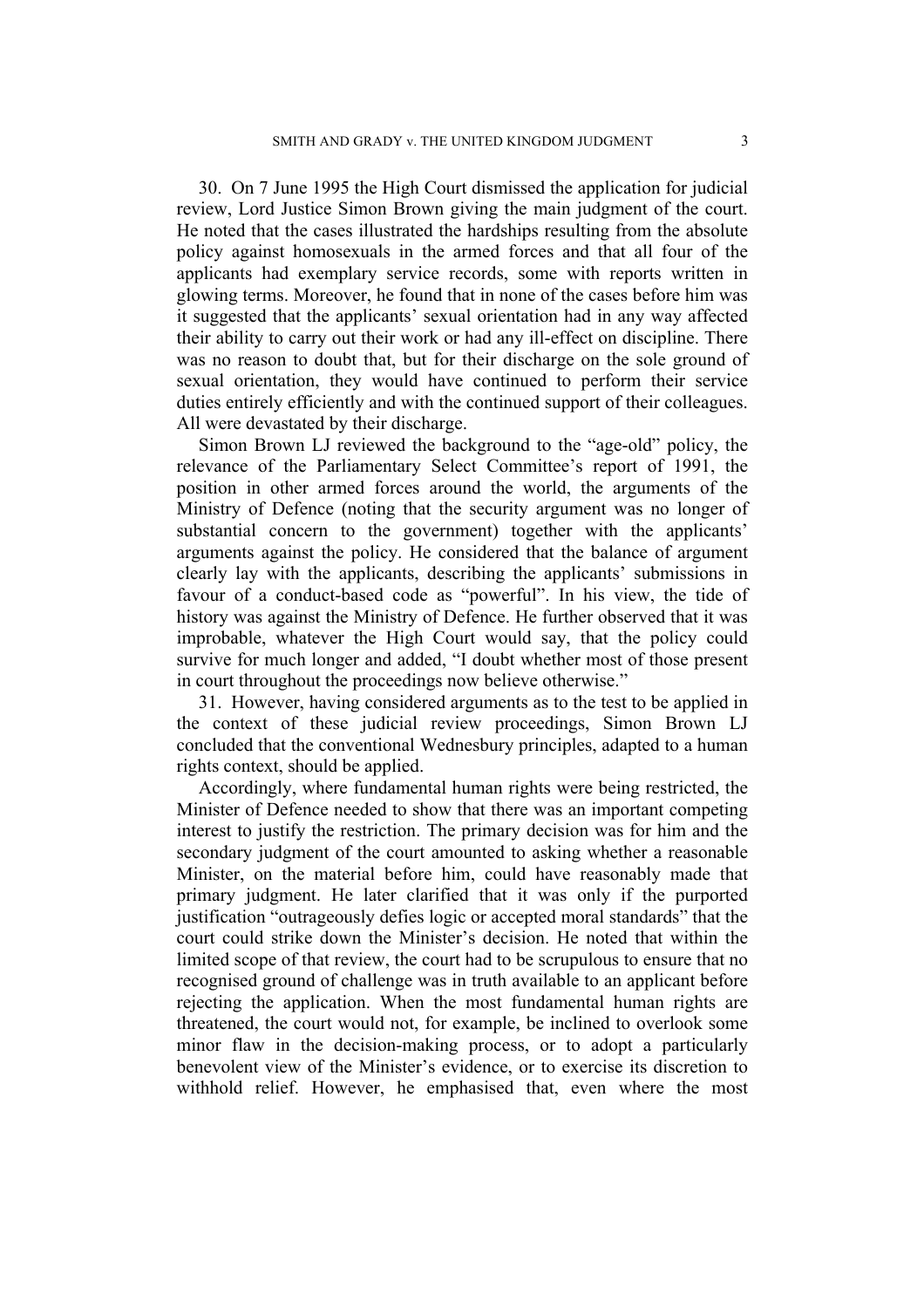30. On 7 June 1995 the High Court dismissed the application for judicial review, Lord Justice Simon Brown giving the main judgment of the court. He noted that the cases illustrated the hardships resulting from the absolute policy against homosexuals in the armed forces and that all four of the applicants had exemplary service records, some with reports written in glowing terms. Moreover, he found that in none of the cases before him was it suggested that the applicants' sexual orientation had in any way affected their ability to carry out their work or had any ill-effect on discipline. There was no reason to doubt that, but for their discharge on the sole ground of sexual orientation, they would have continued to perform their service duties entirely efficiently and with the continued support of their colleagues. All were devastated by their discharge.

Simon Brown LJ reviewed the background to the "age-old" policy, the relevance of the Parliamentary Select Committee's report of 1991, the position in other armed forces around the world, the arguments of the Ministry of Defence (noting that the security argument was no longer of substantial concern to the government) together with the applicants' arguments against the policy. He considered that the balance of argument clearly lay with the applicants, describing the applicants' submissions in favour of a conduct-based code as "powerful". In his view, the tide of history was against the Ministry of Defence. He further observed that it was improbable, whatever the High Court would say, that the policy could survive for much longer and added, "I doubt whether most of those present in court throughout the proceedings now believe otherwise."

31. However, having considered arguments as to the test to be applied in the context of these judicial review proceedings, Simon Brown LJ concluded that the conventional Wednesbury principles, adapted to a human rights context, should be applied.

Accordingly, where fundamental human rights were being restricted, the Minister of Defence needed to show that there was an important competing interest to justify the restriction. The primary decision was for him and the secondary judgment of the court amounted to asking whether a reasonable Minister, on the material before him, could have reasonably made that primary judgment. He later clarified that it was only if the purported justification "outrageously defies logic or accepted moral standards" that the court could strike down the Minister's decision. He noted that within the limited scope of that review, the court had to be scrupulous to ensure that no recognised ground of challenge was in truth available to an applicant before rejecting the application. When the most fundamental human rights are threatened, the court would not, for example, be inclined to overlook some minor flaw in the decision-making process, or to adopt a particularly benevolent view of the Minister's evidence, or to exercise its discretion to withhold relief. However, he emphasised that, even where the most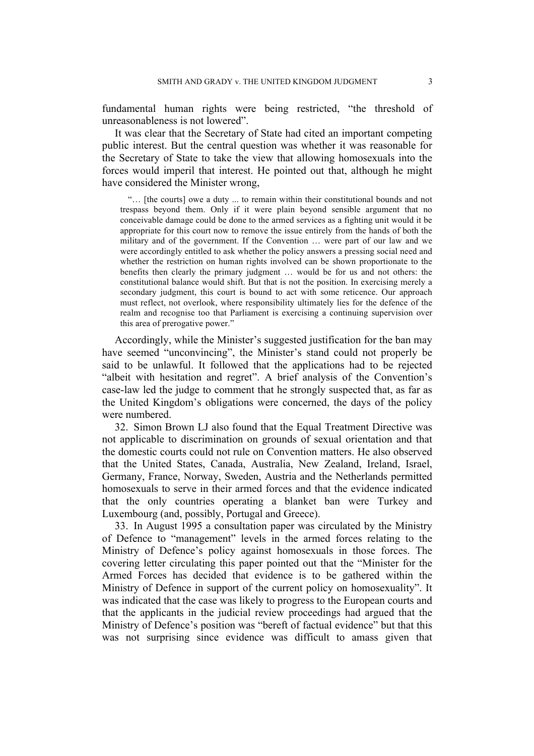fundamental human rights were being restricted, "the threshold of unreasonableness is not lowered".

It was clear that the Secretary of State had cited an important competing public interest. But the central question was whether it was reasonable for the Secretary of State to take the view that allowing homosexuals into the forces would imperil that interest. He pointed out that, although he might have considered the Minister wrong,

> "… [the courts] owe a duty ... to remain within their constitutional bounds and not trespass beyond them. Only if it were plain beyond sensible argument that no conceivable damage could be done to the armed services as a fighting unit would it be appropriate for this court now to remove the issue entirely from the hands of both the military and of the government. If the Convention … were part of our law and we were accordingly entitled to ask whether the policy answers a pressing social need and whether the restriction on human rights involved can be shown proportionate to the benefits then clearly the primary judgment … would be for us and not others: the constitutional balance would shift. But that is not the position. In exercising merely a secondary judgment, this court is bound to act with some reticence. Our approach must reflect, not overlook, where responsibility ultimately lies for the defence of the realm and recognise too that Parliament is exercising a continuing supervision over this area of prerogative power."

Accordingly, while the Minister's suggested justification for the ban may have seemed "unconvincing", the Minister's stand could not properly be said to be unlawful. It followed that the applications had to be rejected "albeit with hesitation and regret". A brief analysis of the Convention's case-law led the judge to comment that he strongly suspected that, as far as the United Kingdom's obligations were concerned, the days of the policy were numbered.

32. Simon Brown LJ also found that the Equal Treatment Directive was not applicable to discrimination on grounds of sexual orientation and that the domestic courts could not rule on Convention matters. He also observed that the United States, Canada, Australia, New Zealand, Ireland, Israel, Germany, France, Norway, Sweden, Austria and the Netherlands permitted homosexuals to serve in their armed forces and that the evidence indicated that the only countries operating a blanket ban were Turkey and Luxembourg (and, possibly, Portugal and Greece).

33. In August 1995 a consultation paper was circulated by the Ministry of Defence to "management" levels in the armed forces relating to the Ministry of Defence's policy against homosexuals in those forces. The covering letter circulating this paper pointed out that the "Minister for the Armed Forces has decided that evidence is to be gathered within the Ministry of Defence in support of the current policy on homosexuality". It was indicated that the case was likely to progress to the European courts and that the applicants in the judicial review proceedings had argued that the Ministry of Defence's position was "bereft of factual evidence" but that this was not surprising since evidence was difficult to amass given that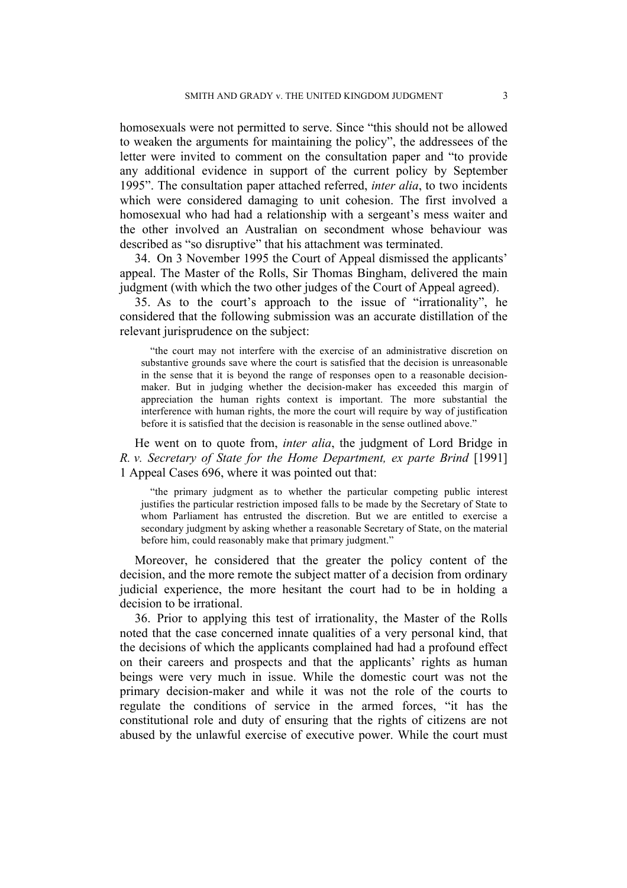homosexuals were not permitted to serve. Since "this should not be allowed to weaken the arguments for maintaining the policy", the addressees of the letter were invited to comment on the consultation paper and "to provide any additional evidence in support of the current policy by September 1995". The consultation paper attached referred, *inter alia*, to two incidents which were considered damaging to unit cohesion. The first involved a homosexual who had had a relationship with a sergeant's mess waiter and the other involved an Australian on secondment whose behaviour was described as "so disruptive" that his attachment was terminated.

34. On 3 November 1995 the Court of Appeal dismissed the applicants' appeal. The Master of the Rolls, Sir Thomas Bingham, delivered the main judgment (with which the two other judges of the Court of Appeal agreed).

35. As to the court's approach to the issue of "irrationality", he considered that the following submission was an accurate distillation of the relevant jurisprudence on the subject:

> "the court may not interfere with the exercise of an administrative discretion on substantive grounds save where the court is satisfied that the decision is unreasonable in the sense that it is beyond the range of responses open to a reasonable decision-maker. But in judging whether the decision-maker has exceeded this margin of appreciation the human rights context is important. The more substantial the interference with human rights, the more the court will require by way of justification before it is satisfied that the decision is reasonable in the sense outlined above."

He went on to quote from, *inter alia*, the judgment of Lord Bridge in *R. v. Secretary of State for the Home Department, ex parte Brind* [1991] 1 Appeal Cases 696, where it was pointed out that:

> "the primary judgment as to whether the particular competing public interest justifies the particular restriction imposed falls to be made by the Secretary of State to whom Parliament has entrusted the discretion. But we are entitled to exercise a secondary judgment by asking whether a reasonable Secretary of State, on the material before him, could reasonably make that primary judgment."

Moreover, he considered that the greater the policy content of the decision, and the more remote the subject matter of a decision from ordinary judicial experience, the more hesitant the court had to be in holding a decision to be irrational.

36. Prior to applying this test of irrationality, the Master of the Rolls noted that the case concerned innate qualities of a very personal kind, that the decisions of which the applicants complained had had a profound effect on their careers and prospects and that the applicants' rights as human beings were very much in issue. While the domestic court was not the primary decision-maker and while it was not the role of the courts to regulate the conditions of service in the armed forces, "it has the constitutional role and duty of ensuring that the rights of citizens are not abused by the unlawful exercise of executive power. While the court must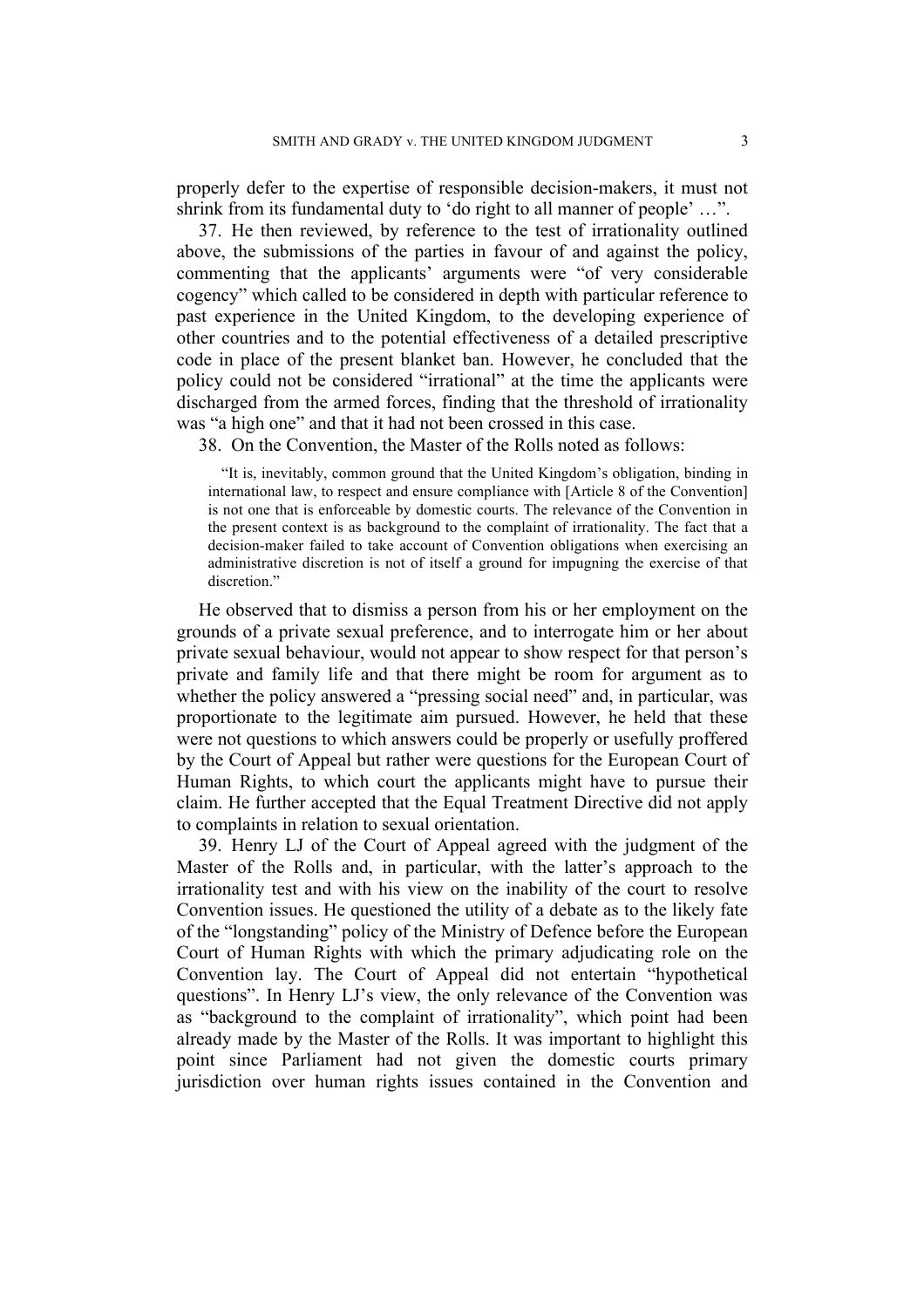properly defer to the expertise of responsible decision-makers, it must not shrink from its fundamental duty to 'do right to all manner of people' …".

37. He then reviewed, by reference to the test of irrationality outlined above, the submissions of the parties in favour of and against the policy, commenting that the applicants' arguments were "of very considerable cogency" which called to be considered in depth with particular reference to past experience in the United Kingdom, to the developing experience of other countries and to the potential effectiveness of a detailed prescriptive code in place of the present blanket ban. However, he concluded that the policy could not be considered "irrational" at the time the applicants were discharged from the armed forces, finding that the threshold of irrationality was "a high one" and that it had not been crossed in this case.

38. On the Convention, the Master of the Rolls noted as follows:

> "It is, inevitably, common ground that the United Kingdom's obligation, binding in international law, to respect and ensure compliance with [Article 8 of the Convention] is not one that is enforceable by domestic courts. The relevance of the Convention in the present context is as background to the complaint of irrationality. The fact that a decision-maker failed to take account of Convention obligations when exercising an administrative discretion is not of itself a ground for impugning the exercise of that discretion."

He observed that to dismiss a person from his or her employment on the grounds of a private sexual preference, and to interrogate him or her about private sexual behaviour, would not appear to show respect for that person's private and family life and that there might be room for argument as to whether the policy answered a "pressing social need" and, in particular, was proportionate to the legitimate aim pursued. However, he held that these were not questions to which answers could be properly or usefully proffered by the Court of Appeal but rather were questions for the European Court of Human Rights, to which court the applicants might have to pursue their claim. He further accepted that the Equal Treatment Directive did not apply to complaints in relation to sexual orientation.

39. Henry LJ of the Court of Appeal agreed with the judgment of the Master of the Rolls and, in particular, with the latter's approach to the irrationality test and with his view on the inability of the court to resolve Convention issues. He questioned the utility of a debate as to the likely fate of the "longstanding" policy of the Ministry of Defence before the European Court of Human Rights with which the primary adjudicating role on the Convention lay. The Court of Appeal did not entertain "hypothetical questions". In Henry LJ's view, the only relevance of the Convention was as "background to the complaint of irrationality", which point had been already made by the Master of the Rolls. It was important to highlight this point since Parliament had not given the domestic courts primary jurisdiction over human rights issues contained in the Convention and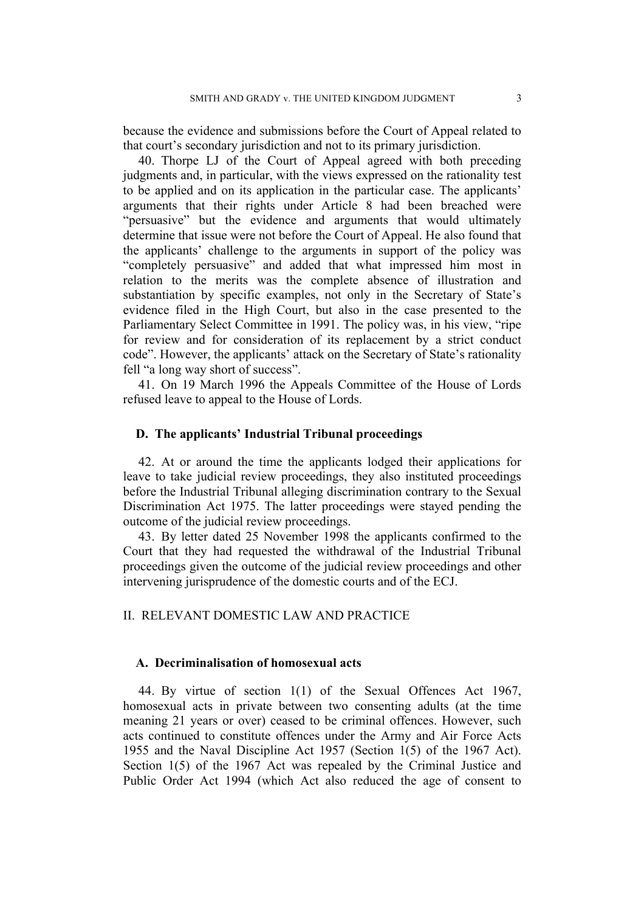because the evidence and submissions before the Court of Appeal related to that court's secondary jurisdiction and not to its primary jurisdiction.

40. Thorpe LJ of the Court of Appeal agreed with both preceding judgments and, in particular, with the views expressed on the rationality test to be applied and on its application in the particular case. The applicants' arguments that their rights under Article 8 had been breached were "persuasive" but the evidence and arguments that would ultimately determine that issue were not before the Court of Appeal. He also found that the applicants' challenge to the arguments in support of the policy was "completely persuasive" and added that what impressed him most in relation to the merits was the complete absence of illustration and substantiation by specific examples, not only in the Secretary of State's evidence filed in the High Court, but also in the case presented to the Parliamentary Select Committee in 1991. The policy was, in his view, "ripe for review and for consideration of its replacement by a strict conduct code". However, the applicants' attack on the Secretary of State's rationality fell "a long way short of success".

41. On 19 March 1996 the Appeals Committee of the House of Lords refused leave to appeal to the House of Lords.

### D. The applicants' Industrial Tribunal proceedings

42. At or around the time the applicants lodged their applications for leave to take judicial review proceedings, they also instituted proceedings before the Industrial Tribunal alleging discrimination contrary to the Sexual Discrimination Act 1975. The latter proceedings were stayed pending the outcome of the judicial review proceedings.

43. By letter dated 25 November 1998 the applicants confirmed to the Court that they had requested the withdrawal of the Industrial Tribunal proceedings given the outcome of the judicial review proceedings and other intervening jurisprudence of the domestic courts and of the ECJ.

## II. RELEVANT DOMESTIC LAW AND PRACTICE

### A. Decriminalisation of homosexual acts

44. By virtue of section 1(1) of the Sexual Offences Act 1967, homosexual acts in private between two consenting adults (at the time meaning 21 years or over) ceased to be criminal offences. However, such acts continued to constitute offences under the Army and Air Force Acts 1955 and the Naval Discipline Act 1957 (Section 1(5) of the 1967 Act). Section 1(5) of the 1967 Act was repealed by the Criminal Justice and Public Order Act 1994 (which Act also reduced the age of consent to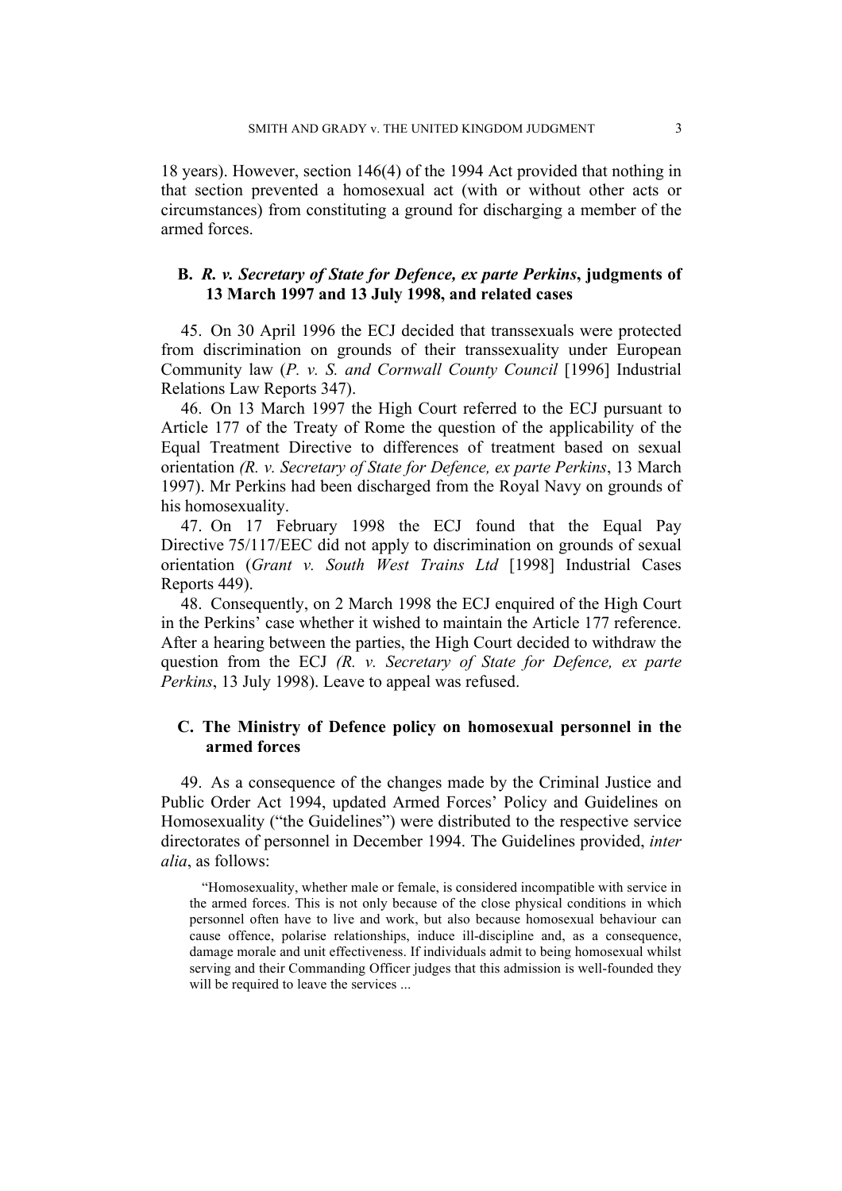18 years). However, section 146(4) of the 1994 Act provided that nothing in that section prevented a homosexual act (with or without other acts or circumstances) from constituting a ground for discharging a member of the armed forces.

### B. *R. v. Secretary of State for Defence, ex parte Perkins*, judgments of 13 March 1997 and 13 July 1998, and related cases

45. On 30 April 1996 the ECJ decided that transsexuals were protected from discrimination on grounds of their transsexuality under European Community law (*P. v. S. and Cornwall County Council* [1996] Industrial Relations Law Reports 347).

46. On 13 March 1997 the High Court referred to the ECJ pursuant to Article 177 of the Treaty of Rome the question of the applicability of the Equal Treatment Directive to differences of treatment based on sexual orientation *(R. v. Secretary of State for Defence, ex parte Perkins*, 13 March 1997). Mr Perkins had been discharged from the Royal Navy on grounds of his homosexuality.

47. On 17 February 1998 the ECJ found that the Equal Pay Directive 75/117/EEC did not apply to discrimination on grounds of sexual orientation (*Grant v. South West Trains Ltd* [1998] Industrial Cases Reports 449).

48. Consequently, on 2 March 1998 the ECJ enquired of the High Court in the Perkins' case whether it wished to maintain the Article 177 reference. After a hearing between the parties, the High Court decided to withdraw the question from the ECJ *(R. v. Secretary of State for Defence, ex parte Perkins*, 13 July 1998). Leave to appeal was refused.

### C. The Ministry of Defence policy on homosexual personnel in the armed forces

49. As a consequence of the changes made by the Criminal Justice and Public Order Act 1994, updated Armed Forces' Policy and Guidelines on Homosexuality ("the Guidelines") were distributed to the respective service directorates of personnel in December 1994. The Guidelines provided, *inter alia*, as follows:

> "Homosexuality, whether male or female, is considered incompatible with service in the armed forces. This is not only because of the close physical conditions in which personnel often have to live and work, but also because homosexual behaviour can cause offence, polarise relationships, induce ill-discipline and, as a consequence, damage morale and unit effectiveness. If individuals admit to being homosexual whilst serving and their Commanding Officer judges that this admission is well-founded they will be required to leave the services ...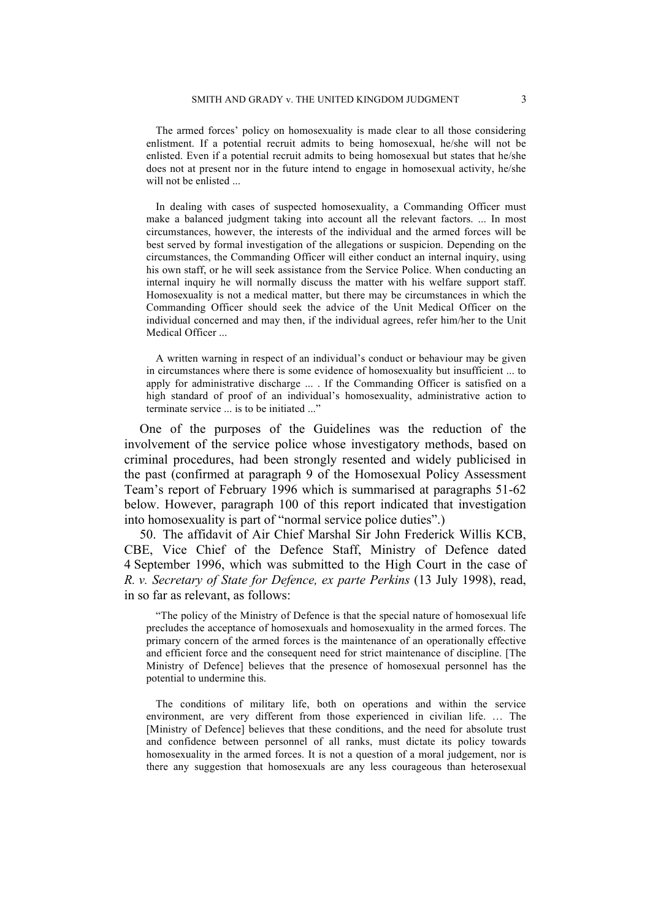> The armed forces' policy on homosexuality is made clear to all those considering enlistment. If a potential recruit admits to being homosexual, he/she will not be enlisted. Even if a potential recruit admits to being homosexual but states that he/she does not at present nor in the future intend to engage in homosexual activity, he/she will not be enlisted ...
>
> In dealing with cases of suspected homosexuality, a Commanding Officer must make a balanced judgment taking into account all the relevant factors. ... In most circumstances, however, the interests of the individual and the armed forces will be best served by formal investigation of the allegations or suspicion. Depending on the circumstances, the Commanding Officer will either conduct an internal inquiry, using his own staff, or he will seek assistance from the Service Police. When conducting an internal inquiry he will normally discuss the matter with his welfare support staff. Homosexuality is not a medical matter, but there may be circumstances in which the Commanding Officer should seek the advice of the Unit Medical Officer on the individual concerned and may then, if the individual agrees, refer him/her to the Unit Medical Officer ...
>
> A written warning in respect of an individual's conduct or behaviour may be given in circumstances where there is some evidence of homosexuality but insufficient ... to apply for administrative discharge ... . If the Commanding Officer is satisfied on a high standard of proof of an individual's homosexuality, administrative action to terminate service ... is to be initiated ..."

One of the purposes of the Guidelines was the reduction of the involvement of the service police whose investigatory methods, based on criminal procedures, had been strongly resented and widely publicised in the past (confirmed at paragraph 9 of the Homosexual Policy Assessment Team's report of February 1996 which is summarised at paragraphs 51-62 below. However, paragraph 100 of this report indicated that investigation into homosexuality is part of "normal service police duties".)

50. The affidavit of Air Chief Marshal Sir John Frederick Willis KCB, CBE, Vice Chief of the Defence Staff, Ministry of Defence dated 4 September 1996, which was submitted to the High Court in the case of *R. v. Secretary of State for Defence, ex parte Perkins* (13 July 1998), read, in so far as relevant, as follows:

> "The policy of the Ministry of Defence is that the special nature of homosexual life precludes the acceptance of homosexuals and homosexuality in the armed forces. The primary concern of the armed forces is the maintenance of an operationally effective and efficient force and the consequent need for strict maintenance of discipline. [The Ministry of Defence] believes that the presence of homosexual personnel has the potential to undermine this.
>
> The conditions of military life, both on operations and within the service environment, are very different from those experienced in civilian life. … The [Ministry of Defence] believes that these conditions, and the need for absolute trust and confidence between personnel of all ranks, must dictate its policy towards homosexuality in the armed forces. It is not a question of a moral judgement, nor is there any suggestion that homosexuals are any less courageous than heterosexual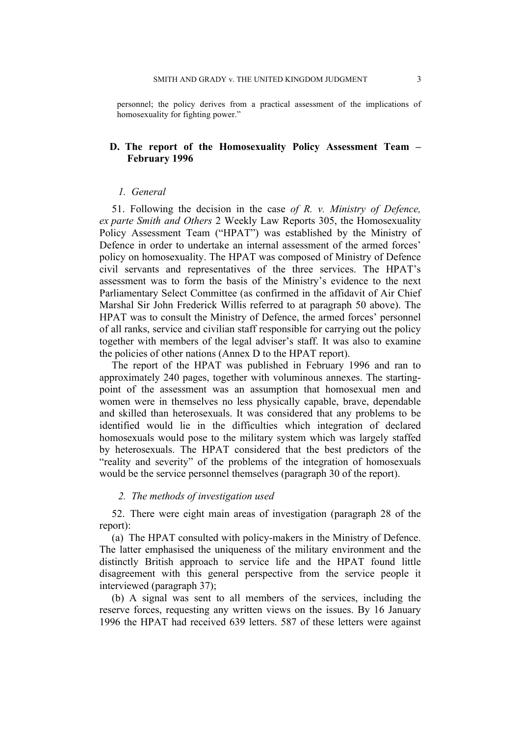personnel; the policy derives from a practical assessment of the implications of homosexuality for fighting power."

## D. The report of the Homosexuality Policy Assessment Team – February 1996

### *1. General*

51. Following the decision in the case *of R. v. Ministry of Defence, ex parte Smith and Others* 2 Weekly Law Reports 305, the Homosexuality Policy Assessment Team ("HPAT") was established by the Ministry of Defence in order to undertake an internal assessment of the armed forces' policy on homosexuality. The HPAT was composed of Ministry of Defence civil servants and representatives of the three services. The HPAT's assessment was to form the basis of the Ministry's evidence to the next Parliamentary Select Committee (as confirmed in the affidavit of Air Chief Marshal Sir John Frederick Willis referred to at paragraph 50 above). The HPAT was to consult the Ministry of Defence, the armed forces' personnel of all ranks, service and civilian staff responsible for carrying out the policy together with members of the legal adviser's staff. It was also to examine the policies of other nations (Annex D to the HPAT report).

The report of the HPAT was published in February 1996 and ran to approximately 240 pages, together with voluminous annexes. The starting-point of the assessment was an assumption that homosexual men and women were in themselves no less physically capable, brave, dependable and skilled than heterosexuals. It was considered that any problems to be identified would lie in the difficulties which integration of declared homosexuals would pose to the military system which was largely staffed by heterosexuals. The HPAT considered that the best predictors of the "reality and severity" of the problems of the integration of homosexuals would be the service personnel themselves (paragraph 30 of the report).

### *2. The methods of investigation used*

52. There were eight main areas of investigation (paragraph 28 of the report):

(a) The HPAT consulted with policy-makers in the Ministry of Defence. The latter emphasised the uniqueness of the military environment and the distinctly British approach to service life and the HPAT found little disagreement with this general perspective from the service people it interviewed (paragraph 37);

(b) A signal was sent to all members of the services, including the reserve forces, requesting any written views on the issues. By 16 January 1996 the HPAT had received 639 letters. 587 of these letters were against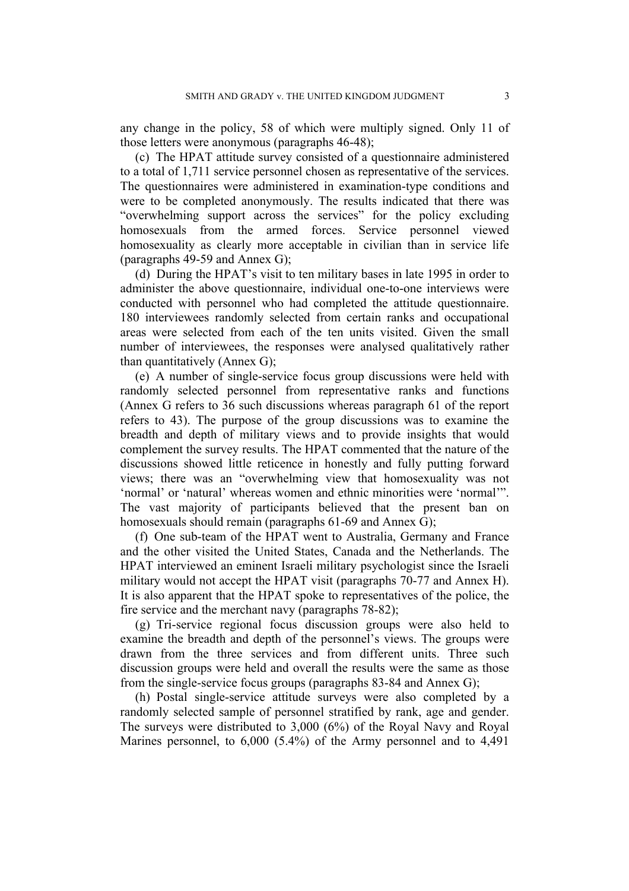any change in the policy, 58 of which were multiply signed. Only 11 of those letters were anonymous (paragraphs 46-48);

(c) The HPAT attitude survey consisted of a questionnaire administered to a total of 1,711 service personnel chosen as representative of the services. The questionnaires were administered in examination-type conditions and were to be completed anonymously. The results indicated that there was "overwhelming support across the services" for the policy excluding homosexuals from the armed forces. Service personnel viewed homosexuality as clearly more acceptable in civilian than in service life (paragraphs 49-59 and Annex G);

(d) During the HPAT's visit to ten military bases in late 1995 in order to administer the above questionnaire, individual one-to-one interviews were conducted with personnel who had completed the attitude questionnaire. 180 interviewees randomly selected from certain ranks and occupational areas were selected from each of the ten units visited. Given the small number of interviewees, the responses were analysed qualitatively rather than quantitatively (Annex G);

(e) A number of single-service focus group discussions were held with randomly selected personnel from representative ranks and functions (Annex G refers to 36 such discussions whereas paragraph 61 of the report refers to 43). The purpose of the group discussions was to examine the breadth and depth of military views and to provide insights that would complement the survey results. The HPAT commented that the nature of the discussions showed little reticence in honestly and fully putting forward views; there was an "overwhelming view that homosexuality was not 'normal' or 'natural' whereas women and ethnic minorities were 'normal'". The vast majority of participants believed that the present ban on homosexuals should remain (paragraphs 61-69 and Annex G);

(f) One sub-team of the HPAT went to Australia, Germany and France and the other visited the United States, Canada and the Netherlands. The HPAT interviewed an eminent Israeli military psychologist since the Israeli military would not accept the HPAT visit (paragraphs 70-77 and Annex H). It is also apparent that the HPAT spoke to representatives of the police, the fire service and the merchant navy (paragraphs 78-82);

(g) Tri-service regional focus discussion groups were also held to examine the breadth and depth of the personnel's views. The groups were drawn from the three services and from different units. Three such discussion groups were held and overall the results were the same as those from the single-service focus groups (paragraphs 83-84 and Annex G);

(h) Postal single-service attitude surveys were also completed by a randomly selected sample of personnel stratified by rank, age and gender. The surveys were distributed to 3,000 (6%) of the Royal Navy and Royal Marines personnel, to 6,000 (5.4%) of the Army personnel and to 4,491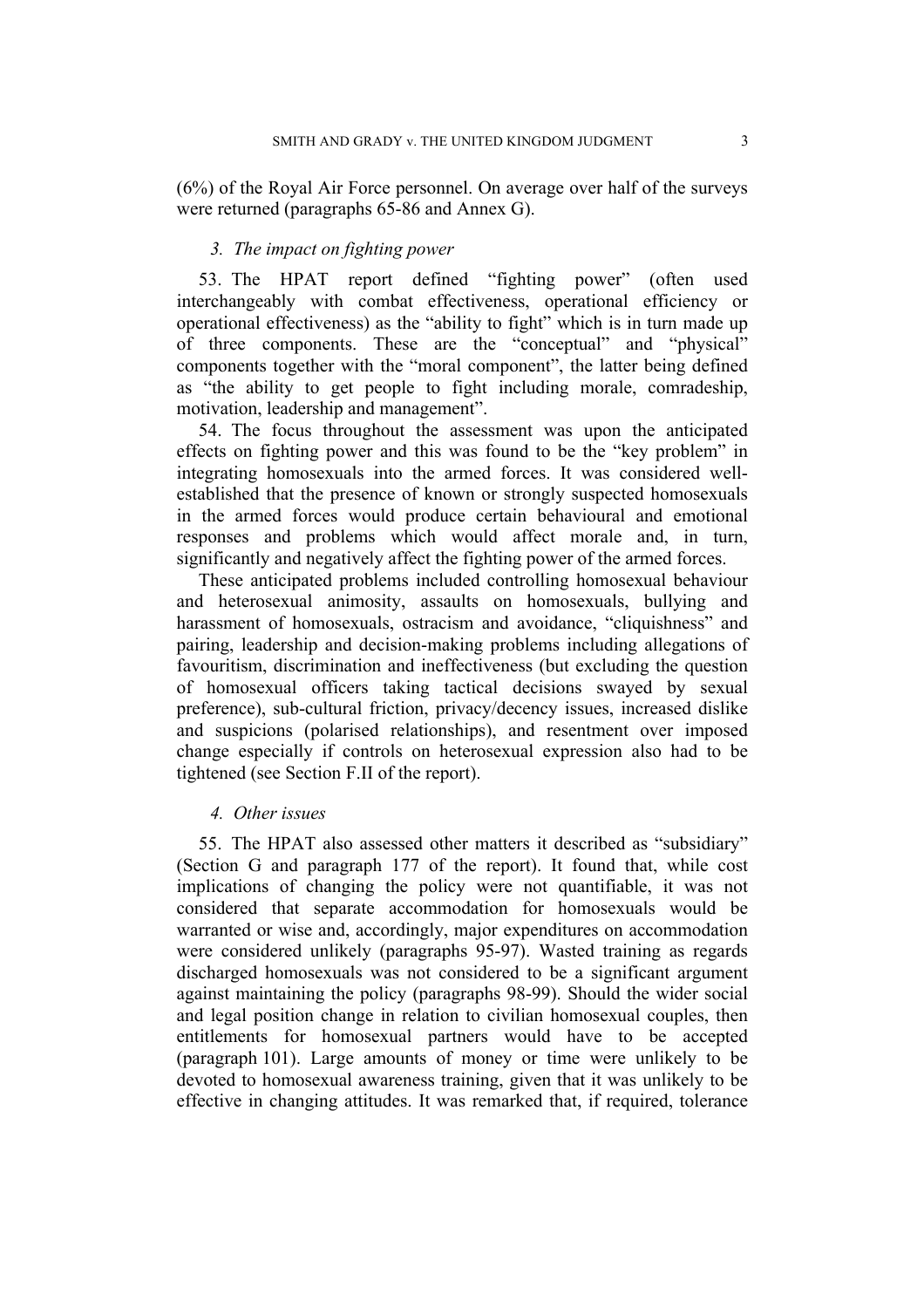(6%) of the Royal Air Force personnel. On average over half of the surveys were returned (paragraphs 65-86 and Annex G).

### *3. The impact on fighting power*

53. The HPAT report defined "fighting power" (often used interchangeably with combat effectiveness, operational efficiency or operational effectiveness) as the "ability to fight" which is in turn made up of three components. These are the "conceptual" and "physical" components together with the "moral component", the latter being defined as "the ability to get people to fight including morale, comradeship, motivation, leadership and management".

54. The focus throughout the assessment was upon the anticipated effects on fighting power and this was found to be the "key problem" in integrating homosexuals into the armed forces. It was considered well-established that the presence of known or strongly suspected homosexuals in the armed forces would produce certain behavioural and emotional responses and problems which would affect morale and, in turn, significantly and negatively affect the fighting power of the armed forces.

These anticipated problems included controlling homosexual behaviour and heterosexual animosity, assaults on homosexuals, bullying and harassment of homosexuals, ostracism and avoidance, "cliquishness" and pairing, leadership and decision-making problems including allegations of favouritism, discrimination and ineffectiveness (but excluding the question of homosexual officers taking tactical decisions swayed by sexual preference), sub-cultural friction, privacy/decency issues, increased dislike and suspicions (polarised relationships), and resentment over imposed change especially if controls on heterosexual expression also had to be tightened (see Section F.II of the report).

### *4. Other issues*

55. The HPAT also assessed other matters it described as "subsidiary" (Section G and paragraph 177 of the report). It found that, while cost implications of changing the policy were not quantifiable, it was not considered that separate accommodation for homosexuals would be warranted or wise and, accordingly, major expenditures on accommodation were considered unlikely (paragraphs 95-97). Wasted training as regards discharged homosexuals was not considered to be a significant argument against maintaining the policy (paragraphs 98-99). Should the wider social and legal position change in relation to civilian homosexual couples, then entitlements for homosexual partners would have to be accepted (paragraph 101). Large amounts of money or time were unlikely to be devoted to homosexual awareness training, given that it was unlikely to be effective in changing attitudes. It was remarked that, if required, tolerance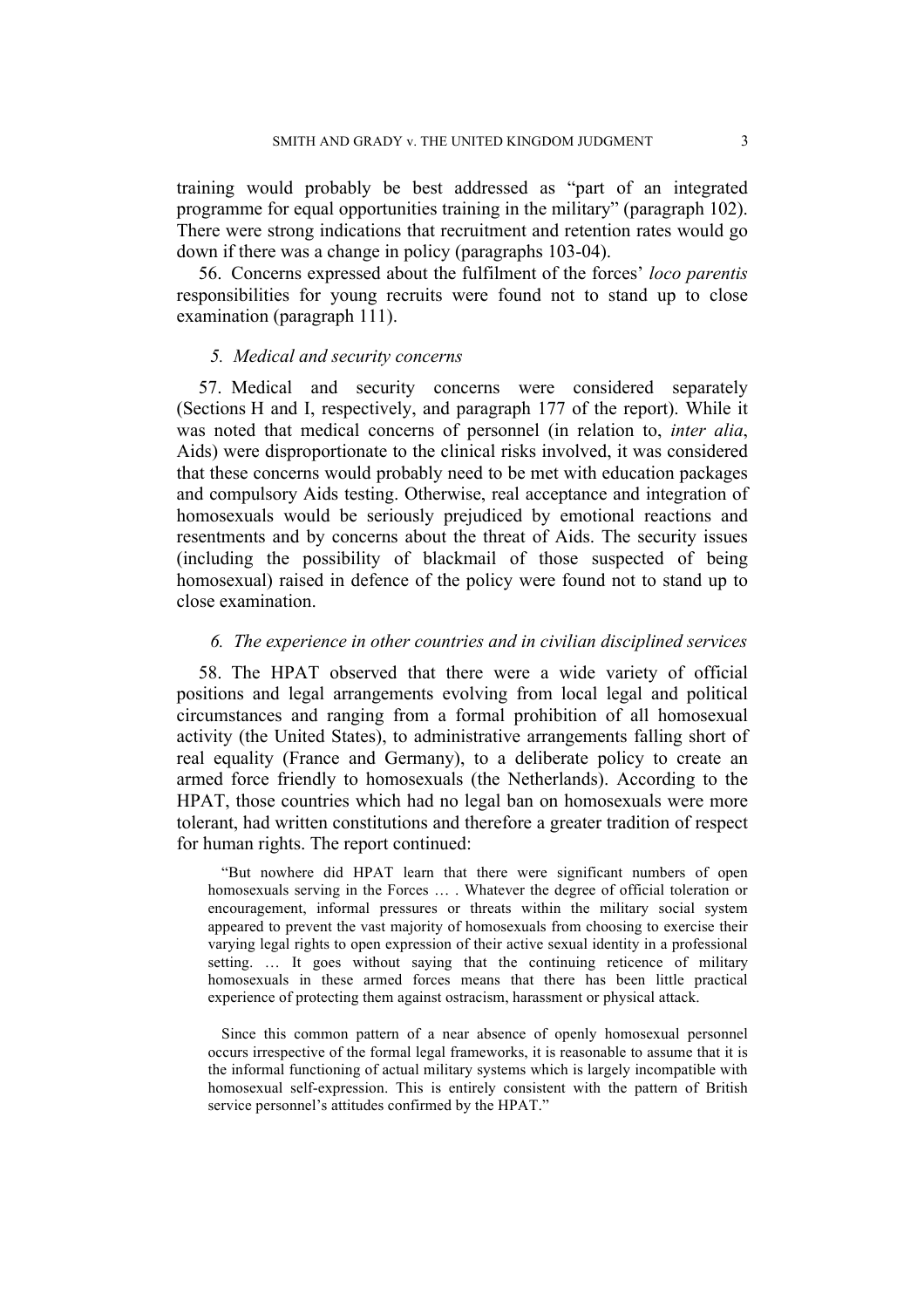training would probably be best addressed as "part of an integrated programme for equal opportunities training in the military" (paragraph 102). There were strong indications that recruitment and retention rates would go down if there was a change in policy (paragraphs 103-04).

56. Concerns expressed about the fulfilment of the forces' *loco parentis* responsibilities for young recruits were found not to stand up to close examination (paragraph 111).

### *5. Medical and security concerns*

57. Medical and security concerns were considered separately (Sections H and I, respectively, and paragraph 177 of the report). While it was noted that medical concerns of personnel (in relation to, *inter alia*, Aids) were disproportionate to the clinical risks involved, it was considered that these concerns would probably need to be met with education packages and compulsory Aids testing. Otherwise, real acceptance and integration of homosexuals would be seriously prejudiced by emotional reactions and resentments and by concerns about the threat of Aids. The security issues (including the possibility of blackmail of those suspected of being homosexual) raised in defence of the policy were found not to stand up to close examination.

### *6. The experience in other countries and in civilian disciplined services*

58. The HPAT observed that there were a wide variety of official positions and legal arrangements evolving from local legal and political circumstances and ranging from a formal prohibition of all homosexual activity (the United States), to administrative arrangements falling short of real equality (France and Germany), to a deliberate policy to create an armed force friendly to homosexuals (the Netherlands). According to the HPAT, those countries which had no legal ban on homosexuals were more tolerant, had written constitutions and therefore a greater tradition of respect for human rights. The report continued:

> "But nowhere did HPAT learn that there were significant numbers of open homosexuals serving in the Forces … . Whatever the degree of official toleration or encouragement, informal pressures or threats within the military social system appeared to prevent the vast majority of homosexuals from choosing to exercise their varying legal rights to open expression of their active sexual identity in a professional setting. … It goes without saying that the continuing reticence of military homosexuals in these armed forces means that there has been little practical experience of protecting them against ostracism, harassment or physical attack.
>
> Since this common pattern of a near absence of openly homosexual personnel occurs irrespective of the formal legal frameworks, it is reasonable to assume that it is the informal functioning of actual military systems which is largely incompatible with homosexual self-expression. This is entirely consistent with the pattern of British service personnel's attitudes confirmed by the HPAT."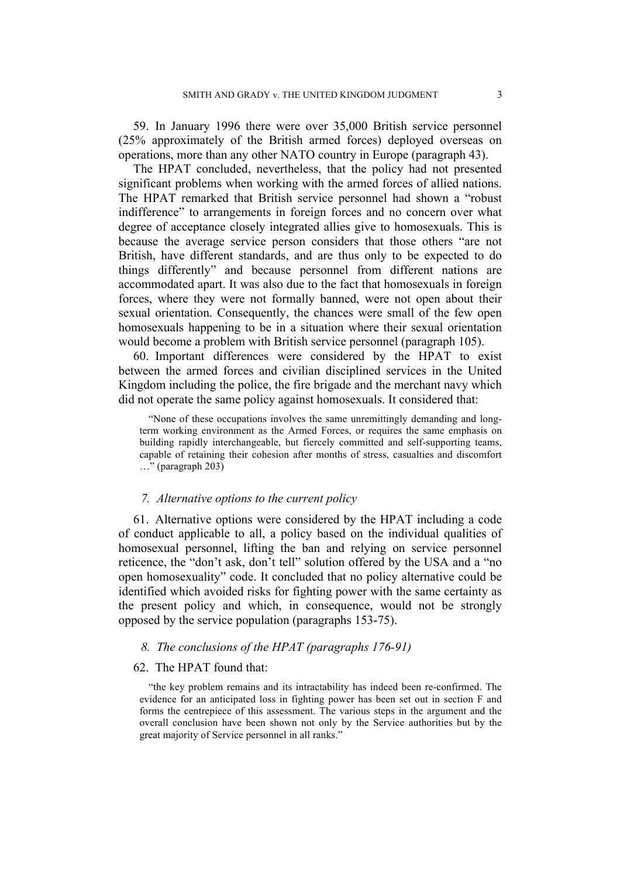59. In January 1996 there were over 35,000 British service personnel (25% approximately of the British armed forces) deployed overseas on operations, more than any other NATO country in Europe (paragraph 43).

The HPAT concluded, nevertheless, that the policy had not presented significant problems when working with the armed forces of allied nations. The HPAT remarked that British service personnel had shown a "robust indifference" to arrangements in foreign forces and no concern over what degree of acceptance closely integrated allies give to homosexuals. This is because the average service person considers that those others "are not British, have different standards, and are thus only to be expected to do things differently" and because personnel from different nations are accommodated apart. It was also due to the fact that homosexuals in foreign forces, where they were not formally banned, were not open about their sexual orientation. Consequently, the chances were small of the few open homosexuals happening to be in a situation where their sexual orientation would become a problem with British service personnel (paragraph 105).

60. Important differences were considered by the HPAT to exist between the armed forces and civilian disciplined services in the United Kingdom including the police, the fire brigade and the merchant navy which did not operate the same policy against homosexuals. It considered that:

> "None of these occupations involves the same unremittingly demanding and long-term working environment as the Armed Forces, or requires the same emphasis on building rapidly interchangeable, but fiercely committed and self-supporting teams, capable of retaining their cohesion after months of stress, casualties and discomfort …" (paragraph 203)

### *7. Alternative options to the current policy*

61. Alternative options were considered by the HPAT including a code of conduct applicable to all, a policy based on the individual qualities of homosexual personnel, lifting the ban and relying on service personnel reticence, the "don't ask, don't tell" solution offered by the USA and a "no open homosexuality" code. It concluded that no policy alternative could be identified which avoided risks for fighting power with the same certainty as the present policy and which, in consequence, would not be strongly opposed by the service population (paragraphs 153-75).

### *8. The conclusions of the HPAT (paragraphs 176-91)*

62. The HPAT found that:

> "the key problem remains and its intractability has indeed been re-confirmed. The evidence for an anticipated loss in fighting power has been set out in section F and forms the centrepiece of this assessment. The various steps in the argument and the overall conclusion have been shown not only by the Service authorities but by the great majority of Service personnel in all ranks."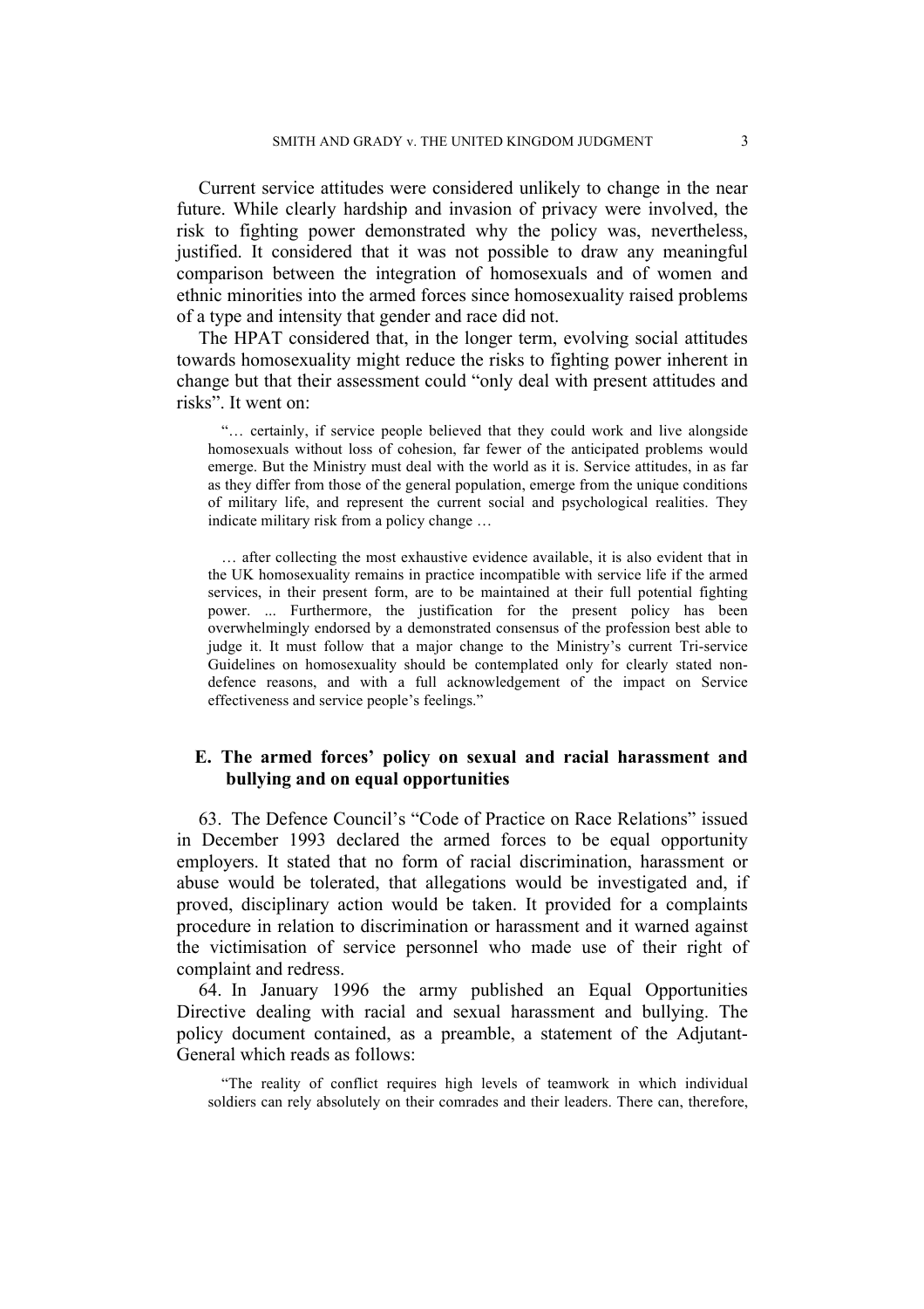Current service attitudes were considered unlikely to change in the near future. While clearly hardship and invasion of privacy were involved, the risk to fighting power demonstrated why the policy was, nevertheless, justified. It considered that it was not possible to draw any meaningful comparison between the integration of homosexuals and of women and ethnic minorities into the armed forces since homosexuality raised problems of a type and intensity that gender and race did not.

The HPAT considered that, in the longer term, evolving social attitudes towards homosexuality might reduce the risks to fighting power inherent in change but that their assessment could "only deal with present attitudes and risks". It went on:

> "… certainly, if service people believed that they could work and live alongside homosexuals without loss of cohesion, far fewer of the anticipated problems would emerge. But the Ministry must deal with the world as it is. Service attitudes, in as far as they differ from those of the general population, emerge from the unique conditions of military life, and represent the current social and psychological realities. They indicate military risk from a policy change …
>
> … after collecting the most exhaustive evidence available, it is also evident that in the UK homosexuality remains in practice incompatible with service life if the armed services, in their present form, are to be maintained at their full potential fighting power. ... Furthermore, the justification for the present policy has been overwhelmingly endorsed by a demonstrated consensus of the profession best able to judge it. It must follow that a major change to the Ministry's current Tri-service Guidelines on homosexuality should be contemplated only for clearly stated non-defence reasons, and with a full acknowledgement of the impact on Service effectiveness and service people's feelings."

### E. The armed forces' policy on sexual and racial harassment and bullying and on equal opportunities

63. The Defence Council's "Code of Practice on Race Relations" issued in December 1993 declared the armed forces to be equal opportunity employers. It stated that no form of racial discrimination, harassment or abuse would be tolerated, that allegations would be investigated and, if proved, disciplinary action would be taken. It provided for a complaints procedure in relation to discrimination or harassment and it warned against the victimisation of service personnel who made use of their right of complaint and redress.

64. In January 1996 the army published an Equal Opportunities Directive dealing with racial and sexual harassment and bullying. The policy document contained, as a preamble, a statement of the Adjutant-General which reads as follows:

> "The reality of conflict requires high levels of teamwork in which individual soldiers can rely absolutely on their comrades and their leaders. There can, therefore,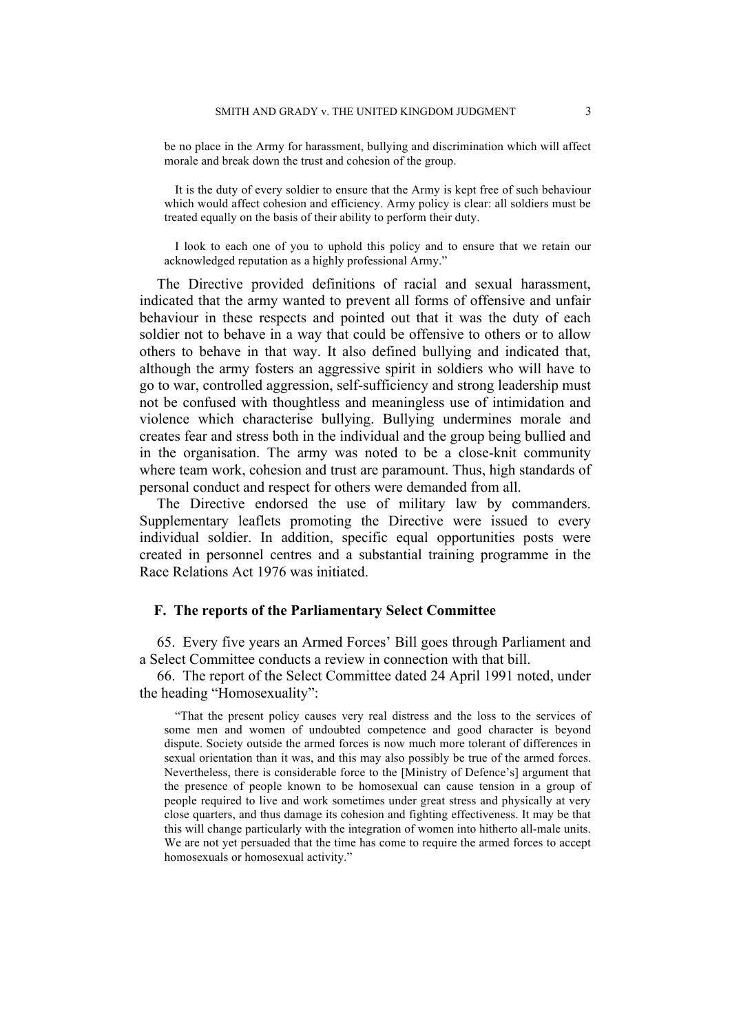be no place in the Army for harassment, bullying and discrimination which will affect morale and break down the trust and cohesion of the group.

> It is the duty of every soldier to ensure that the Army is kept free of such behaviour which would affect cohesion and efficiency. Army policy is clear: all soldiers must be treated equally on the basis of their ability to perform their duty.
>
> I look to each one of you to uphold this policy and to ensure that we retain our acknowledged reputation as a highly professional Army."

The Directive provided definitions of racial and sexual harassment, indicated that the army wanted to prevent all forms of offensive and unfair behaviour in these respects and pointed out that it was the duty of each soldier not to behave in a way that could be offensive to others or to allow others to behave in that way. It also defined bullying and indicated that, although the army fosters an aggressive spirit in soldiers who will have to go to war, controlled aggression, self-sufficiency and strong leadership must not be confused with thoughtless and meaningless use of intimidation and violence which characterise bullying. Bullying undermines morale and creates fear and stress both in the individual and the group being bullied and in the organisation. The army was noted to be a close-knit community where team work, cohesion and trust are paramount. Thus, high standards of personal conduct and respect for others were demanded from all.

The Directive endorsed the use of military law by commanders. Supplementary leaflets promoting the Directive were issued to every individual soldier. In addition, specific equal opportunities posts were created in personnel centres and a substantial training programme in the Race Relations Act 1976 was initiated.

## F. The reports of the Parliamentary Select Committee

65. Every five years an Armed Forces' Bill goes through Parliament and a Select Committee conducts a review in connection with that bill.

66. The report of the Select Committee dated 24 April 1991 noted, under the heading "Homosexuality":

> "That the present policy causes very real distress and the loss to the services of some men and women of undoubted competence and good character is beyond dispute. Society outside the armed forces is now much more tolerant of differences in sexual orientation than it was, and this may also possibly be true of the armed forces. Nevertheless, there is considerable force to the [Ministry of Defence's] argument that the presence of people known to be homosexual can cause tension in a group of people required to live and work sometimes under great stress and physically at very close quarters, and thus damage its cohesion and fighting effectiveness. It may be that this will change particularly with the integration of women into hitherto all-male units. We are not yet persuaded that the time has come to require the armed forces to accept homosexuals or homosexual activity."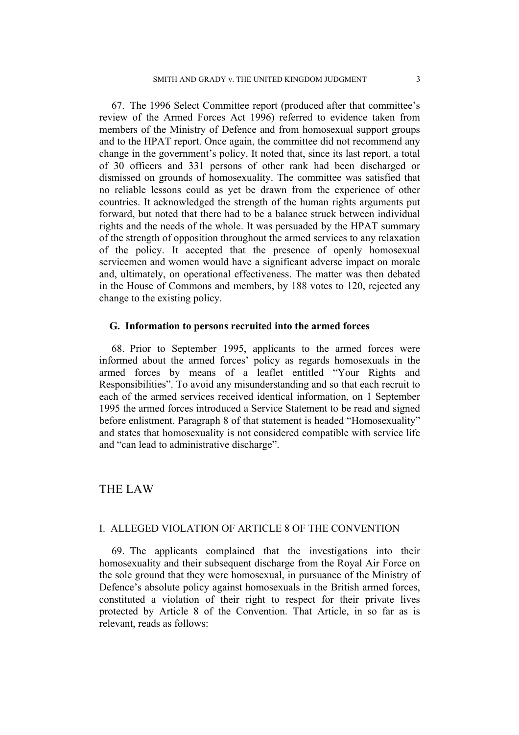67. The 1996 Select Committee report (produced after that committee's review of the Armed Forces Act 1996) referred to evidence taken from members of the Ministry of Defence and from homosexual support groups and to the HPAT report. Once again, the committee did not recommend any change in the government's policy. It noted that, since its last report, a total of 30 officers and 331 persons of other rank had been discharged or dismissed on grounds of homosexuality. The committee was satisfied that no reliable lessons could as yet be drawn from the experience of other countries. It acknowledged the strength of the human rights arguments put forward, but noted that there had to be a balance struck between individual rights and the needs of the whole. It was persuaded by the HPAT summary of the strength of opposition throughout the armed services to any relaxation of the policy. It accepted that the presence of openly homosexual servicemen and women would have a significant adverse impact on morale and, ultimately, on operational effectiveness. The matter was then debated in the House of Commons and members, by 188 votes to 120, rejected any change to the existing policy.

### G. Information to persons recruited into the armed forces

68. Prior to September 1995, applicants to the armed forces were informed about the armed forces' policy as regards homosexuals in the armed forces by means of a leaflet entitled "Your Rights and Responsibilities". To avoid any misunderstanding and so that each recruit to each of the armed services received identical information, on 1 September 1995 the armed forces introduced a Service Statement to be read and signed before enlistment. Paragraph 8 of that statement is headed "Homosexuality" and states that homosexuality is not considered compatible with service life and "can lead to administrative discharge".

## THE LAW

### I. ALLEGED VIOLATION OF ARTICLE 8 OF THE CONVENTION

69. The applicants complained that the investigations into their homosexuality and their subsequent discharge from the Royal Air Force on the sole ground that they were homosexual, in pursuance of the Ministry of Defence's absolute policy against homosexuals in the British armed forces, constituted a violation of their right to respect for their private lives protected by Article 8 of the Convention. That Article, in so far as is relevant, reads as follows: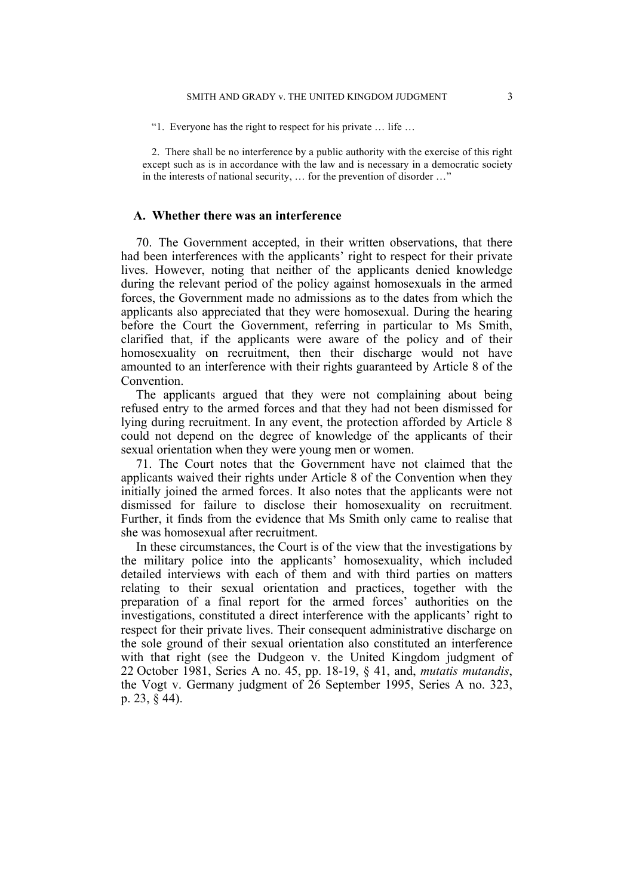"1. Everyone has the right to respect for his private … life …

2. There shall be no interference by a public authority with the exercise of this right except such as is in accordance with the law and is necessary in a democratic society in the interests of national security, … for the prevention of disorder …"

## A. Whether there was an interference

70. The Government accepted, in their written observations, that there had been interferences with the applicants' right to respect for their private lives. However, noting that neither of the applicants denied knowledge during the relevant period of the policy against homosexuals in the armed forces, the Government made no admissions as to the dates from which the applicants also appreciated that they were homosexual. During the hearing before the Court the Government, referring in particular to Ms Smith, clarified that, if the applicants were aware of the policy and of their homosexuality on recruitment, then their discharge would not have amounted to an interference with their rights guaranteed by Article 8 of the Convention.

The applicants argued that they were not complaining about being refused entry to the armed forces and that they had not been dismissed for lying during recruitment. In any event, the protection afforded by Article 8 could not depend on the degree of knowledge of the applicants of their sexual orientation when they were young men or women.

71. The Court notes that the Government have not claimed that the applicants waived their rights under Article 8 of the Convention when they initially joined the armed forces. It also notes that the applicants were not dismissed for failure to disclose their homosexuality on recruitment. Further, it finds from the evidence that Ms Smith only came to realise that she was homosexual after recruitment.

In these circumstances, the Court is of the view that the investigations by the military police into the applicants' homosexuality, which included detailed interviews with each of them and with third parties on matters relating to their sexual orientation and practices, together with the preparation of a final report for the armed forces' authorities on the investigations, constituted a direct interference with the applicants' right to respect for their private lives. Their consequent administrative discharge on the sole ground of their sexual orientation also constituted an interference with that right (see the Dudgeon v. the United Kingdom judgment of 22 October 1981, Series A no. 45, pp. 18-19, § 41, and, *mutatis mutandis*, the Vogt v. Germany judgment of 26 September 1995, Series A no. 323, p. 23, § 44).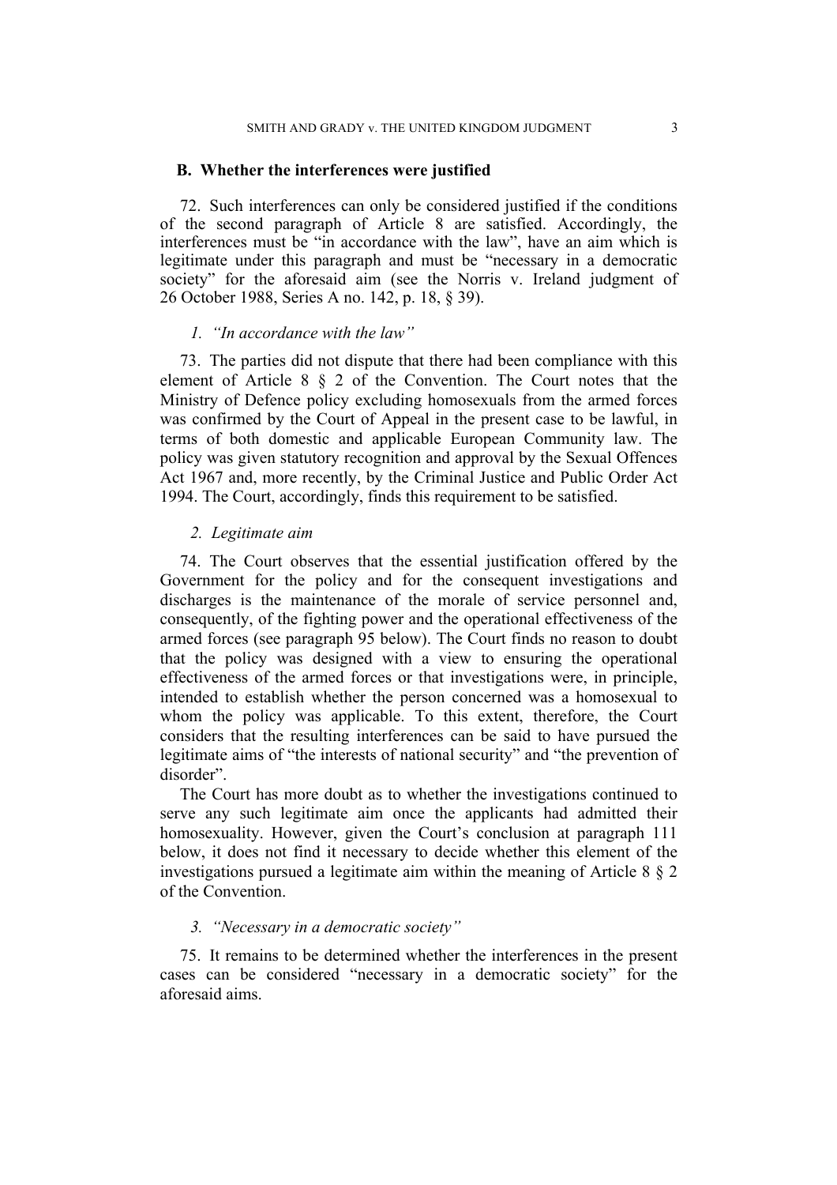## B. Whether the interferences were justified

72. Such interferences can only be considered justified if the conditions of the second paragraph of Article 8 are satisfied. Accordingly, the interferences must be "in accordance with the law", have an aim which is legitimate under this paragraph and must be "necessary in a democratic society" for the aforesaid aim (see the Norris v. Ireland judgment of 26 October 1988, Series A no. 142, p. 18, § 39).

### *1. "In accordance with the law"*

73. The parties did not dispute that there had been compliance with this element of Article 8 § 2 of the Convention. The Court notes that the Ministry of Defence policy excluding homosexuals from the armed forces was confirmed by the Court of Appeal in the present case to be lawful, in terms of both domestic and applicable European Community law. The policy was given statutory recognition and approval by the Sexual Offences Act 1967 and, more recently, by the Criminal Justice and Public Order Act 1994. The Court, accordingly, finds this requirement to be satisfied.

### *2. Legitimate aim*

74. The Court observes that the essential justification offered by the Government for the policy and for the consequent investigations and discharges is the maintenance of the morale of service personnel and, consequently, of the fighting power and the operational effectiveness of the armed forces (see paragraph 95 below). The Court finds no reason to doubt that the policy was designed with a view to ensuring the operational effectiveness of the armed forces or that investigations were, in principle, intended to establish whether the person concerned was a homosexual to whom the policy was applicable. To this extent, therefore, the Court considers that the resulting interferences can be said to have pursued the legitimate aims of "the interests of national security" and "the prevention of disorder".

The Court has more doubt as to whether the investigations continued to serve any such legitimate aim once the applicants had admitted their homosexuality. However, given the Court's conclusion at paragraph 111 below, it does not find it necessary to decide whether this element of the investigations pursued a legitimate aim within the meaning of Article 8 § 2 of the Convention.

### *3. "Necessary in a democratic society"*

75. It remains to be determined whether the interferences in the present cases can be considered "necessary in a democratic society" for the aforesaid aims.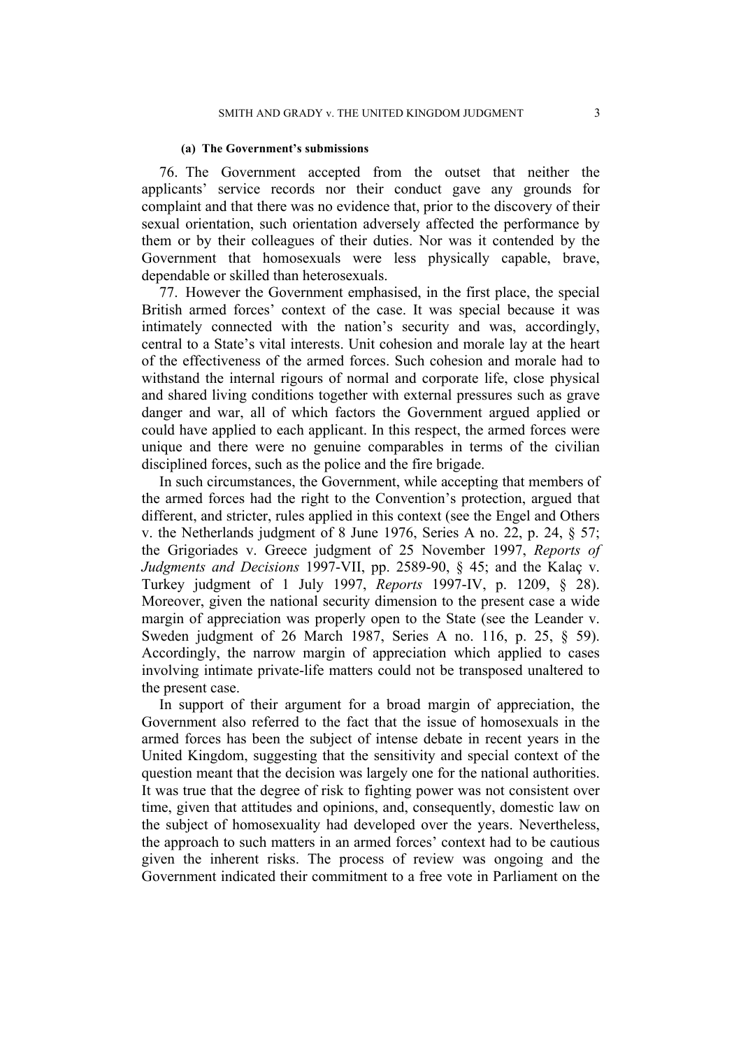#### (a) The Government's submissions

76. The Government accepted from the outset that neither the applicants' service records nor their conduct gave any grounds for complaint and that there was no evidence that, prior to the discovery of their sexual orientation, such orientation adversely affected the performance by them or by their colleagues of their duties. Nor was it contended by the Government that homosexuals were less physically capable, brave, dependable or skilled than heterosexuals.

77. However the Government emphasised, in the first place, the special British armed forces' context of the case. It was special because it was intimately connected with the nation's security and was, accordingly, central to a State's vital interests. Unit cohesion and morale lay at the heart of the effectiveness of the armed forces. Such cohesion and morale had to withstand the internal rigours of normal and corporate life, close physical and shared living conditions together with external pressures such as grave danger and war, all of which factors the Government argued applied or could have applied to each applicant. In this respect, the armed forces were unique and there were no genuine comparables in terms of the civilian disciplined forces, such as the police and the fire brigade.

In such circumstances, the Government, while accepting that members of the armed forces had the right to the Convention's protection, argued that different, and stricter, rules applied in this context (see the Engel and Others v. the Netherlands judgment of 8 June 1976, Series A no. 22, p. 24, § 57; the Grigoriades v. Greece judgment of 25 November 1997, *Reports of Judgments and Decisions* 1997-VII, pp. 2589-90, § 45; and the Kalaç v. Turkey judgment of 1 July 1997, *Reports* 1997-IV, p. 1209, § 28). Moreover, given the national security dimension to the present case a wide margin of appreciation was properly open to the State (see the Leander v. Sweden judgment of 26 March 1987, Series A no. 116, p. 25, § 59). Accordingly, the narrow margin of appreciation which applied to cases involving intimate private-life matters could not be transposed unaltered to the present case.

In support of their argument for a broad margin of appreciation, the Government also referred to the fact that the issue of homosexuals in the armed forces has been the subject of intense debate in recent years in the United Kingdom, suggesting that the sensitivity and special context of the question meant that the decision was largely one for the national authorities. It was true that the degree of risk to fighting power was not consistent over time, given that attitudes and opinions, and, consequently, domestic law on the subject of homosexuality had developed over the years. Nevertheless, the approach to such matters in an armed forces' context had to be cautious given the inherent risks. The process of review was ongoing and the Government indicated their commitment to a free vote in Parliament on the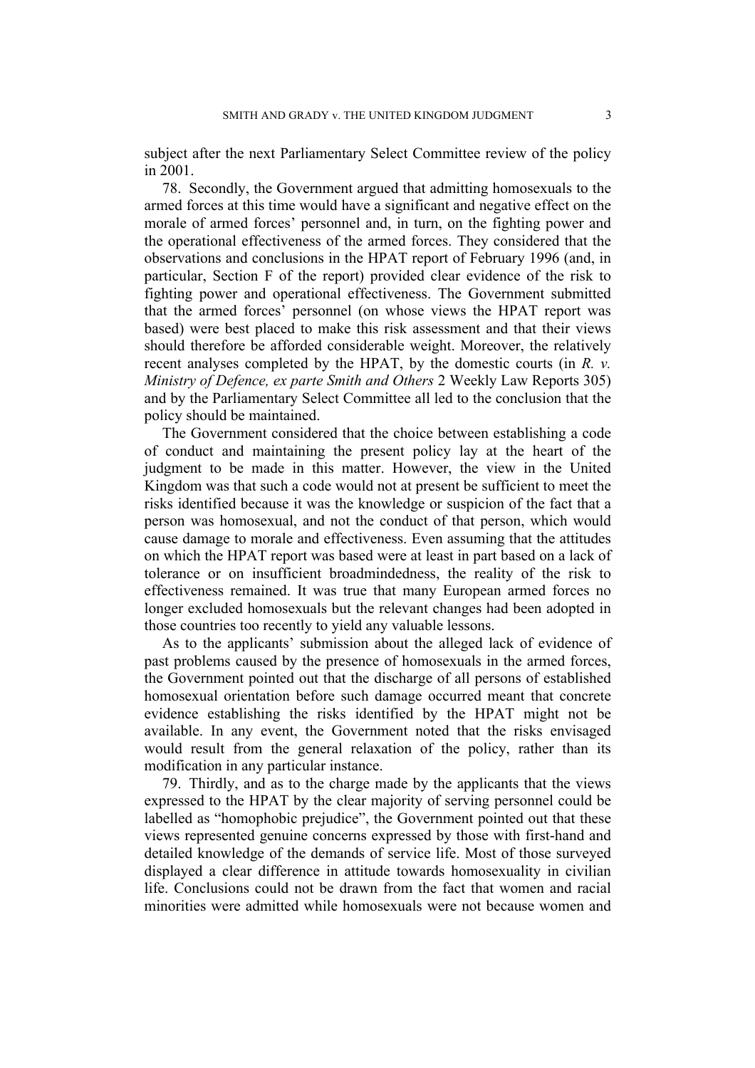subject after the next Parliamentary Select Committee review of the policy in 2001.

78. Secondly, the Government argued that admitting homosexuals to the armed forces at this time would have a significant and negative effect on the morale of armed forces' personnel and, in turn, on the fighting power and the operational effectiveness of the armed forces. They considered that the observations and conclusions in the HPAT report of February 1996 (and, in particular, Section F of the report) provided clear evidence of the risk to fighting power and operational effectiveness. The Government submitted that the armed forces' personnel (on whose views the HPAT report was based) were best placed to make this risk assessment and that their views should therefore be afforded considerable weight. Moreover, the relatively recent analyses completed by the HPAT, by the domestic courts (in *R. v. Ministry of Defence, ex parte Smith and Others* 2 Weekly Law Reports 305) and by the Parliamentary Select Committee all led to the conclusion that the policy should be maintained.

The Government considered that the choice between establishing a code of conduct and maintaining the present policy lay at the heart of the judgment to be made in this matter. However, the view in the United Kingdom was that such a code would not at present be sufficient to meet the risks identified because it was the knowledge or suspicion of the fact that a person was homosexual, and not the conduct of that person, which would cause damage to morale and effectiveness. Even assuming that the attitudes on which the HPAT report was based were at least in part based on a lack of tolerance or on insufficient broadmindedness, the reality of the risk to effectiveness remained. It was true that many European armed forces no longer excluded homosexuals but the relevant changes had been adopted in those countries too recently to yield any valuable lessons.

As to the applicants' submission about the alleged lack of evidence of past problems caused by the presence of homosexuals in the armed forces, the Government pointed out that the discharge of all persons of established homosexual orientation before such damage occurred meant that concrete evidence establishing the risks identified by the HPAT might not be available. In any event, the Government noted that the risks envisaged would result from the general relaxation of the policy, rather than its modification in any particular instance.

79. Thirdly, and as to the charge made by the applicants that the views expressed to the HPAT by the clear majority of serving personnel could be labelled as "homophobic prejudice", the Government pointed out that these views represented genuine concerns expressed by those with first-hand and detailed knowledge of the demands of service life. Most of those surveyed displayed a clear difference in attitude towards homosexuality in civilian life. Conclusions could not be drawn from the fact that women and racial minorities were admitted while homosexuals were not because women and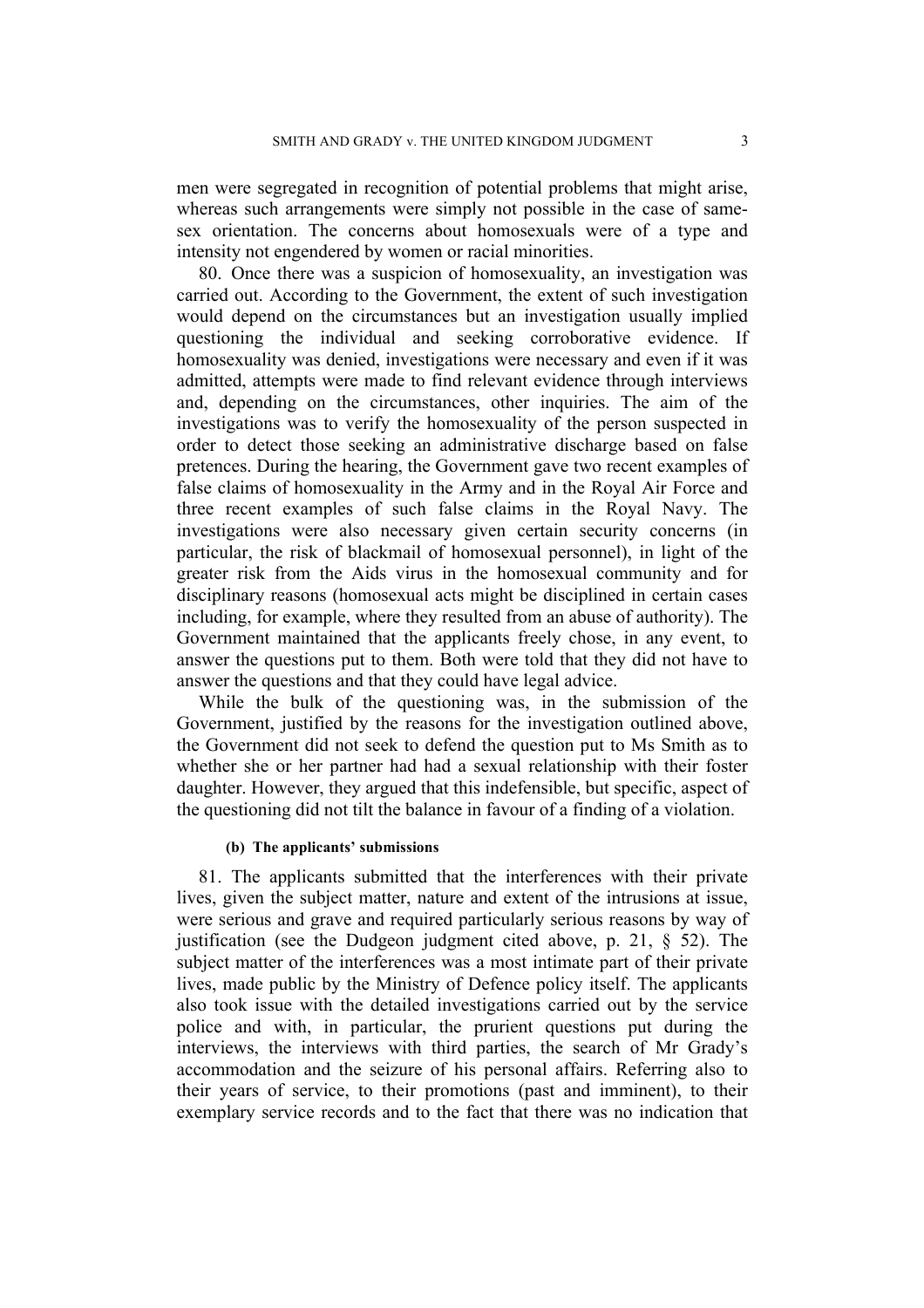men were segregated in recognition of potential problems that might arise, whereas such arrangements were simply not possible in the case of same-sex orientation. The concerns about homosexuals were of a type and intensity not engendered by women or racial minorities.

80. Once there was a suspicion of homosexuality, an investigation was carried out. According to the Government, the extent of such investigation would depend on the circumstances but an investigation usually implied questioning the individual and seeking corroborative evidence. If homosexuality was denied, investigations were necessary and even if it was admitted, attempts were made to find relevant evidence through interviews and, depending on the circumstances, other inquiries. The aim of the investigations was to verify the homosexuality of the person suspected in order to detect those seeking an administrative discharge based on false pretences. During the hearing, the Government gave two recent examples of false claims of homosexuality in the Army and in the Royal Air Force and three recent examples of such false claims in the Royal Navy. The investigations were also necessary given certain security concerns (in particular, the risk of blackmail of homosexual personnel), in light of the greater risk from the Aids virus in the homosexual community and for disciplinary reasons (homosexual acts might be disciplined in certain cases including, for example, where they resulted from an abuse of authority). The Government maintained that the applicants freely chose, in any event, to answer the questions put to them. Both were told that they did not have to answer the questions and that they could have legal advice.

While the bulk of the questioning was, in the submission of the Government, justified by the reasons for the investigation outlined above, the Government did not seek to defend the question put to Ms Smith as to whether she or her partner had had a sexual relationship with their foster daughter. However, they argued that this indefensible, but specific, aspect of the questioning did not tilt the balance in favour of a finding of a violation.

#### (b) The applicants' submissions

81. The applicants submitted that the interferences with their private lives, given the subject matter, nature and extent of the intrusions at issue, were serious and grave and required particularly serious reasons by way of justification (see the Dudgeon judgment cited above, p. 21, § 52). The subject matter of the interferences was a most intimate part of their private lives, made public by the Ministry of Defence policy itself. The applicants also took issue with the detailed investigations carried out by the service police and with, in particular, the prurient questions put during the interviews, the interviews with third parties, the search of Mr Grady's accommodation and the seizure of his personal affairs. Referring also to their years of service, to their promotions (past and imminent), to their exemplary service records and to the fact that there was no indication that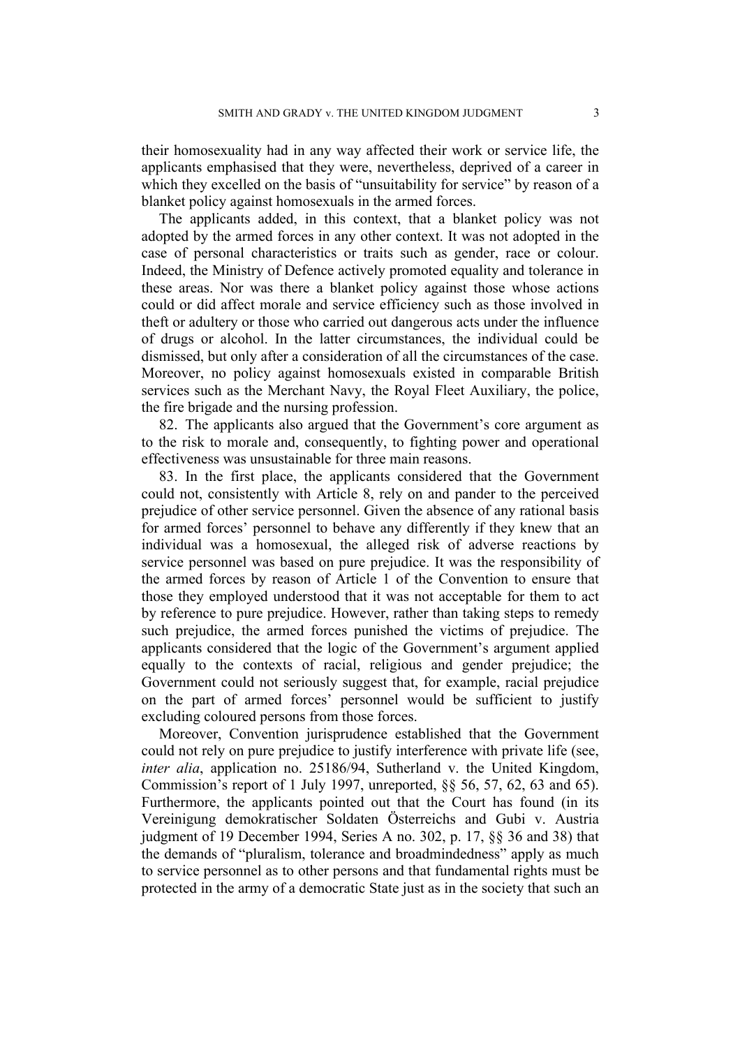their homosexuality had in any way affected their work or service life, the applicants emphasised that they were, nevertheless, deprived of a career in which they excelled on the basis of "unsuitability for service" by reason of a blanket policy against homosexuals in the armed forces.

The applicants added, in this context, that a blanket policy was not adopted by the armed forces in any other context. It was not adopted in the case of personal characteristics or traits such as gender, race or colour. Indeed, the Ministry of Defence actively promoted equality and tolerance in these areas. Nor was there a blanket policy against those whose actions could or did affect morale and service efficiency such as those involved in theft or adultery or those who carried out dangerous acts under the influence of drugs or alcohol. In the latter circumstances, the individual could be dismissed, but only after a consideration of all the circumstances of the case. Moreover, no policy against homosexuals existed in comparable British services such as the Merchant Navy, the Royal Fleet Auxiliary, the police, the fire brigade and the nursing profession.

82. The applicants also argued that the Government's core argument as to the risk to morale and, consequently, to fighting power and operational effectiveness was unsustainable for three main reasons.

83. In the first place, the applicants considered that the Government could not, consistently with Article 8, rely on and pander to the perceived prejudice of other service personnel. Given the absence of any rational basis for armed forces' personnel to behave any differently if they knew that an individual was a homosexual, the alleged risk of adverse reactions by service personnel was based on pure prejudice. It was the responsibility of the armed forces by reason of Article 1 of the Convention to ensure that those they employed understood that it was not acceptable for them to act by reference to pure prejudice. However, rather than taking steps to remedy such prejudice, the armed forces punished the victims of prejudice. The applicants considered that the logic of the Government's argument applied equally to the contexts of racial, religious and gender prejudice; the Government could not seriously suggest that, for example, racial prejudice on the part of armed forces' personnel would be sufficient to justify excluding coloured persons from those forces.

Moreover, Convention jurisprudence established that the Government could not rely on pure prejudice to justify interference with private life (see, *inter alia*, application no. 25186/94, Sutherland v. the United Kingdom, Commission's report of 1 July 1997, unreported, §§ 56, 57, 62, 63 and 65). Furthermore, the applicants pointed out that the Court has found (in its Vereinigung demokratischer Soldaten Österreichs and Gubi v. Austria judgment of 19 December 1994, Series A no. 302, p. 17, §§ 36 and 38) that the demands of "pluralism, tolerance and broadmindedness" apply as much to service personnel as to other persons and that fundamental rights must be protected in the army of a democratic State just as in the society that such an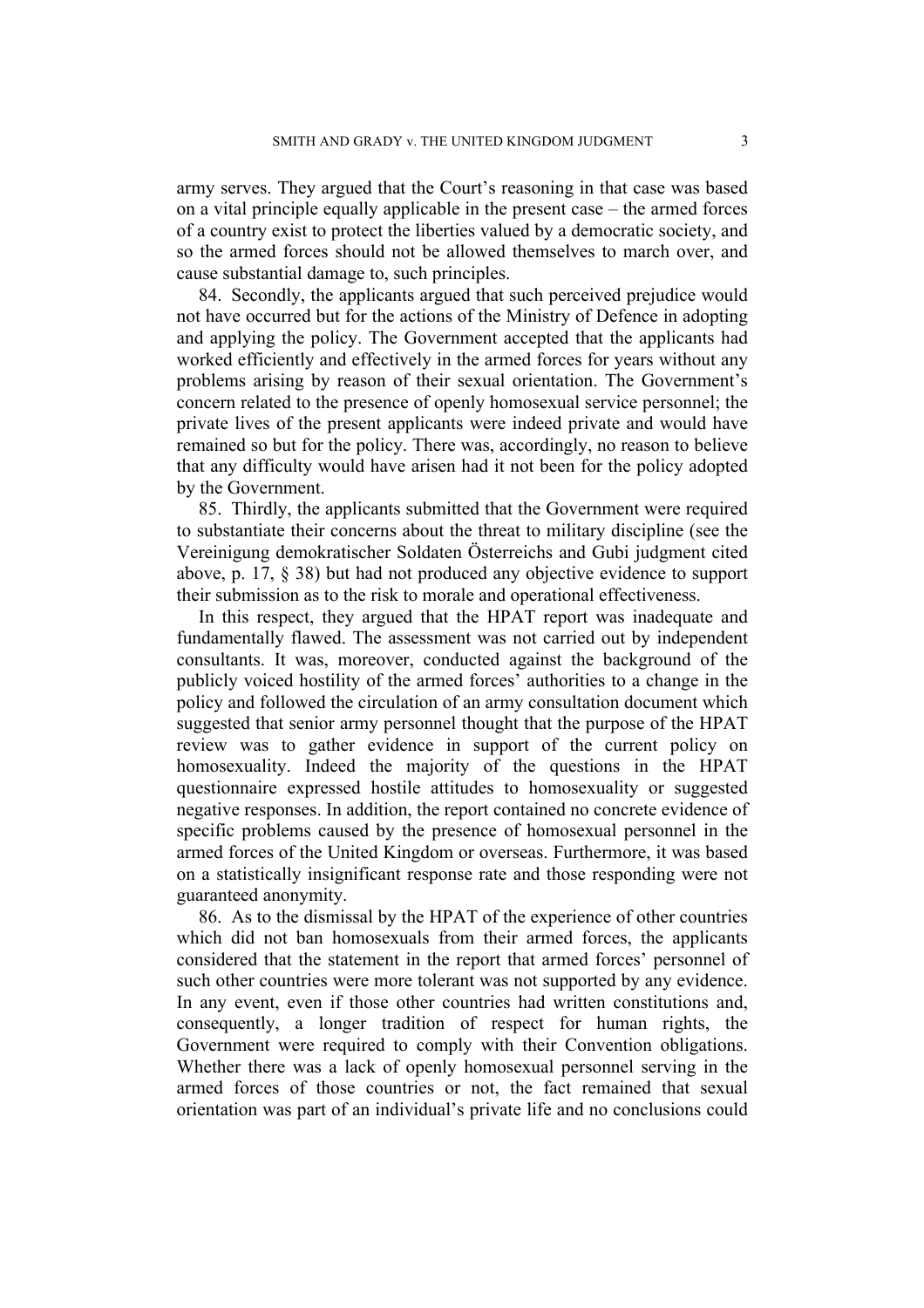army serves. They argued that the Court's reasoning in that case was based on a vital principle equally applicable in the present case – the armed forces of a country exist to protect the liberties valued by a democratic society, and so the armed forces should not be allowed themselves to march over, and cause substantial damage to, such principles.

84. Secondly, the applicants argued that such perceived prejudice would not have occurred but for the actions of the Ministry of Defence in adopting and applying the policy. The Government accepted that the applicants had worked efficiently and effectively in the armed forces for years without any problems arising by reason of their sexual orientation. The Government's concern related to the presence of openly homosexual service personnel; the private lives of the present applicants were indeed private and would have remained so but for the policy. There was, accordingly, no reason to believe that any difficulty would have arisen had it not been for the policy adopted by the Government.

85. Thirdly, the applicants submitted that the Government were required to substantiate their concerns about the threat to military discipline (see the Vereinigung demokratischer Soldaten Österreichs and Gubi judgment cited above, p. 17, § 38) but had not produced any objective evidence to support their submission as to the risk to morale and operational effectiveness.

In this respect, they argued that the HPAT report was inadequate and fundamentally flawed. The assessment was not carried out by independent consultants. It was, moreover, conducted against the background of the publicly voiced hostility of the armed forces' authorities to a change in the policy and followed the circulation of an army consultation document which suggested that senior army personnel thought that the purpose of the HPAT review was to gather evidence in support of the current policy on homosexuality. Indeed the majority of the questions in the HPAT questionnaire expressed hostile attitudes to homosexuality or suggested negative responses. In addition, the report contained no concrete evidence of specific problems caused by the presence of homosexual personnel in the armed forces of the United Kingdom or overseas. Furthermore, it was based on a statistically insignificant response rate and those responding were not guaranteed anonymity.

86. As to the dismissal by the HPAT of the experience of other countries which did not ban homosexuals from their armed forces, the applicants considered that the statement in the report that armed forces' personnel of such other countries were more tolerant was not supported by any evidence. In any event, even if those other countries had written constitutions and, consequently, a longer tradition of respect for human rights, the Government were required to comply with their Convention obligations. Whether there was a lack of openly homosexual personnel serving in the armed forces of those countries or not, the fact remained that sexual orientation was part of an individual's private life and no conclusions could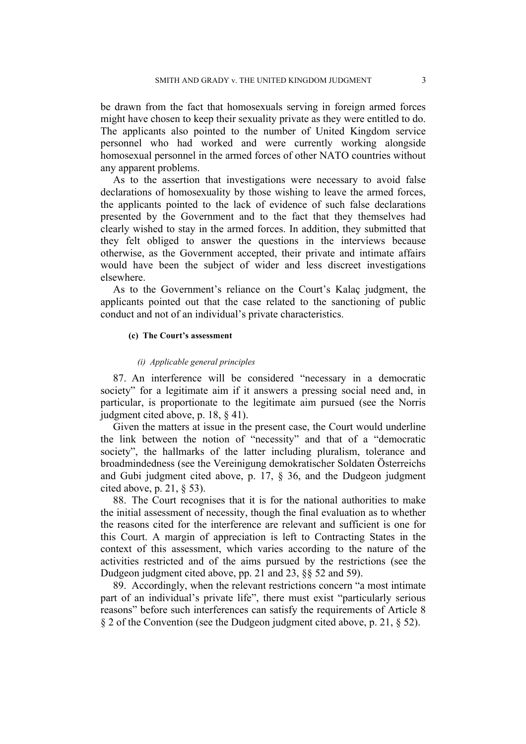be drawn from the fact that homosexuals serving in foreign armed forces might have chosen to keep their sexuality private as they were entitled to do. The applicants also pointed to the number of United Kingdom service personnel who had worked and were currently working alongside homosexual personnel in the armed forces of other NATO countries without any apparent problems.

As to the assertion that investigations were necessary to avoid false declarations of homosexuality by those wishing to leave the armed forces, the applicants pointed to the lack of evidence of such false declarations presented by the Government and to the fact that they themselves had clearly wished to stay in the armed forces. In addition, they submitted that they felt obliged to answer the questions in the interviews because otherwise, as the Government accepted, their private and intimate affairs would have been the subject of wider and less discreet investigations elsewhere.

As to the Government's reliance on the Court's Kalaç judgment, the applicants pointed out that the case related to the sanctioning of public conduct and not of an individual's private characteristics.

#### (c) The Court's assessment

##### *(i) Applicable general principles*

87. An interference will be considered "necessary in a democratic society" for a legitimate aim if it answers a pressing social need and, in particular, is proportionate to the legitimate aim pursued (see the Norris judgment cited above, p. 18, § 41).

Given the matters at issue in the present case, the Court would underline the link between the notion of "necessity" and that of a "democratic society", the hallmarks of the latter including pluralism, tolerance and broadmindedness (see the Vereinigung demokratischer Soldaten Österreichs and Gubi judgment cited above, p. 17, § 36, and the Dudgeon judgment cited above, p. 21, § 53).

88. The Court recognises that it is for the national authorities to make the initial assessment of necessity, though the final evaluation as to whether the reasons cited for the interference are relevant and sufficient is one for this Court. A margin of appreciation is left to Contracting States in the context of this assessment, which varies according to the nature of the activities restricted and of the aims pursued by the restrictions (see the Dudgeon judgment cited above, pp. 21 and 23, §§ 52 and 59).

89. Accordingly, when the relevant restrictions concern "a most intimate part of an individual's private life", there must exist "particularly serious reasons" before such interferences can satisfy the requirements of Article 8 § 2 of the Convention (see the Dudgeon judgment cited above, p. 21, § 52).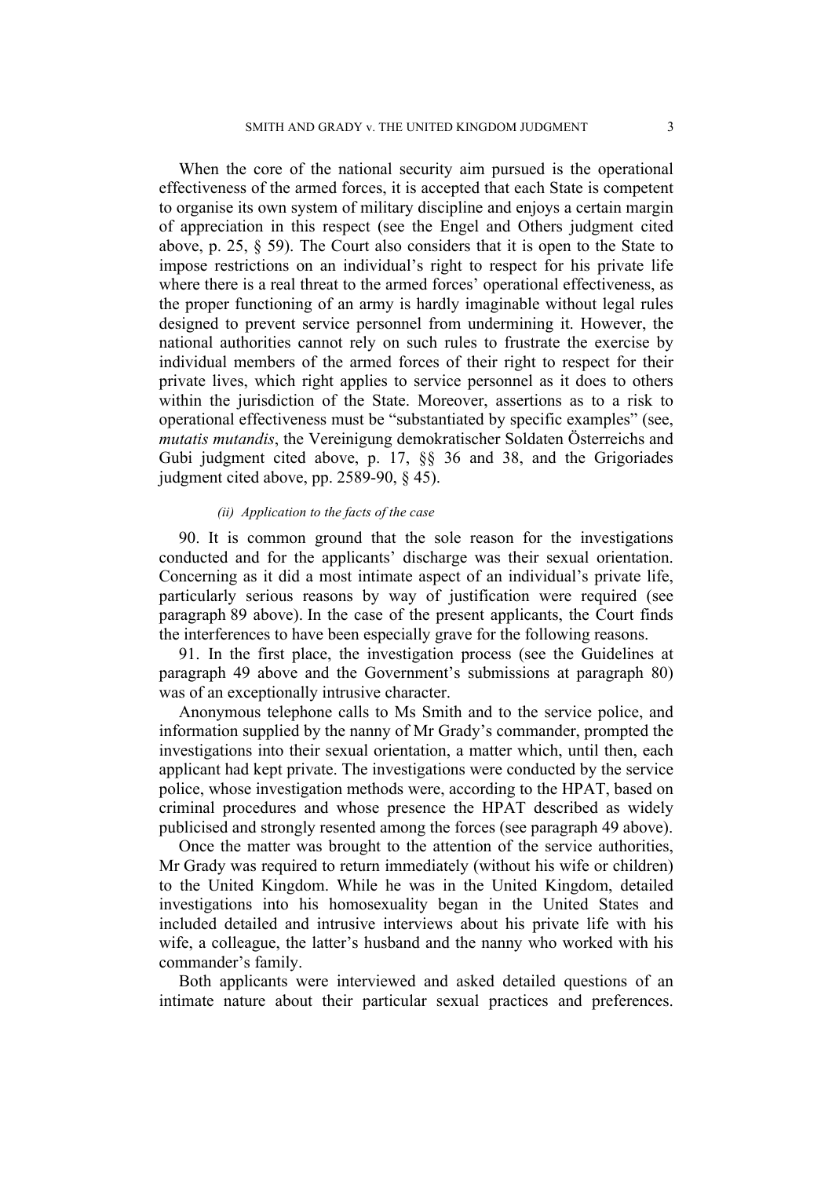When the core of the national security aim pursued is the operational effectiveness of the armed forces, it is accepted that each State is competent to organise its own system of military discipline and enjoys a certain margin of appreciation in this respect (see the Engel and Others judgment cited above, p. 25, § 59). The Court also considers that it is open to the State to impose restrictions on an individual's right to respect for his private life where there is a real threat to the armed forces' operational effectiveness, as the proper functioning of an army is hardly imaginable without legal rules designed to prevent service personnel from undermining it. However, the national authorities cannot rely on such rules to frustrate the exercise by individual members of the armed forces of their right to respect for their private lives, which right applies to service personnel as it does to others within the jurisdiction of the State. Moreover, assertions as to a risk to operational effectiveness must be "substantiated by specific examples" (see, *mutatis mutandis*, the Vereinigung demokratischer Soldaten Österreichs and Gubi judgment cited above, p. 17, §§ 36 and 38, and the Grigoriades judgment cited above, pp. 2589-90, § 45).

#### *(ii) Application to the facts of the case*

90. It is common ground that the sole reason for the investigations conducted and for the applicants' discharge was their sexual orientation. Concerning as it did a most intimate aspect of an individual's private life, particularly serious reasons by way of justification were required (see paragraph 89 above). In the case of the present applicants, the Court finds the interferences to have been especially grave for the following reasons.

91. In the first place, the investigation process (see the Guidelines at paragraph 49 above and the Government's submissions at paragraph 80) was of an exceptionally intrusive character.

Anonymous telephone calls to Ms Smith and to the service police, and information supplied by the nanny of Mr Grady's commander, prompted the investigations into their sexual orientation, a matter which, until then, each applicant had kept private. The investigations were conducted by the service police, whose investigation methods were, according to the HPAT, based on criminal procedures and whose presence the HPAT described as widely publicised and strongly resented among the forces (see paragraph 49 above).

Once the matter was brought to the attention of the service authorities, Mr Grady was required to return immediately (without his wife or children) to the United Kingdom. While he was in the United Kingdom, detailed investigations into his homosexuality began in the United States and included detailed and intrusive interviews about his private life with his wife, a colleague, the latter's husband and the nanny who worked with his commander's family.

Both applicants were interviewed and asked detailed questions of an intimate nature about their particular sexual practices and preferences.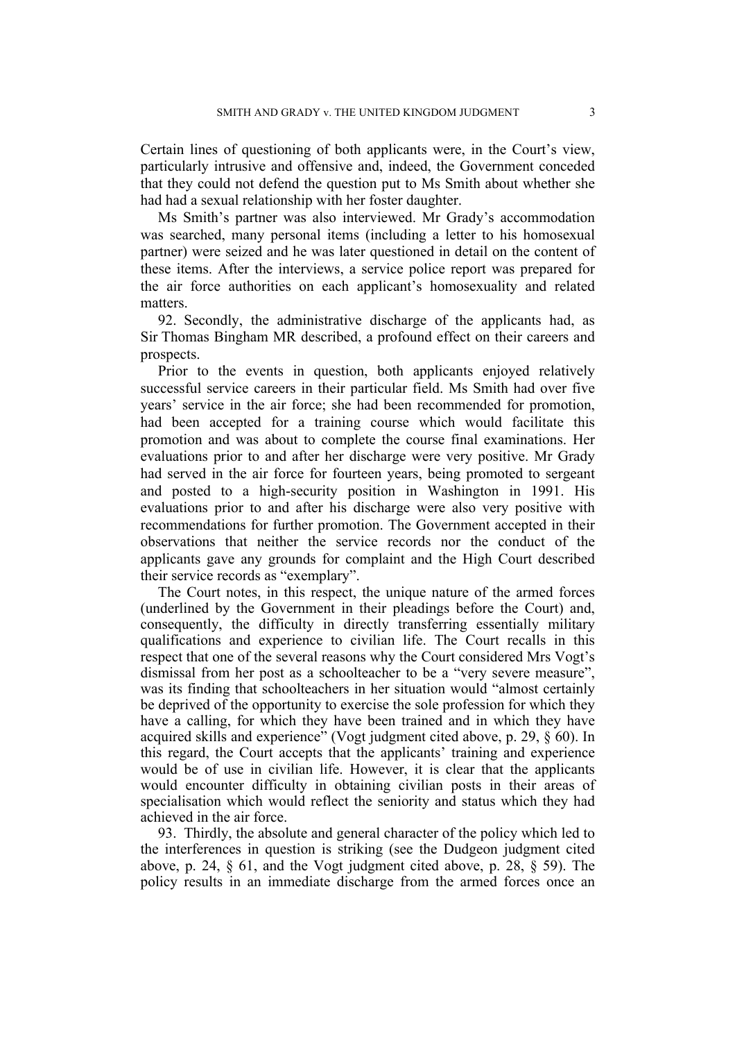Certain lines of questioning of both applicants were, in the Court's view, particularly intrusive and offensive and, indeed, the Government conceded that they could not defend the question put to Ms Smith about whether she had had a sexual relationship with her foster daughter.

Ms Smith's partner was also interviewed. Mr Grady's accommodation was searched, many personal items (including a letter to his homosexual partner) were seized and he was later questioned in detail on the content of these items. After the interviews, a service police report was prepared for the air force authorities on each applicant's homosexuality and related matters.

92. Secondly, the administrative discharge of the applicants had, as Sir Thomas Bingham MR described, a profound effect on their careers and prospects.

Prior to the events in question, both applicants enjoyed relatively successful service careers in their particular field. Ms Smith had over five years' service in the air force; she had been recommended for promotion, had been accepted for a training course which would facilitate this promotion and was about to complete the course final examinations. Her evaluations prior to and after her discharge were very positive. Mr Grady had served in the air force for fourteen years, being promoted to sergeant and posted to a high-security position in Washington in 1991. His evaluations prior to and after his discharge were also very positive with recommendations for further promotion. The Government accepted in their observations that neither the service records nor the conduct of the applicants gave any grounds for complaint and the High Court described their service records as "exemplary".

The Court notes, in this respect, the unique nature of the armed forces (underlined by the Government in their pleadings before the Court) and, consequently, the difficulty in directly transferring essentially military qualifications and experience to civilian life. The Court recalls in this respect that one of the several reasons why the Court considered Mrs Vogt's dismissal from her post as a schoolteacher to be a "very severe measure", was its finding that schoolteachers in her situation would "almost certainly be deprived of the opportunity to exercise the sole profession for which they have a calling, for which they have been trained and in which they have acquired skills and experience" (Vogt judgment cited above, p. 29, § 60). In this regard, the Court accepts that the applicants' training and experience would be of use in civilian life. However, it is clear that the applicants would encounter difficulty in obtaining civilian posts in their areas of specialisation which would reflect the seniority and status which they had achieved in the air force.

93. Thirdly, the absolute and general character of the policy which led to the interferences in question is striking (see the Dudgeon judgment cited above, p. 24, § 61, and the Vogt judgment cited above, p. 28, § 59). The policy results in an immediate discharge from the armed forces once an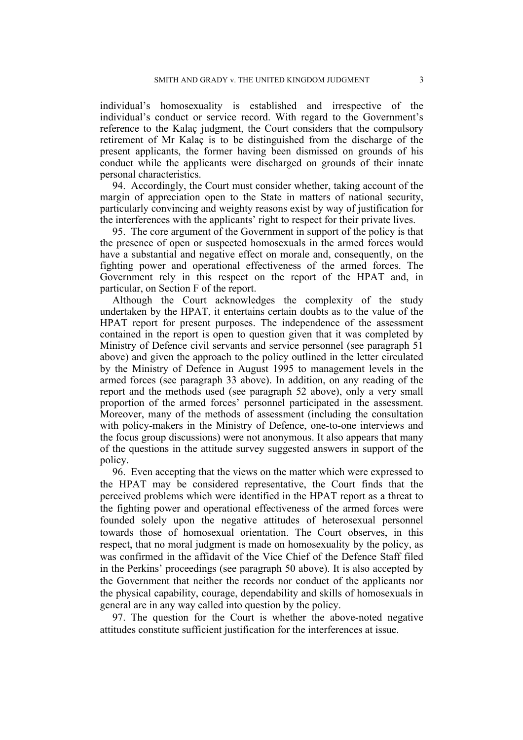individual's homosexuality is established and irrespective of the individual's conduct or service record. With regard to the Government's reference to the Kalaç judgment, the Court considers that the compulsory retirement of Mr Kalaç is to be distinguished from the discharge of the present applicants, the former having been dismissed on grounds of his conduct while the applicants were discharged on grounds of their innate personal characteristics.

94. Accordingly, the Court must consider whether, taking account of the margin of appreciation open to the State in matters of national security, particularly convincing and weighty reasons exist by way of justification for the interferences with the applicants' right to respect for their private lives.

95. The core argument of the Government in support of the policy is that the presence of open or suspected homosexuals in the armed forces would have a substantial and negative effect on morale and, consequently, on the fighting power and operational effectiveness of the armed forces. The Government rely in this respect on the report of the HPAT and, in particular, on Section F of the report.

Although the Court acknowledges the complexity of the study undertaken by the HPAT, it entertains certain doubts as to the value of the HPAT report for present purposes. The independence of the assessment contained in the report is open to question given that it was completed by Ministry of Defence civil servants and service personnel (see paragraph 51 above) and given the approach to the policy outlined in the letter circulated by the Ministry of Defence in August 1995 to management levels in the armed forces (see paragraph 33 above). In addition, on any reading of the report and the methods used (see paragraph 52 above), only a very small proportion of the armed forces' personnel participated in the assessment. Moreover, many of the methods of assessment (including the consultation with policy-makers in the Ministry of Defence, one-to-one interviews and the focus group discussions) were not anonymous. It also appears that many of the questions in the attitude survey suggested answers in support of the policy.

96. Even accepting that the views on the matter which were expressed to the HPAT may be considered representative, the Court finds that the perceived problems which were identified in the HPAT report as a threat to the fighting power and operational effectiveness of the armed forces were founded solely upon the negative attitudes of heterosexual personnel towards those of homosexual orientation. The Court observes, in this respect, that no moral judgment is made on homosexuality by the policy, as was confirmed in the affidavit of the Vice Chief of the Defence Staff filed in the Perkins' proceedings (see paragraph 50 above). It is also accepted by the Government that neither the records nor conduct of the applicants nor the physical capability, courage, dependability and skills of homosexuals in general are in any way called into question by the policy.

97. The question for the Court is whether the above-noted negative attitudes constitute sufficient justification for the interferences at issue.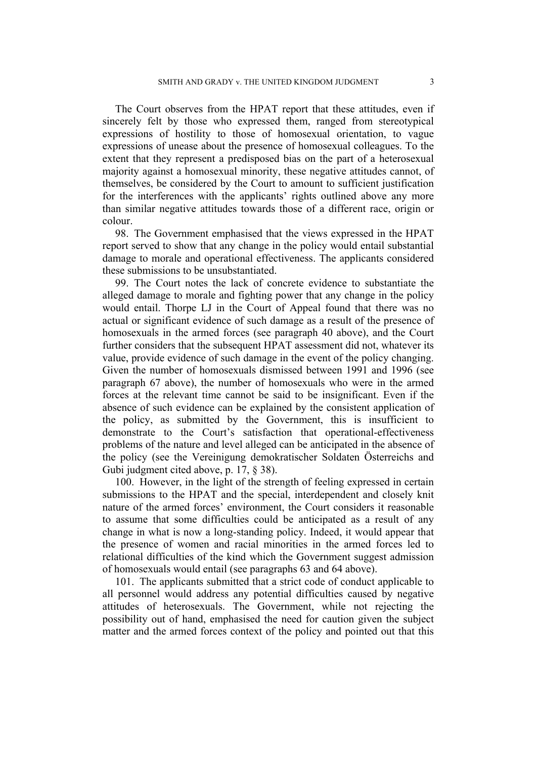The Court observes from the HPAT report that these attitudes, even if sincerely felt by those who expressed them, ranged from stereotypical expressions of hostility to those of homosexual orientation, to vague expressions of unease about the presence of homosexual colleagues. To the extent that they represent a predisposed bias on the part of a heterosexual majority against a homosexual minority, these negative attitudes cannot, of themselves, be considered by the Court to amount to sufficient justification for the interferences with the applicants' rights outlined above any more than similar negative attitudes towards those of a different race, origin or colour.

98. The Government emphasised that the views expressed in the HPAT report served to show that any change in the policy would entail substantial damage to morale and operational effectiveness. The applicants considered these submissions to be unsubstantiated.

99. The Court notes the lack of concrete evidence to substantiate the alleged damage to morale and fighting power that any change in the policy would entail. Thorpe LJ in the Court of Appeal found that there was no actual or significant evidence of such damage as a result of the presence of homosexuals in the armed forces (see paragraph 40 above), and the Court further considers that the subsequent HPAT assessment did not, whatever its value, provide evidence of such damage in the event of the policy changing. Given the number of homosexuals dismissed between 1991 and 1996 (see paragraph 67 above), the number of homosexuals who were in the armed forces at the relevant time cannot be said to be insignificant. Even if the absence of such evidence can be explained by the consistent application of the policy, as submitted by the Government, this is insufficient to demonstrate to the Court's satisfaction that operational-effectiveness problems of the nature and level alleged can be anticipated in the absence of the policy (see the Vereinigung demokratischer Soldaten Österreichs and Gubi judgment cited above, p. 17, § 38).

100. However, in the light of the strength of feeling expressed in certain submissions to the HPAT and the special, interdependent and closely knit nature of the armed forces' environment, the Court considers it reasonable to assume that some difficulties could be anticipated as a result of any change in what is now a long-standing policy. Indeed, it would appear that the presence of women and racial minorities in the armed forces led to relational difficulties of the kind which the Government suggest admission of homosexuals would entail (see paragraphs 63 and 64 above).

101. The applicants submitted that a strict code of conduct applicable to all personnel would address any potential difficulties caused by negative attitudes of heterosexuals. The Government, while not rejecting the possibility out of hand, emphasised the need for caution given the subject matter and the armed forces context of the policy and pointed out that this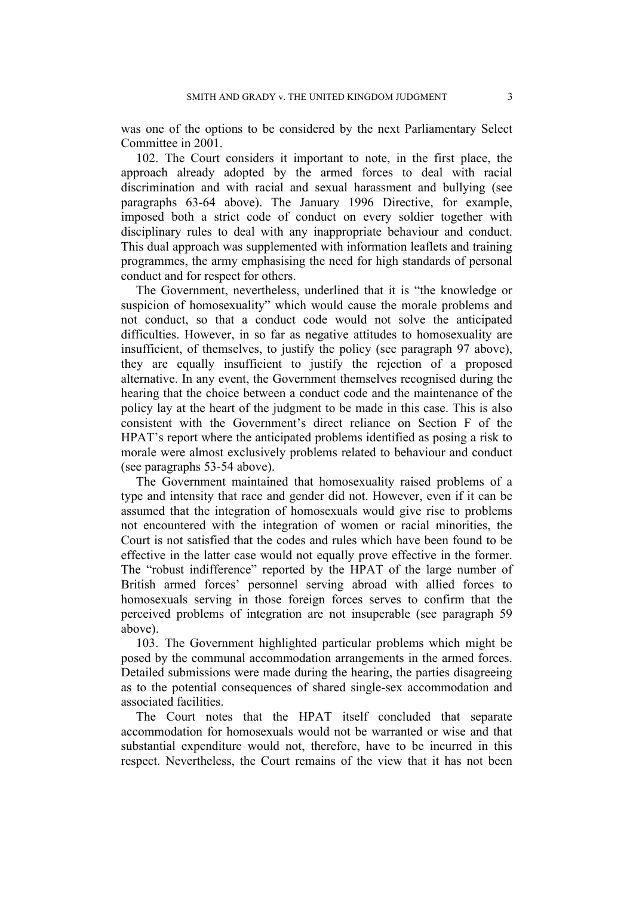was one of the options to be considered by the next Parliamentary Select Committee in 2001.

102. The Court considers it important to note, in the first place, the approach already adopted by the armed forces to deal with racial discrimination and with racial and sexual harassment and bullying (see paragraphs 63-64 above). The January 1996 Directive, for example, imposed both a strict code of conduct on every soldier together with disciplinary rules to deal with any inappropriate behaviour and conduct. This dual approach was supplemented with information leaflets and training programmes, the army emphasising the need for high standards of personal conduct and for respect for others.

The Government, nevertheless, underlined that it is "the knowledge or suspicion of homosexuality" which would cause the morale problems and not conduct, so that a conduct code would not solve the anticipated difficulties. However, in so far as negative attitudes to homosexuality are insufficient, of themselves, to justify the policy (see paragraph 97 above), they are equally insufficient to justify the rejection of a proposed alternative. In any event, the Government themselves recognised during the hearing that the choice between a conduct code and the maintenance of the policy lay at the heart of the judgment to be made in this case. This is also consistent with the Government's direct reliance on Section F of the HPAT's report where the anticipated problems identified as posing a risk to morale were almost exclusively problems related to behaviour and conduct (see paragraphs 53-54 above).

The Government maintained that homosexuality raised problems of a type and intensity that race and gender did not. However, even if it can be assumed that the integration of homosexuals would give rise to problems not encountered with the integration of women or racial minorities, the Court is not satisfied that the codes and rules which have been found to be effective in the latter case would not equally prove effective in the former. The "robust indifference" reported by the HPAT of the large number of British armed forces' personnel serving abroad with allied forces to homosexuals serving in those foreign forces serves to confirm that the perceived problems of integration are not insuperable (see paragraph 59 above).

103. The Government highlighted particular problems which might be posed by the communal accommodation arrangements in the armed forces. Detailed submissions were made during the hearing, the parties disagreeing as to the potential consequences of shared single-sex accommodation and associated facilities.

The Court notes that the HPAT itself concluded that separate accommodation for homosexuals would not be warranted or wise and that substantial expenditure would not, therefore, have to be incurred in this respect. Nevertheless, the Court remains of the view that it has not been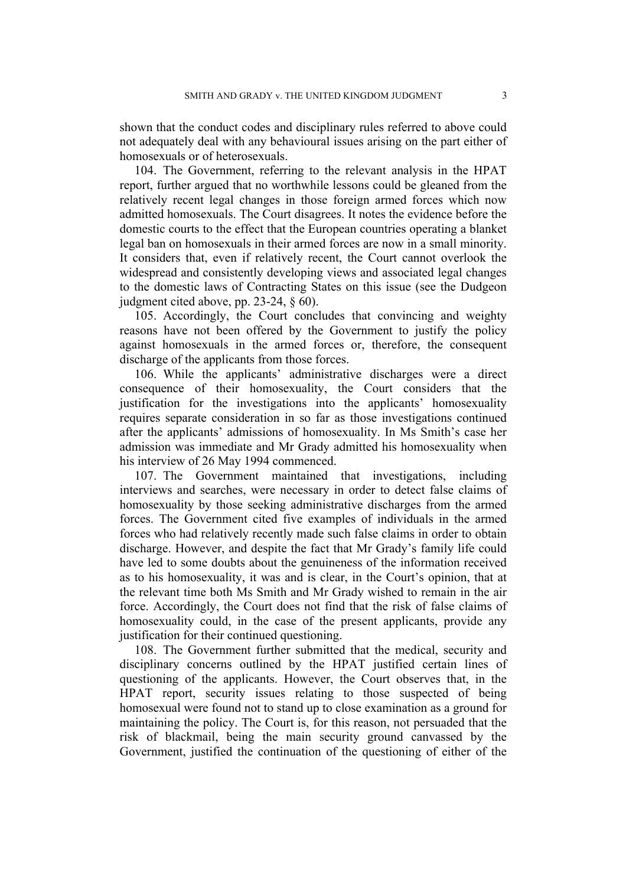shown that the conduct codes and disciplinary rules referred to above could not adequately deal with any behavioural issues arising on the part either of homosexuals or of heterosexuals.

104. The Government, referring to the relevant analysis in the HPAT report, further argued that no worthwhile lessons could be gleaned from the relatively recent legal changes in those foreign armed forces which now admitted homosexuals. The Court disagrees. It notes the evidence before the domestic courts to the effect that the European countries operating a blanket legal ban on homosexuals in their armed forces are now in a small minority. It considers that, even if relatively recent, the Court cannot overlook the widespread and consistently developing views and associated legal changes to the domestic laws of Contracting States on this issue (see the Dudgeon judgment cited above, pp. 23-24, § 60).

105. Accordingly, the Court concludes that convincing and weighty reasons have not been offered by the Government to justify the policy against homosexuals in the armed forces or, therefore, the consequent discharge of the applicants from those forces.

106. While the applicants' administrative discharges were a direct consequence of their homosexuality, the Court considers that the justification for the investigations into the applicants' homosexuality requires separate consideration in so far as those investigations continued after the applicants' admissions of homosexuality. In Ms Smith's case her admission was immediate and Mr Grady admitted his homosexuality when his interview of 26 May 1994 commenced.

107. The Government maintained that investigations, including interviews and searches, were necessary in order to detect false claims of homosexuality by those seeking administrative discharges from the armed forces. The Government cited five examples of individuals in the armed forces who had relatively recently made such false claims in order to obtain discharge. However, and despite the fact that Mr Grady's family life could have led to some doubts about the genuineness of the information received as to his homosexuality, it was and is clear, in the Court's opinion, that at the relevant time both Ms Smith and Mr Grady wished to remain in the air force. Accordingly, the Court does not find that the risk of false claims of homosexuality could, in the case of the present applicants, provide any justification for their continued questioning.

108. The Government further submitted that the medical, security and disciplinary concerns outlined by the HPAT justified certain lines of questioning of the applicants. However, the Court observes that, in the HPAT report, security issues relating to those suspected of being homosexual were found not to stand up to close examination as a ground for maintaining the policy. The Court is, for this reason, not persuaded that the risk of blackmail, being the main security ground canvassed by the Government, justified the continuation of the questioning of either of the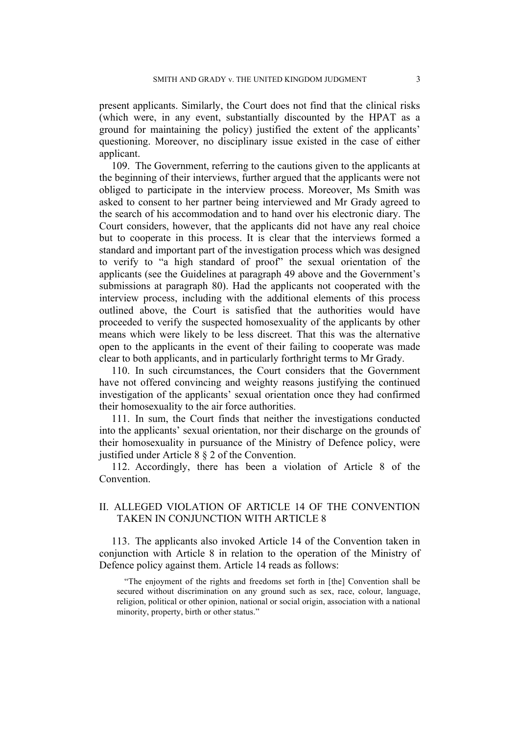present applicants. Similarly, the Court does not find that the clinical risks (which were, in any event, substantially discounted by the HPAT as a ground for maintaining the policy) justified the extent of the applicants' questioning. Moreover, no disciplinary issue existed in the case of either applicant.

109. The Government, referring to the cautions given to the applicants at the beginning of their interviews, further argued that the applicants were not obliged to participate in the interview process. Moreover, Ms Smith was asked to consent to her partner being interviewed and Mr Grady agreed to the search of his accommodation and to hand over his electronic diary. The Court considers, however, that the applicants did not have any real choice but to cooperate in this process. It is clear that the interviews formed a standard and important part of the investigation process which was designed to verify to "a high standard of proof" the sexual orientation of the applicants (see the Guidelines at paragraph 49 above and the Government's submissions at paragraph 80). Had the applicants not cooperated with the interview process, including with the additional elements of this process outlined above, the Court is satisfied that the authorities would have proceeded to verify the suspected homosexuality of the applicants by other means which were likely to be less discreet. That this was the alternative open to the applicants in the event of their failing to cooperate was made clear to both applicants, and in particularly forthright terms to Mr Grady.

110. In such circumstances, the Court considers that the Government have not offered convincing and weighty reasons justifying the continued investigation of the applicants' sexual orientation once they had confirmed their homosexuality to the air force authorities.

111. In sum, the Court finds that neither the investigations conducted into the applicants' sexual orientation, nor their discharge on the grounds of their homosexuality in pursuance of the Ministry of Defence policy, were justified under Article 8 § 2 of the Convention.

112. Accordingly, there has been a violation of Article 8 of the Convention.

## II. ALLEGED VIOLATION OF ARTICLE 14 OF THE CONVENTION TAKEN IN CONJUNCTION WITH ARTICLE 8

113. The applicants also invoked Article 14 of the Convention taken in conjunction with Article 8 in relation to the operation of the Ministry of Defence policy against them. Article 14 reads as follows:

> "The enjoyment of the rights and freedoms set forth in [the] Convention shall be secured without discrimination on any ground such as sex, race, colour, language, religion, political or other opinion, national or social origin, association with a national minority, property, birth or other status."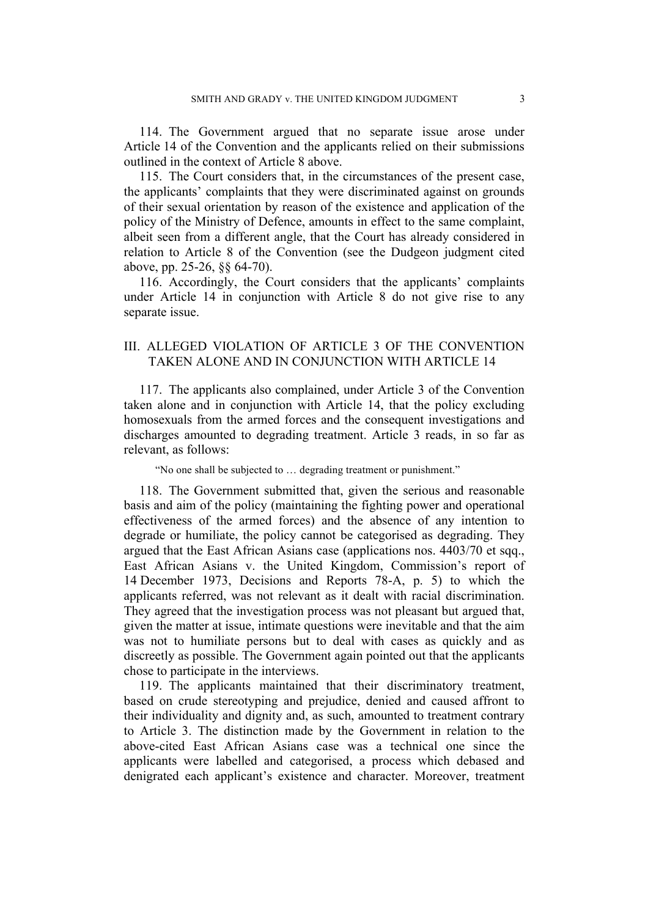114. The Government argued that no separate issue arose under Article 14 of the Convention and the applicants relied on their submissions outlined in the context of Article 8 above.

115. The Court considers that, in the circumstances of the present case, the applicants' complaints that they were discriminated against on grounds of their sexual orientation by reason of the existence and application of the policy of the Ministry of Defence, amounts in effect to the same complaint, albeit seen from a different angle, that the Court has already considered in relation to Article 8 of the Convention (see the Dudgeon judgment cited above, pp. 25-26, §§ 64-70).

116. Accordingly, the Court considers that the applicants' complaints under Article 14 in conjunction with Article 8 do not give rise to any separate issue.

## III. ALLEGED VIOLATION OF ARTICLE 3 OF THE CONVENTION TAKEN ALONE AND IN CONJUNCTION WITH ARTICLE 14

117. The applicants also complained, under Article 3 of the Convention taken alone and in conjunction with Article 14, that the policy excluding homosexuals from the armed forces and the consequent investigations and discharges amounted to degrading treatment. Article 3 reads, in so far as relevant, as follows:

> "No one shall be subjected to … degrading treatment or punishment."

118. The Government submitted that, given the serious and reasonable basis and aim of the policy (maintaining the fighting power and operational effectiveness of the armed forces) and the absence of any intention to degrade or humiliate, the policy cannot be categorised as degrading. They argued that the East African Asians case (applications nos. 4403/70 et sqq., East African Asians v. the United Kingdom, Commission's report of 14 December 1973, Decisions and Reports 78-A, p. 5) to which the applicants referred, was not relevant as it dealt with racial discrimination. They agreed that the investigation process was not pleasant but argued that, given the matter at issue, intimate questions were inevitable and that the aim was not to humiliate persons but to deal with cases as quickly and as discreetly as possible. The Government again pointed out that the applicants chose to participate in the interviews.

119. The applicants maintained that their discriminatory treatment, based on crude stereotyping and prejudice, denied and caused affront to their individuality and dignity and, as such, amounted to treatment contrary to Article 3. The distinction made by the Government in relation to the above-cited East African Asians case was a technical one since the applicants were labelled and categorised, a process which debased and denigrated each applicant's existence and character. Moreover, treatment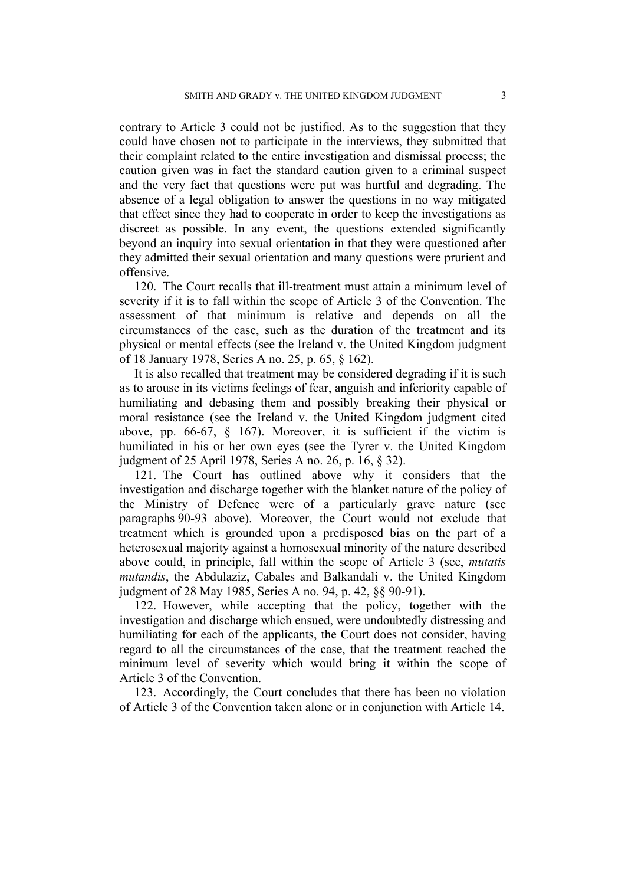contrary to Article 3 could not be justified. As to the suggestion that they could have chosen not to participate in the interviews, they submitted that their complaint related to the entire investigation and dismissal process; the caution given was in fact the standard caution given to a criminal suspect and the very fact that questions were put was hurtful and degrading. The absence of a legal obligation to answer the questions in no way mitigated that effect since they had to cooperate in order to keep the investigations as discreet as possible. In any event, the questions extended significantly beyond an inquiry into sexual orientation in that they were questioned after they admitted their sexual orientation and many questions were prurient and offensive.

120. The Court recalls that ill-treatment must attain a minimum level of severity if it is to fall within the scope of Article 3 of the Convention. The assessment of that minimum is relative and depends on all the circumstances of the case, such as the duration of the treatment and its physical or mental effects (see the Ireland v. the United Kingdom judgment of 18 January 1978, Series A no. 25, p. 65, § 162).

It is also recalled that treatment may be considered degrading if it is such as to arouse in its victims feelings of fear, anguish and inferiority capable of humiliating and debasing them and possibly breaking their physical or moral resistance (see the Ireland v. the United Kingdom judgment cited above, pp. 66-67, § 167). Moreover, it is sufficient if the victim is humiliated in his or her own eyes (see the Tyrer v. the United Kingdom judgment of 25 April 1978, Series A no. 26, p. 16, § 32).

121. The Court has outlined above why it considers that the investigation and discharge together with the blanket nature of the policy of the Ministry of Defence were of a particularly grave nature (see paragraphs 90-93 above). Moreover, the Court would not exclude that treatment which is grounded upon a predisposed bias on the part of a heterosexual majority against a homosexual minority of the nature described above could, in principle, fall within the scope of Article 3 (see, *mutatis mutandis*, the Abdulaziz, Cabales and Balkandali v. the United Kingdom judgment of 28 May 1985, Series A no. 94, p. 42, §§ 90-91).

122. However, while accepting that the policy, together with the investigation and discharge which ensued, were undoubtedly distressing and humiliating for each of the applicants, the Court does not consider, having regard to all the circumstances of the case, that the treatment reached the minimum level of severity which would bring it within the scope of Article 3 of the Convention.

123. Accordingly, the Court concludes that there has been no violation of Article 3 of the Convention taken alone or in conjunction with Article 14.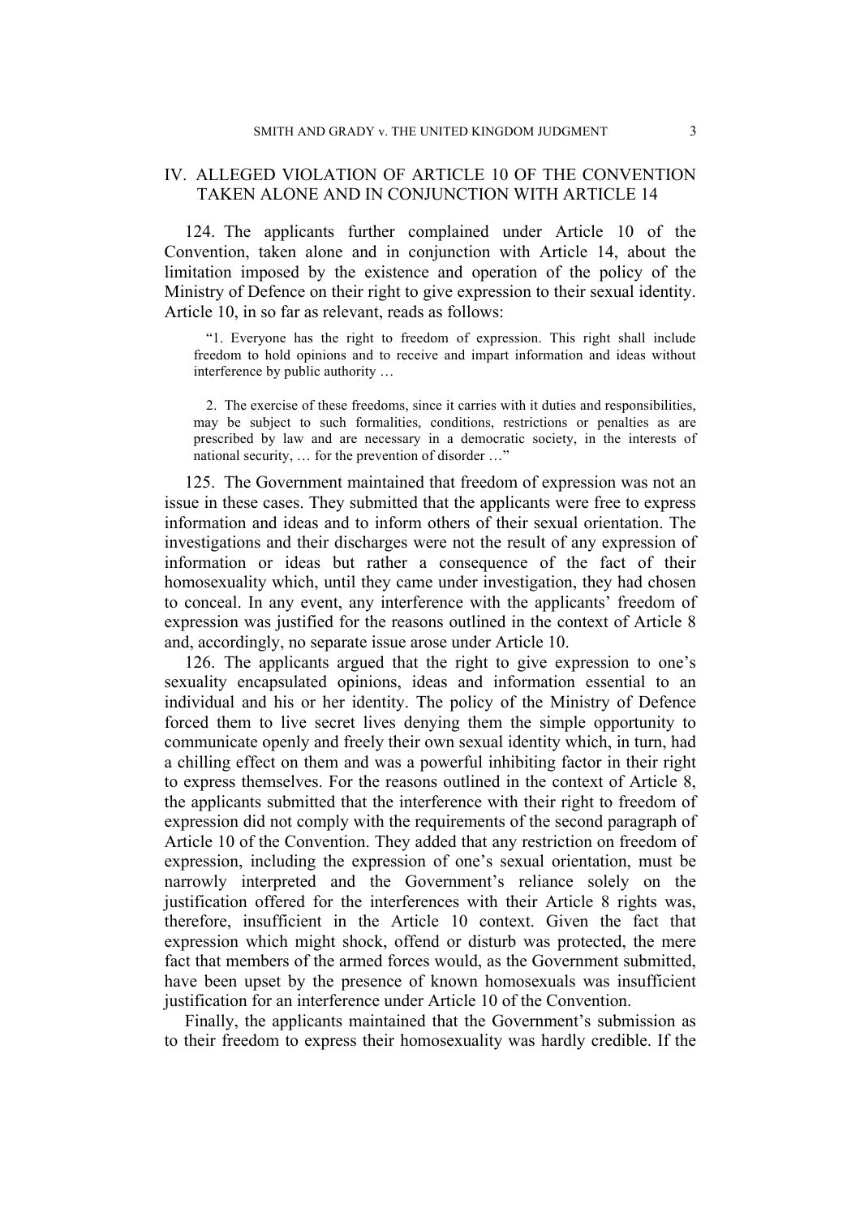## IV. ALLEGED VIOLATION OF ARTICLE 10 OF THE CONVENTION TAKEN ALONE AND IN CONJUNCTION WITH ARTICLE 14

124. The applicants further complained under Article 10 of the Convention, taken alone and in conjunction with Article 14, about the limitation imposed by the existence and operation of the policy of the Ministry of Defence on their right to give expression to their sexual identity. Article 10, in so far as relevant, reads as follows:

> "1. Everyone has the right to freedom of expression. This right shall include freedom to hold opinions and to receive and impart information and ideas without interference by public authority …
>
> 2. The exercise of these freedoms, since it carries with it duties and responsibilities, may be subject to such formalities, conditions, restrictions or penalties as are prescribed by law and are necessary in a democratic society, in the interests of national security, … for the prevention of disorder …"

125. The Government maintained that freedom of expression was not an issue in these cases. They submitted that the applicants were free to express information and ideas and to inform others of their sexual orientation. The investigations and their discharges were not the result of any expression of information or ideas but rather a consequence of the fact of their homosexuality which, until they came under investigation, they had chosen to conceal. In any event, any interference with the applicants' freedom of expression was justified for the reasons outlined in the context of Article 8 and, accordingly, no separate issue arose under Article 10.

126. The applicants argued that the right to give expression to one's sexuality encapsulated opinions, ideas and information essential to an individual and his or her identity. The policy of the Ministry of Defence forced them to live secret lives denying them the simple opportunity to communicate openly and freely their own sexual identity which, in turn, had a chilling effect on them and was a powerful inhibiting factor in their right to express themselves. For the reasons outlined in the context of Article 8, the applicants submitted that the interference with their right to freedom of expression did not comply with the requirements of the second paragraph of Article 10 of the Convention. They added that any restriction on freedom of expression, including the expression of one's sexual orientation, must be narrowly interpreted and the Government's reliance solely on the justification offered for the interferences with their Article 8 rights was, therefore, insufficient in the Article 10 context. Given the fact that expression which might shock, offend or disturb was protected, the mere fact that members of the armed forces would, as the Government submitted, have been upset by the presence of known homosexuals was insufficient justification for an interference under Article 10 of the Convention.

Finally, the applicants maintained that the Government's submission as to their freedom to express their homosexuality was hardly credible. If the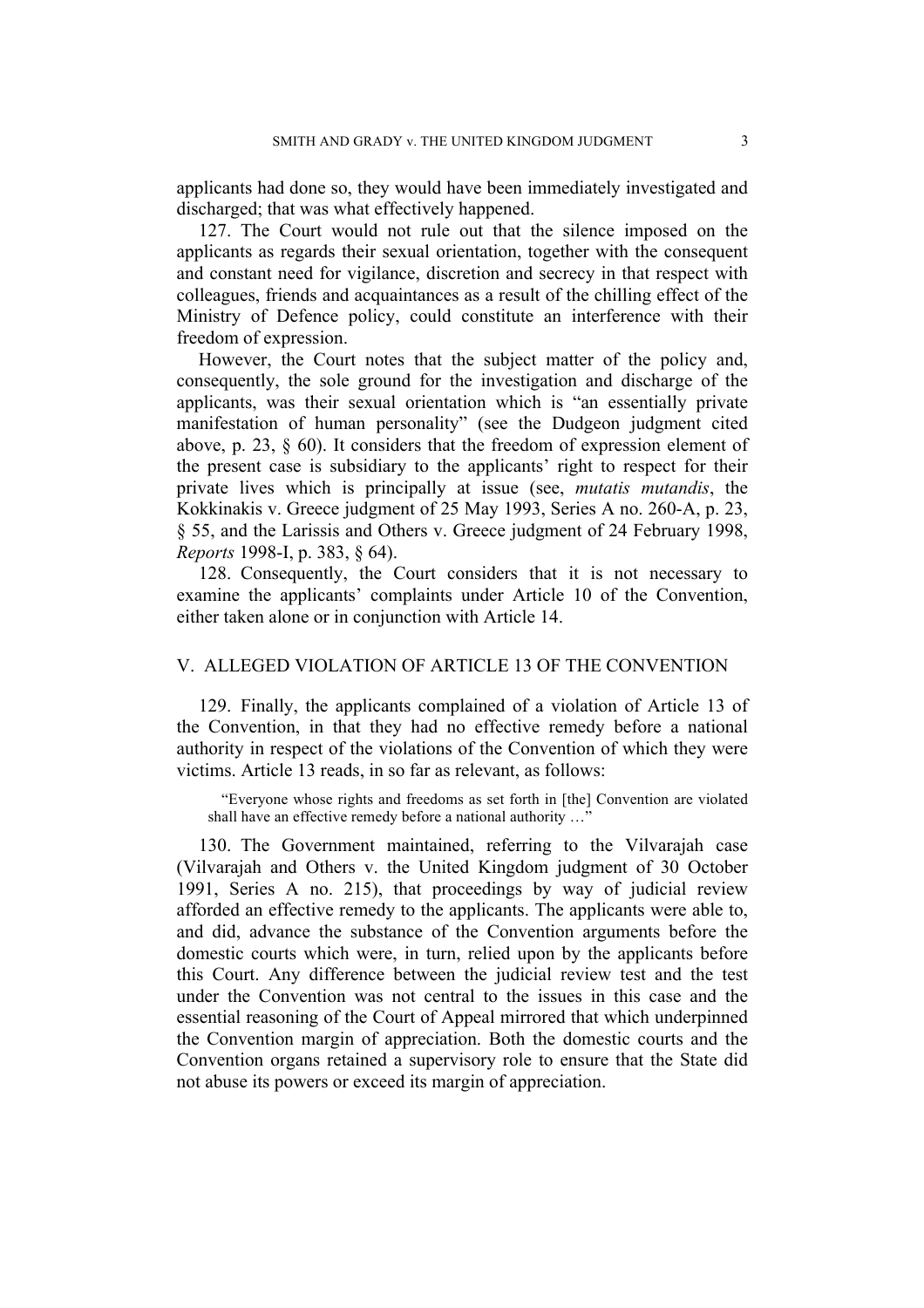applicants had done so, they would have been immediately investigated and discharged; that was what effectively happened.

127. The Court would not rule out that the silence imposed on the applicants as regards their sexual orientation, together with the consequent and constant need for vigilance, discretion and secrecy in that respect with colleagues, friends and acquaintances as a result of the chilling effect of the Ministry of Defence policy, could constitute an interference with their freedom of expression.

However, the Court notes that the subject matter of the policy and, consequently, the sole ground for the investigation and discharge of the applicants, was their sexual orientation which is "an essentially private manifestation of human personality" (see the Dudgeon judgment cited above, p. 23, § 60). It considers that the freedom of expression element of the present case is subsidiary to the applicants' right to respect for their private lives which is principally at issue (see, *mutatis mutandis*, the Kokkinakis v. Greece judgment of 25 May 1993, Series A no. 260-A, p. 23, § 55, and the Larissis and Others v. Greece judgment of 24 February 1998, *Reports* 1998-I, p. 383, § 64).

128. Consequently, the Court considers that it is not necessary to examine the applicants' complaints under Article 10 of the Convention, either taken alone or in conjunction with Article 14.

## V. ALLEGED VIOLATION OF ARTICLE 13 OF THE CONVENTION

129. Finally, the applicants complained of a violation of Article 13 of the Convention, in that they had no effective remedy before a national authority in respect of the violations of the Convention of which they were victims. Article 13 reads, in so far as relevant, as follows:

> "Everyone whose rights and freedoms as set forth in [the] Convention are violated shall have an effective remedy before a national authority …"

130. The Government maintained, referring to the Vilvarajah case (Vilvarajah and Others v. the United Kingdom judgment of 30 October 1991, Series A no. 215), that proceedings by way of judicial review afforded an effective remedy to the applicants. The applicants were able to, and did, advance the substance of the Convention arguments before the domestic courts which were, in turn, relied upon by the applicants before this Court. Any difference between the judicial review test and the test under the Convention was not central to the issues in this case and the essential reasoning of the Court of Appeal mirrored that which underpinned the Convention margin of appreciation. Both the domestic courts and the Convention organs retained a supervisory role to ensure that the State did not abuse its powers or exceed its margin of appreciation.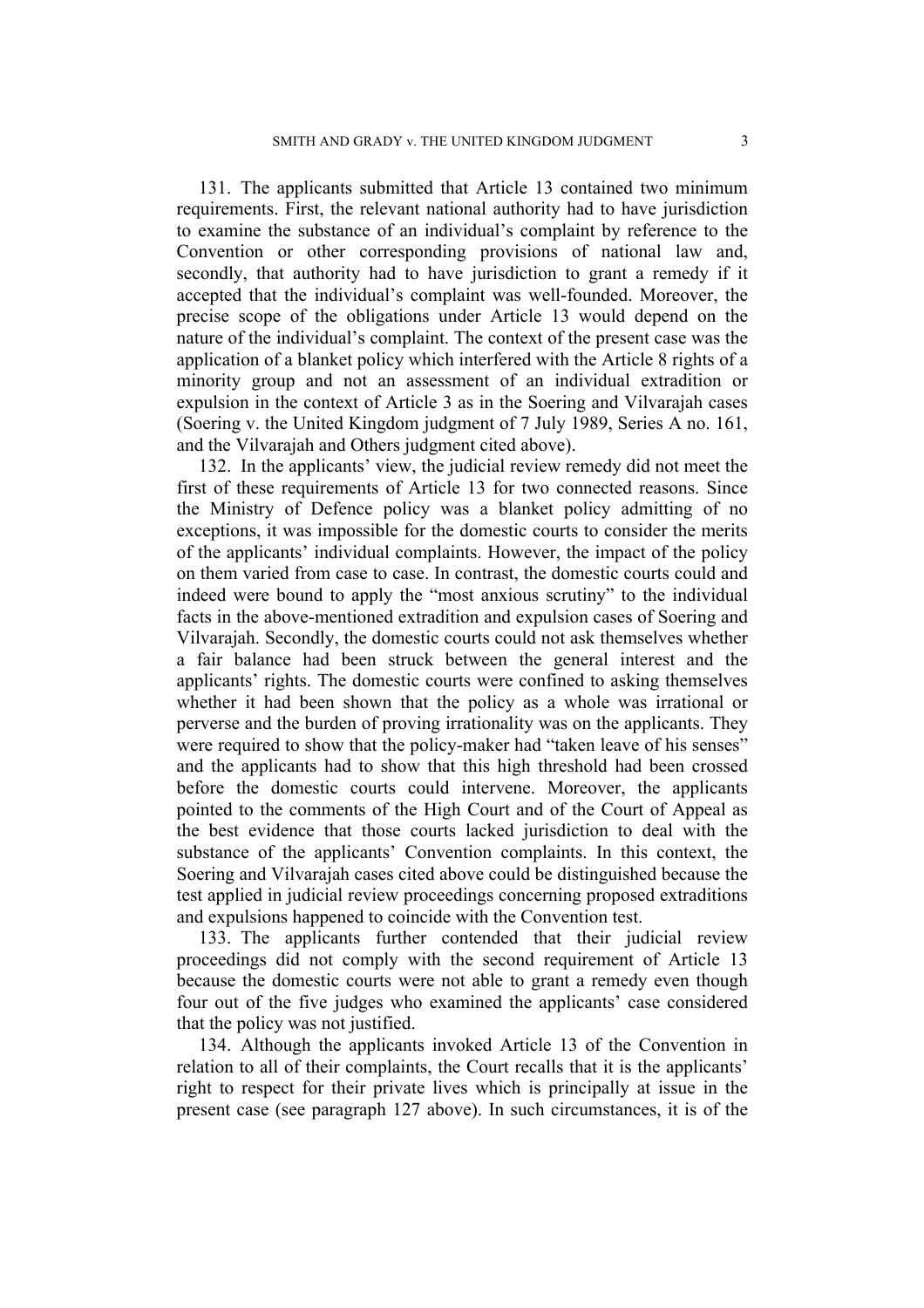131. The applicants submitted that Article 13 contained two minimum requirements. First, the relevant national authority had to have jurisdiction to examine the substance of an individual's complaint by reference to the Convention or other corresponding provisions of national law and, secondly, that authority had to have jurisdiction to grant a remedy if it accepted that the individual's complaint was well-founded. Moreover, the precise scope of the obligations under Article 13 would depend on the nature of the individual's complaint. The context of the present case was the application of a blanket policy which interfered with the Article 8 rights of a minority group and not an assessment of an individual extradition or expulsion in the context of Article 3 as in the Soering and Vilvarajah cases (Soering v. the United Kingdom judgment of 7 July 1989, Series A no. 161, and the Vilvarajah and Others judgment cited above).

132. In the applicants' view, the judicial review remedy did not meet the first of these requirements of Article 13 for two connected reasons. Since the Ministry of Defence policy was a blanket policy admitting of no exceptions, it was impossible for the domestic courts to consider the merits of the applicants' individual complaints. However, the impact of the policy on them varied from case to case. In contrast, the domestic courts could and indeed were bound to apply the "most anxious scrutiny" to the individual facts in the above-mentioned extradition and expulsion cases of Soering and Vilvarajah. Secondly, the domestic courts could not ask themselves whether a fair balance had been struck between the general interest and the applicants' rights. The domestic courts were confined to asking themselves whether it had been shown that the policy as a whole was irrational or perverse and the burden of proving irrationality was on the applicants. They were required to show that the policy-maker had "taken leave of his senses" and the applicants had to show that this high threshold had been crossed before the domestic courts could intervene. Moreover, the applicants pointed to the comments of the High Court and of the Court of Appeal as the best evidence that those courts lacked jurisdiction to deal with the substance of the applicants' Convention complaints. In this context, the Soering and Vilvarajah cases cited above could be distinguished because the test applied in judicial review proceedings concerning proposed extraditions and expulsions happened to coincide with the Convention test.

133. The applicants further contended that their judicial review proceedings did not comply with the second requirement of Article 13 because the domestic courts were not able to grant a remedy even though four out of the five judges who examined the applicants' case considered that the policy was not justified.

134. Although the applicants invoked Article 13 of the Convention in relation to all of their complaints, the Court recalls that it is the applicants' right to respect for their private lives which is principally at issue in the present case (see paragraph 127 above). In such circumstances, it is of the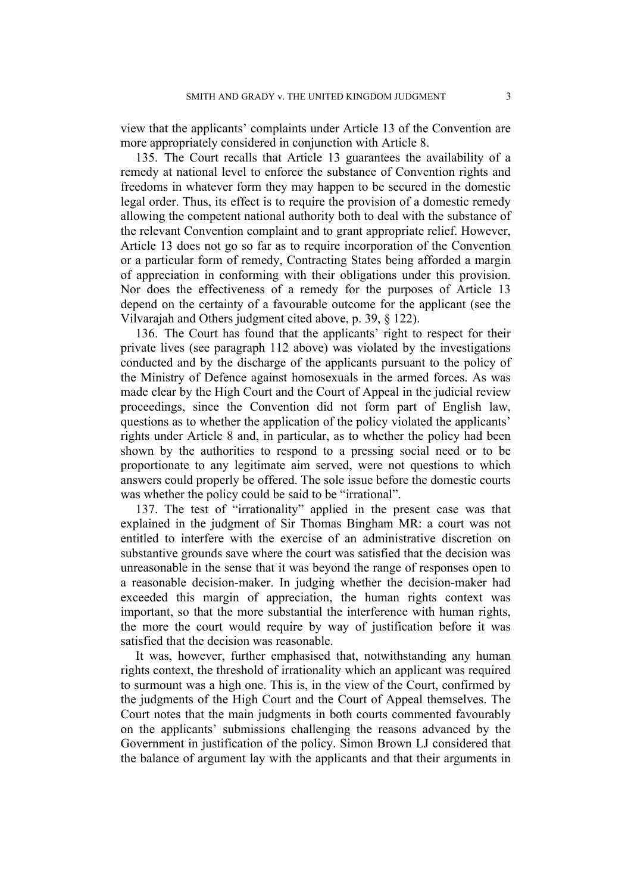view that the applicants' complaints under Article 13 of the Convention are more appropriately considered in conjunction with Article 8.

135. The Court recalls that Article 13 guarantees the availability of a remedy at national level to enforce the substance of Convention rights and freedoms in whatever form they may happen to be secured in the domestic legal order. Thus, its effect is to require the provision of a domestic remedy allowing the competent national authority both to deal with the substance of the relevant Convention complaint and to grant appropriate relief. However, Article 13 does not go so far as to require incorporation of the Convention or a particular form of remedy, Contracting States being afforded a margin of appreciation in conforming with their obligations under this provision. Nor does the effectiveness of a remedy for the purposes of Article 13 depend on the certainty of a favourable outcome for the applicant (see the Vilvarajah and Others judgment cited above, p. 39, § 122).

136. The Court has found that the applicants' right to respect for their private lives (see paragraph 112 above) was violated by the investigations conducted and by the discharge of the applicants pursuant to the policy of the Ministry of Defence against homosexuals in the armed forces. As was made clear by the High Court and the Court of Appeal in the judicial review proceedings, since the Convention did not form part of English law, questions as to whether the application of the policy violated the applicants' rights under Article 8 and, in particular, as to whether the policy had been shown by the authorities to respond to a pressing social need or to be proportionate to any legitimate aim served, were not questions to which answers could properly be offered. The sole issue before the domestic courts was whether the policy could be said to be "irrational".

137. The test of "irrationality" applied in the present case was that explained in the judgment of Sir Thomas Bingham MR: a court was not entitled to interfere with the exercise of an administrative discretion on substantive grounds save where the court was satisfied that the decision was unreasonable in the sense that it was beyond the range of responses open to a reasonable decision-maker. In judging whether the decision-maker had exceeded this margin of appreciation, the human rights context was important, so that the more substantial the interference with human rights, the more the court would require by way of justification before it was satisfied that the decision was reasonable.

It was, however, further emphasised that, notwithstanding any human rights context, the threshold of irrationality which an applicant was required to surmount was a high one. This is, in the view of the Court, confirmed by the judgments of the High Court and the Court of Appeal themselves. The Court notes that the main judgments in both courts commented favourably on the applicants' submissions challenging the reasons advanced by the Government in justification of the policy. Simon Brown LJ considered that the balance of argument lay with the applicants and that their arguments in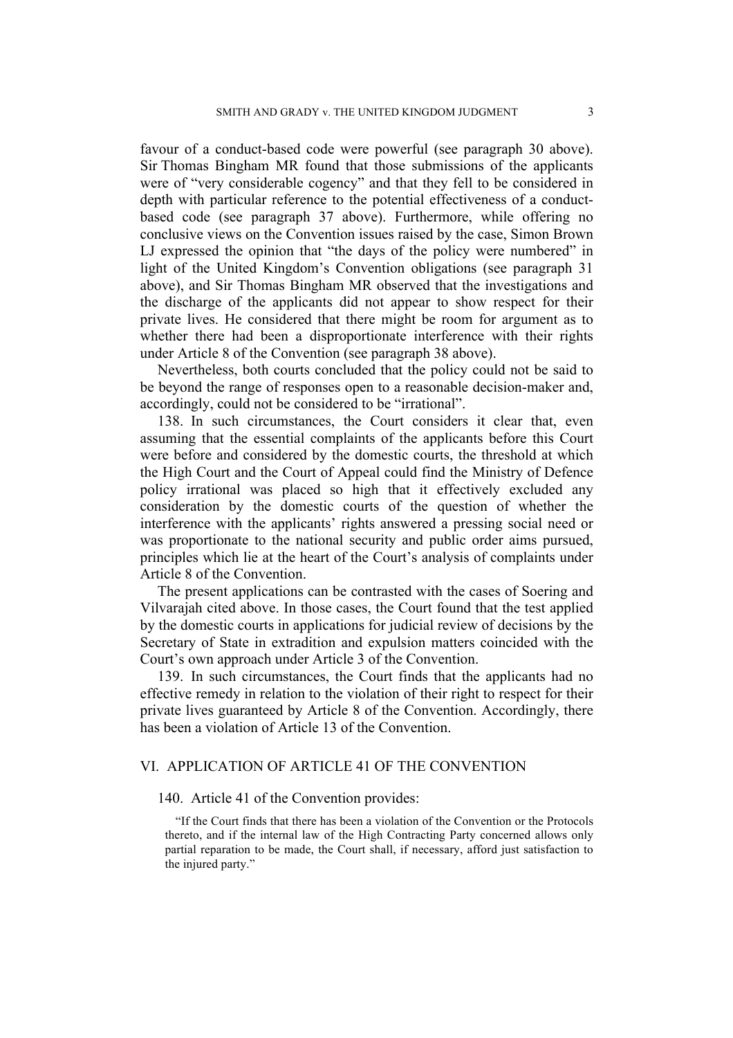favour of a conduct-based code were powerful (see paragraph 30 above). Sir Thomas Bingham MR found that those submissions of the applicants were of "very considerable cogency" and that they fell to be considered in depth with particular reference to the potential effectiveness of a conduct-based code (see paragraph 37 above). Furthermore, while offering no conclusive views on the Convention issues raised by the case, Simon Brown LJ expressed the opinion that "the days of the policy were numbered" in light of the United Kingdom's Convention obligations (see paragraph 31 above), and Sir Thomas Bingham MR observed that the investigations and the discharge of the applicants did not appear to show respect for their private lives. He considered that there might be room for argument as to whether there had been a disproportionate interference with their rights under Article 8 of the Convention (see paragraph 38 above).

Nevertheless, both courts concluded that the policy could not be said to be beyond the range of responses open to a reasonable decision-maker and, accordingly, could not be considered to be "irrational".

138. In such circumstances, the Court considers it clear that, even assuming that the essential complaints of the applicants before this Court were before and considered by the domestic courts, the threshold at which the High Court and the Court of Appeal could find the Ministry of Defence policy irrational was placed so high that it effectively excluded any consideration by the domestic courts of the question of whether the interference with the applicants' rights answered a pressing social need or was proportionate to the national security and public order aims pursued, principles which lie at the heart of the Court's analysis of complaints under Article 8 of the Convention.

The present applications can be contrasted with the cases of Soering and Vilvarajah cited above. In those cases, the Court found that the test applied by the domestic courts in applications for judicial review of decisions by the Secretary of State in extradition and expulsion matters coincided with the Court's own approach under Article 3 of the Convention.

139. In such circumstances, the Court finds that the applicants had no effective remedy in relation to the violation of their right to respect for their private lives guaranteed by Article 8 of the Convention. Accordingly, there has been a violation of Article 13 of the Convention.

## VI. APPLICATION OF ARTICLE 41 OF THE CONVENTION

140. Article 41 of the Convention provides:

> "If the Court finds that there has been a violation of the Convention or the Protocols thereto, and if the internal law of the High Contracting Party concerned allows only partial reparation to be made, the Court shall, if necessary, afford just satisfaction to the injured party."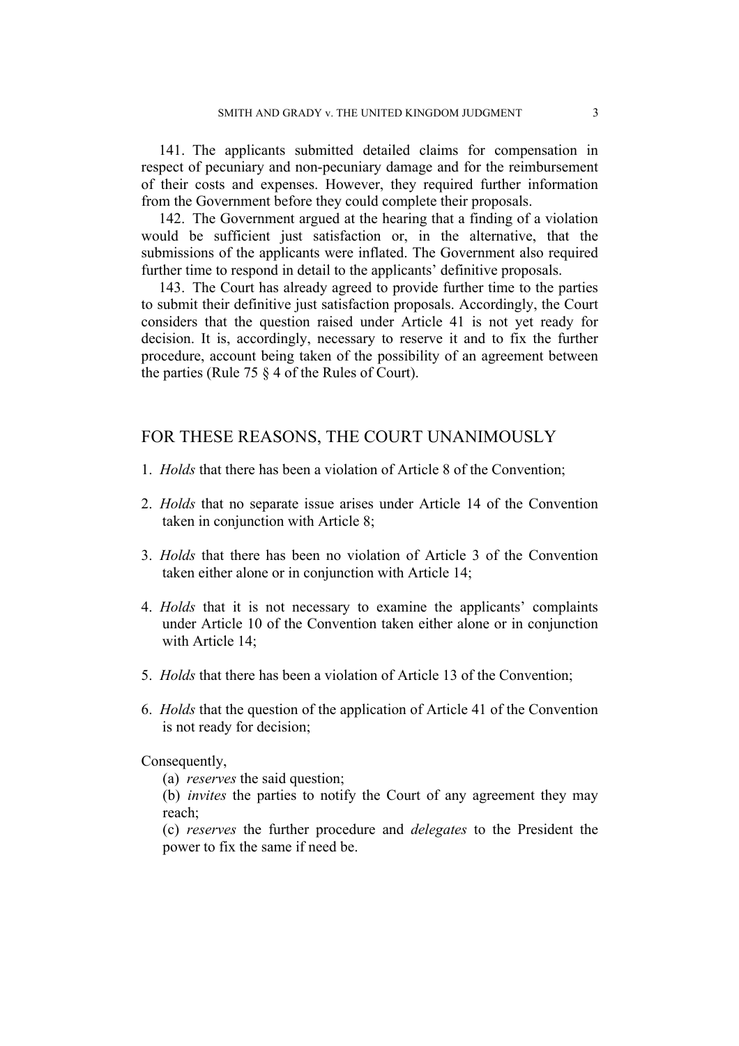141. The applicants submitted detailed claims for compensation in respect of pecuniary and non-pecuniary damage and for the reimbursement of their costs and expenses. However, they required further information from the Government before they could complete their proposals.

142. The Government argued at the hearing that a finding of a violation would be sufficient just satisfaction or, in the alternative, that the submissions of the applicants were inflated. The Government also required further time to respond in detail to the applicants' definitive proposals.

143. The Court has already agreed to provide further time to the parties to submit their definitive just satisfaction proposals. Accordingly, the Court considers that the question raised under Article 41 is not yet ready for decision. It is, accordingly, necessary to reserve it and to fix the further procedure, account being taken of the possibility of an agreement between the parties (Rule 75 § 4 of the Rules of Court).

## FOR THESE REASONS, THE COURT UNANIMOUSLY

1. *Holds* that there has been a violation of Article 8 of the Convention;

2. *Holds* that no separate issue arises under Article 14 of the Convention taken in conjunction with Article 8;

3. *Holds* that there has been no violation of Article 3 of the Convention taken either alone or in conjunction with Article 14;

4. *Holds* that it is not necessary to examine the applicants' complaints under Article 10 of the Convention taken either alone or in conjunction with Article 14;

5. *Holds* that there has been a violation of Article 13 of the Convention;

6. *Holds* that the question of the application of Article 41 of the Convention is not ready for decision;

Consequently,

(a) *reserves* the said question;

(b) *invites* the parties to notify the Court of any agreement they may reach;

(c) *reserves* the further procedure and *delegates* to the President the power to fix the same if need be.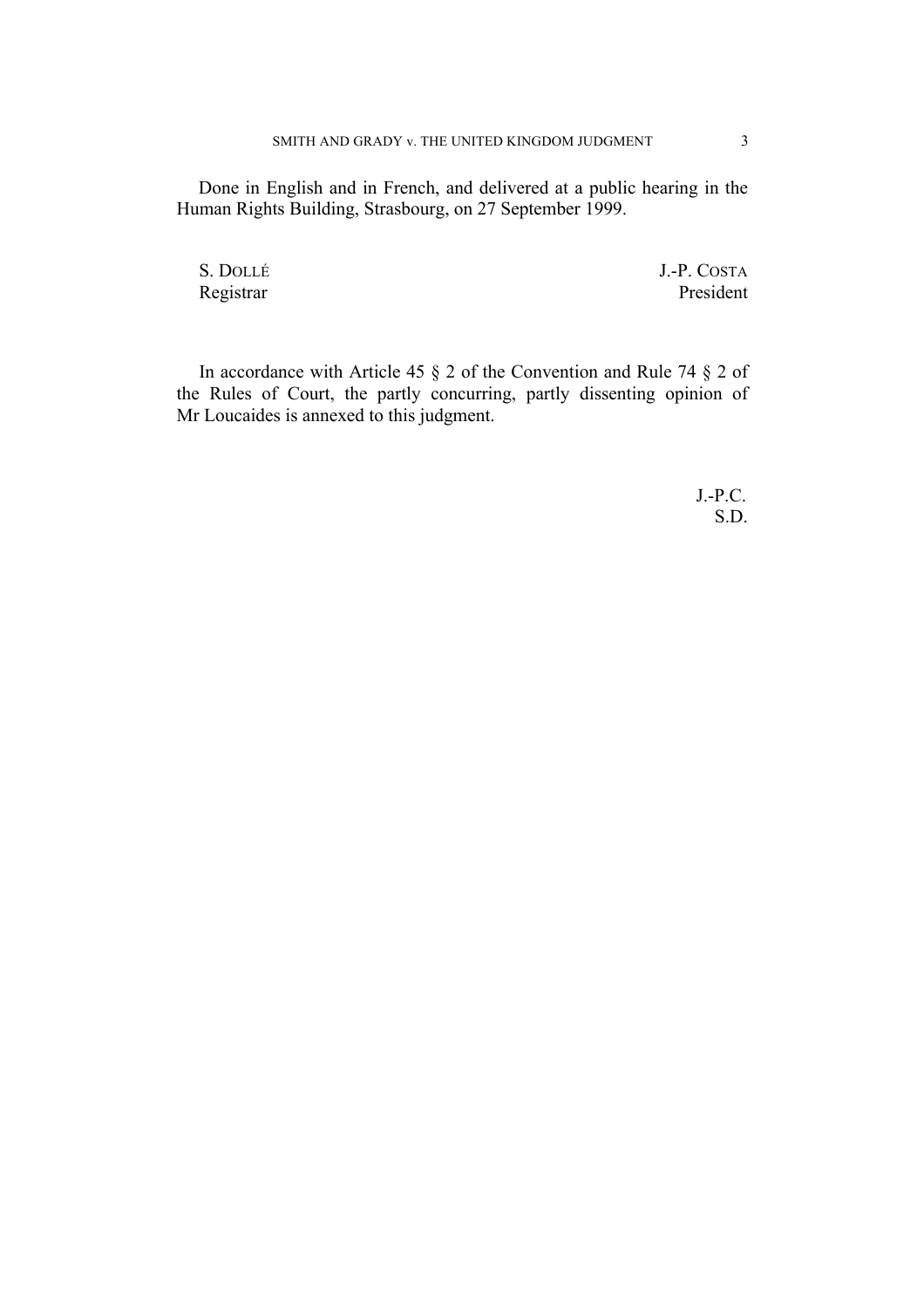Done in English and in French, and delivered at a public hearing in the Human Rights Building, Strasbourg, on 27 September 1999.

S. DOLLÉ
Registrar

J.-P. COSTA
President

In accordance with Article 45 § 2 of the Convention and Rule 74 § 2 of the Rules of Court, the partly concurring, partly dissenting opinion of Mr Loucaides is annexed to this judgment.

J.-P.C.
S.D.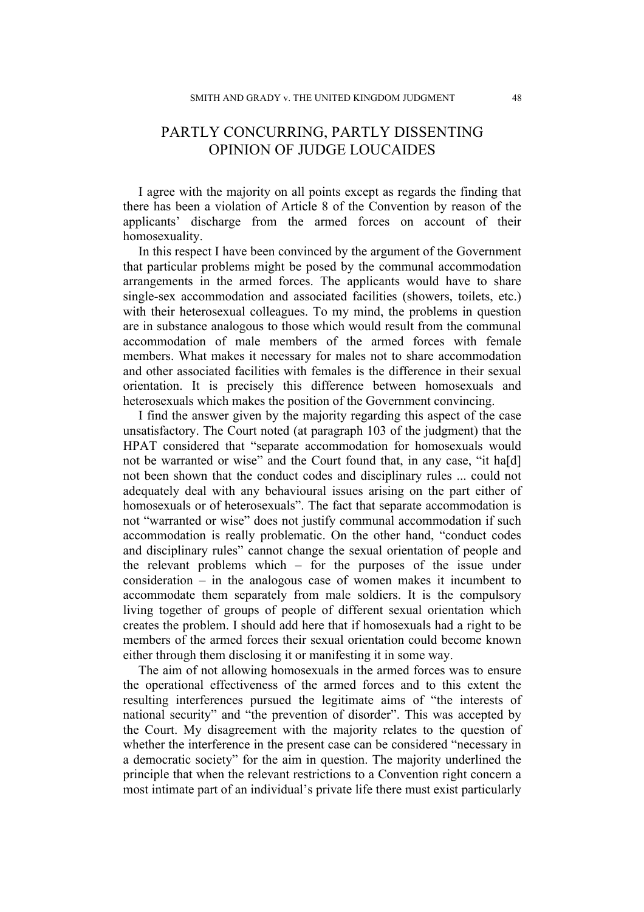# PARTLY CONCURRING, PARTLY DISSENTING OPINION OF JUDGE LOUCAIDES

I agree with the majority on all points except as regards the finding that there has been a violation of Article 8 of the Convention by reason of the applicants' discharge from the armed forces on account of their homosexuality.

In this respect I have been convinced by the argument of the Government that particular problems might be posed by the communal accommodation arrangements in the armed forces. The applicants would have to share single-sex accommodation and associated facilities (showers, toilets, etc.) with their heterosexual colleagues. To my mind, the problems in question are in substance analogous to those which would result from the communal accommodation of male members of the armed forces with female members. What makes it necessary for males not to share accommodation and other associated facilities with females is the difference in their sexual orientation. It is precisely this difference between homosexuals and heterosexuals which makes the position of the Government convincing.

I find the answer given by the majority regarding this aspect of the case unsatisfactory. The Court noted (at paragraph 103 of the judgment) that the HPAT considered that "separate accommodation for homosexuals would not be warranted or wise" and the Court found that, in any case, "it ha[d] not been shown that the conduct codes and disciplinary rules ... could not adequately deal with any behavioural issues arising on the part either of homosexuals or of heterosexuals". The fact that separate accommodation is not "warranted or wise" does not justify communal accommodation if such accommodation is really problematic. On the other hand, "conduct codes and disciplinary rules" cannot change the sexual orientation of people and the relevant problems which – for the purposes of the issue under consideration – in the analogous case of women makes it incumbent to accommodate them separately from male soldiers. It is the compulsory living together of groups of people of different sexual orientation which creates the problem. I should add here that if homosexuals had a right to be members of the armed forces their sexual orientation could become known either through them disclosing it or manifesting it in some way.

The aim of not allowing homosexuals in the armed forces was to ensure the operational effectiveness of the armed forces and to this extent the resulting interferences pursued the legitimate aims of "the interests of national security" and "the prevention of disorder". This was accepted by the Court. My disagreement with the majority relates to the question of whether the interference in the present case can be considered "necessary in a democratic society" for the aim in question. The majority underlined the principle that when the relevant restrictions to a Convention right concern a most intimate part of an individual's private life there must exist particularly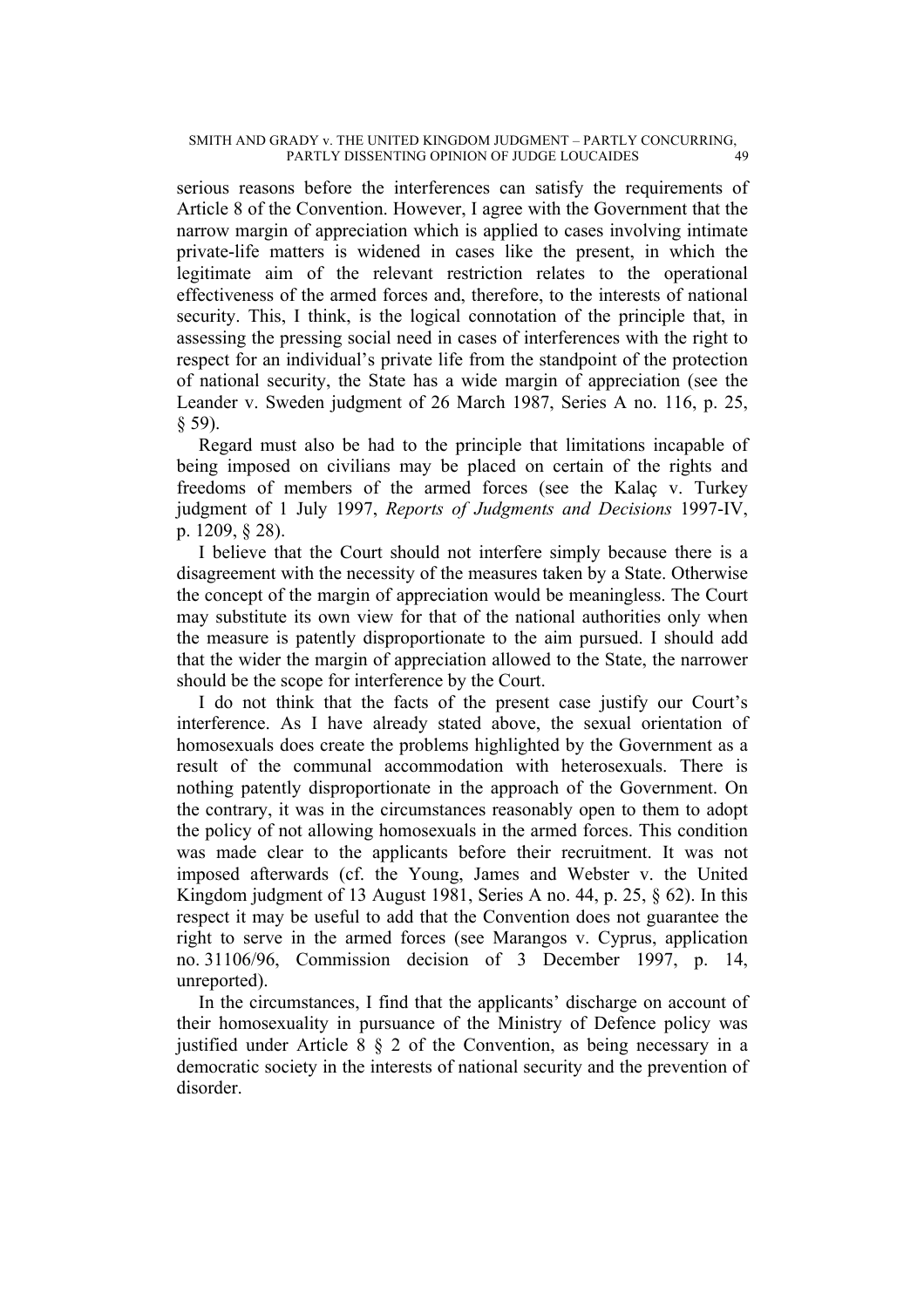serious reasons before the interferences can satisfy the requirements of Article 8 of the Convention. However, I agree with the Government that the narrow margin of appreciation which is applied to cases involving intimate private-life matters is widened in cases like the present, in which the legitimate aim of the relevant restriction relates to the operational effectiveness of the armed forces and, therefore, to the interests of national security. This, I think, is the logical connotation of the principle that, in assessing the pressing social need in cases of interferences with the right to respect for an individual's private life from the standpoint of the protection of national security, the State has a wide margin of appreciation (see the Leander v. Sweden judgment of 26 March 1987, Series A no. 116, p. 25, § 59).

Regard must also be had to the principle that limitations incapable of being imposed on civilians may be placed on certain of the rights and freedoms of members of the armed forces (see the Kalaç v. Turkey judgment of 1 July 1997, *Reports of Judgments and Decisions* 1997-IV, p. 1209, § 28).

I believe that the Court should not interfere simply because there is a disagreement with the necessity of the measures taken by a State. Otherwise the concept of the margin of appreciation would be meaningless. The Court may substitute its own view for that of the national authorities only when the measure is patently disproportionate to the aim pursued. I should add that the wider the margin of appreciation allowed to the State, the narrower should be the scope for interference by the Court.

I do not think that the facts of the present case justify our Court's interference. As I have already stated above, the sexual orientation of homosexuals does create the problems highlighted by the Government as a result of the communal accommodation with heterosexuals. There is nothing patently disproportionate in the approach of the Government. On the contrary, it was in the circumstances reasonably open to them to adopt the policy of not allowing homosexuals in the armed forces. This condition was made clear to the applicants before their recruitment. It was not imposed afterwards (cf. the Young, James and Webster v. the United Kingdom judgment of 13 August 1981, Series A no. 44, p. 25, § 62). In this respect it may be useful to add that the Convention does not guarantee the right to serve in the armed forces (see Marangos v. Cyprus, application no. 31106/96, Commission decision of 3 December 1997, p. 14, unreported).

In the circumstances, I find that the applicants' discharge on account of their homosexuality in pursuance of the Ministry of Defence policy was justified under Article 8 § 2 of the Convention, as being necessary in a democratic society in the interests of national security and the prevention of disorder.